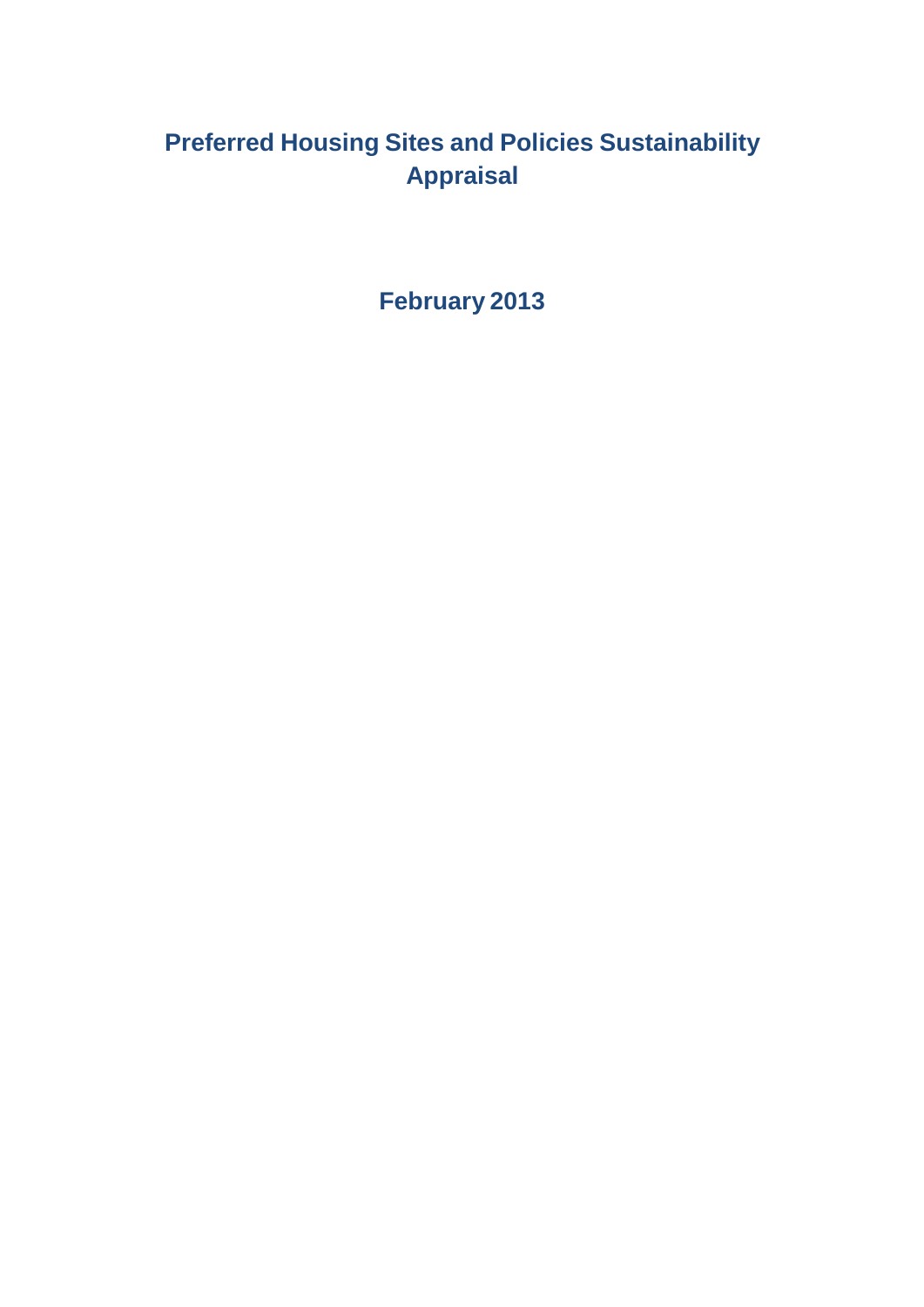# Preferred Housing Sites and Policies Sustainability Appraisal

## February 2013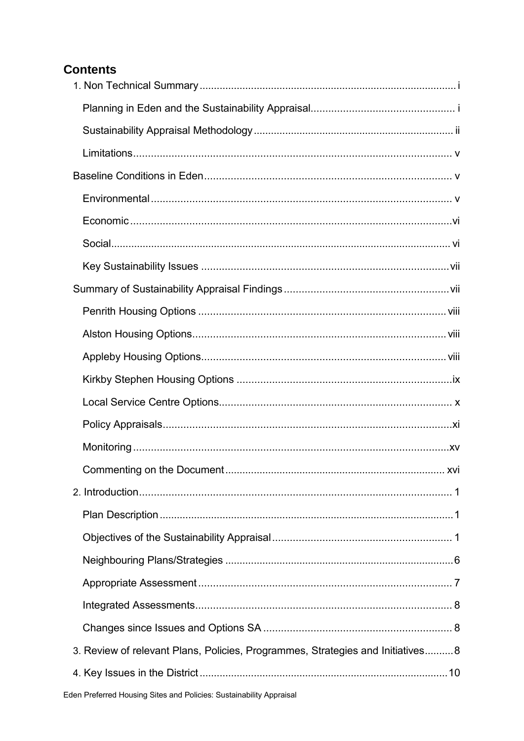## Contents

1. Non Technical Summary ..... i
   - Planning in Eden and the Sustainability Appraisal ..... i
   - Sustainability Appraisal Methodology ..... ii
   - Limitations ..... v
   
   Baseline Conditions in Eden ..... v
   - Environmental ..... v
   - Economic ..... vi
   - Social ..... vi
   - Key Sustainability Issues ..... vii
   
   Summary of Sustainability Appraisal Findings ..... vii
   - Penrith Housing Options ..... viii
   - Alston Housing Options ..... viii
   - Appleby Housing Options ..... viii
   - Kirkby Stephen Housing Options ..... ix
   - Local Service Centre Options ..... x
   - Policy Appraisals ..... xi
   - Monitoring ..... xv
   - Commenting on the Document ..... xvi
2. Introduction ..... 1
   - Plan Description ..... 1
   - Objectives of the Sustainability Appraisal ..... 1
   - Neighbouring Plans/Strategies ..... 6
   - Appropriate Assessment ..... 7
   - Integrated Assessments ..... 8
   - Changes since Issues and Options SA ..... 8
3. Review of relevant Plans, Policies, Programmes, Strategies and Initiatives ..... 8
4. Key Issues in the District ..... 10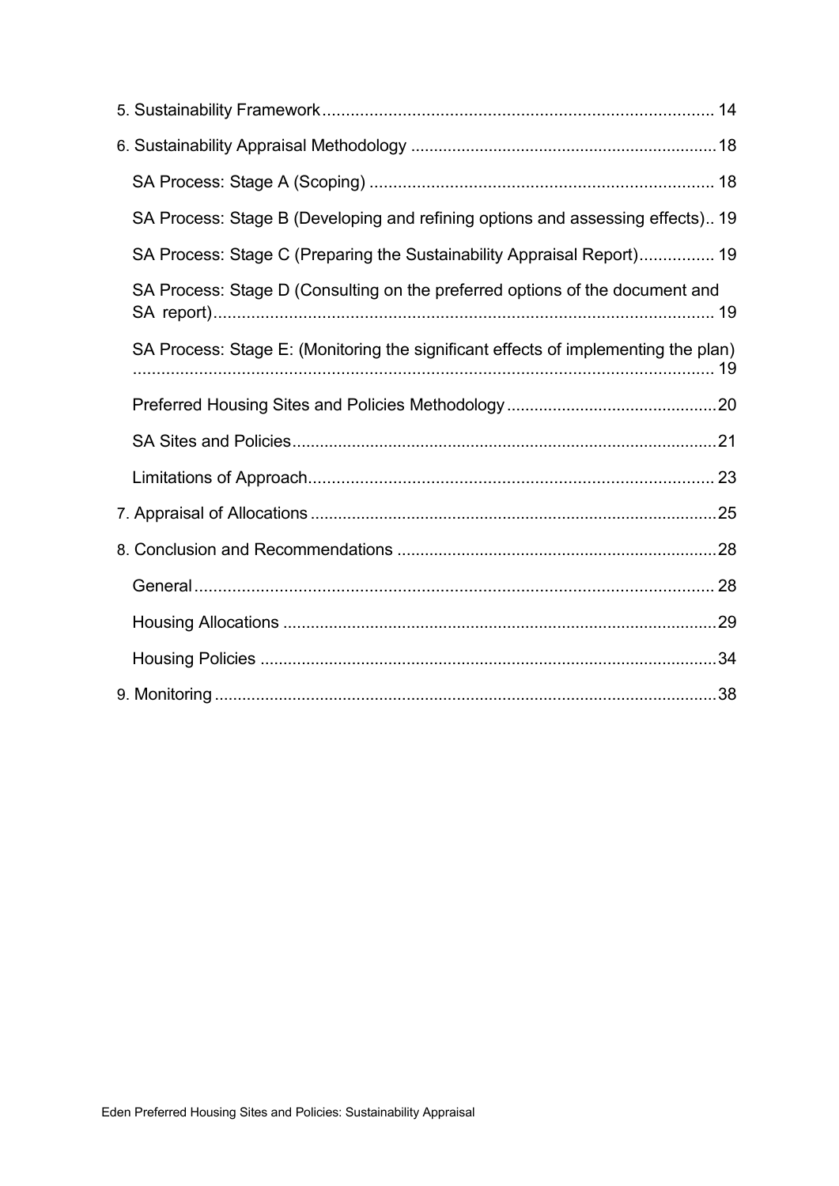5. Sustainability Framework .................................................................................... 14

6. Sustainability Appraisal Methodology .................................................................. 18

   SA Process: Stage A (Scoping) ......................................................................... 18

   SA Process: Stage B (Developing and refining options and assessing effects).. 19

   SA Process: Stage C (Preparing the Sustainability Appraisal Report)................ 19

   SA Process: Stage D (Consulting on the preferred options of the document and SA report)........................................................................................................... 19

   SA Process: Stage E: (Monitoring the significant effects of implementing the plan) ........................................................................................................................... 19

   Preferred Housing Sites and Policies Methodology ............................................. 20

   SA Sites and Policies........................................................................................... 21

   Limitations of Approach....................................................................................... 23

7. Appraisal of Allocations ........................................................................................ 25

8. Conclusion and Recommendations ..................................................................... 28

   General ............................................................................................................... 28

   Housing Allocations ............................................................................................. 29

   Housing Policies .................................................................................................. 34

9. Monitoring ............................................................................................................ 38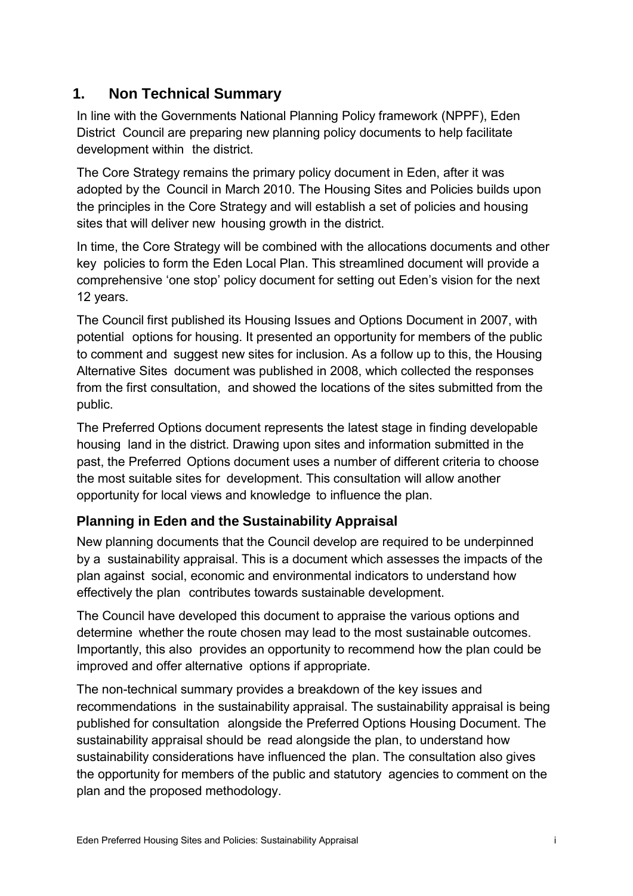# 1. Non Technical Summary

In line with the Governments National Planning Policy framework (NPPF), Eden District Council are preparing new planning policy documents to help facilitate development within the district.

The Core Strategy remains the primary policy document in Eden, after it was adopted by the Council in March 2010. The Housing Sites and Policies builds upon the principles in the Core Strategy and will establish a set of policies and housing sites that will deliver new housing growth in the district.

In time, the Core Strategy will be combined with the allocations documents and other key policies to form the Eden Local Plan. This streamlined document will provide a comprehensive 'one stop' policy document for setting out Eden's vision for the next 12 years.

The Council first published its Housing Issues and Options Document in 2007, with potential options for housing. It presented an opportunity for members of the public to comment and suggest new sites for inclusion. As a follow up to this, the Housing Alternative Sites document was published in 2008, which collected the responses from the first consultation, and showed the locations of the sites submitted from the public.

The Preferred Options document represents the latest stage in finding developable housing land in the district. Drawing upon sites and information submitted in the past, the Preferred Options document uses a number of different criteria to choose the most suitable sites for development. This consultation will allow another opportunity for local views and knowledge to influence the plan.

## Planning in Eden and the Sustainability Appraisal

New planning documents that the Council develop are required to be underpinned by a sustainability appraisal. This is a document which assesses the impacts of the plan against social, economic and environmental indicators to understand how effectively the plan contributes towards sustainable development.

The Council have developed this document to appraise the various options and determine whether the route chosen may lead to the most sustainable outcomes. Importantly, this also provides an opportunity to recommend how the plan could be improved and offer alternative options if appropriate.

The non-technical summary provides a breakdown of the key issues and recommendations in the sustainability appraisal. The sustainability appraisal is being published for consultation alongside the Preferred Options Housing Document. The sustainability appraisal should be read alongside the plan, to understand how sustainability considerations have influenced the plan. The consultation also gives the opportunity for members of the public and statutory agencies to comment on the plan and the proposed methodology.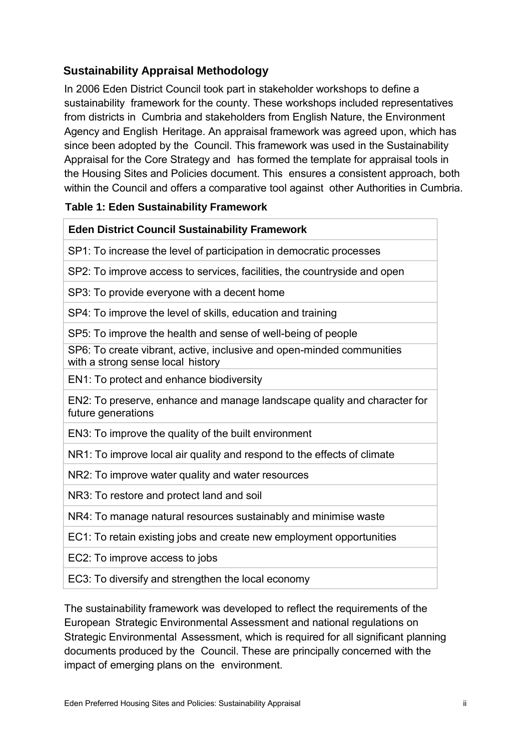## Sustainability Appraisal Methodology

In 2006 Eden District Council took part in stakeholder workshops to define a sustainability framework for the county. These workshops included representatives from districts in Cumbria and stakeholders from English Nature, the Environment Agency and English Heritage. An appraisal framework was agreed upon, which has since been adopted by the Council. This framework was used in the Sustainability Appraisal for the Core Strategy and has formed the template for appraisal tools in the Housing Sites and Policies document. This ensures a consistent approach, both within the Council and offers a comparative tool against other Authorities in Cumbria.

**Table 1: Eden Sustainability Framework**

| Eden District Council Sustainability Framework |
|---|
| SP1: To increase the level of participation in democratic processes |
| SP2: To improve access to services, facilities, the countryside and open |
| SP3: To provide everyone with a decent home |
| SP4: To improve the level of skills, education and training |
| SP5: To improve the health and sense of well-being of people |
| SP6: To create vibrant, active, inclusive and open-minded communities with a strong sense local history |
| EN1: To protect and enhance biodiversity |
| EN2: To preserve, enhance and manage landscape quality and character for future generations |
| EN3: To improve the quality of the built environment |
| NR1: To improve local air quality and respond to the effects of climate |
| NR2: To improve water quality and water resources |
| NR3: To restore and protect land and soil |
| NR4: To manage natural resources sustainably and minimise waste |
| EC1: To retain existing jobs and create new employment opportunities |
| EC2: To improve access to jobs |
| EC3: To diversify and strengthen the local economy |

The sustainability framework was developed to reflect the requirements of the European Strategic Environmental Assessment and national regulations on Strategic Environmental Assessment, which is required for all significant planning documents produced by the Council. These are principally concerned with the impact of emerging plans on the environment.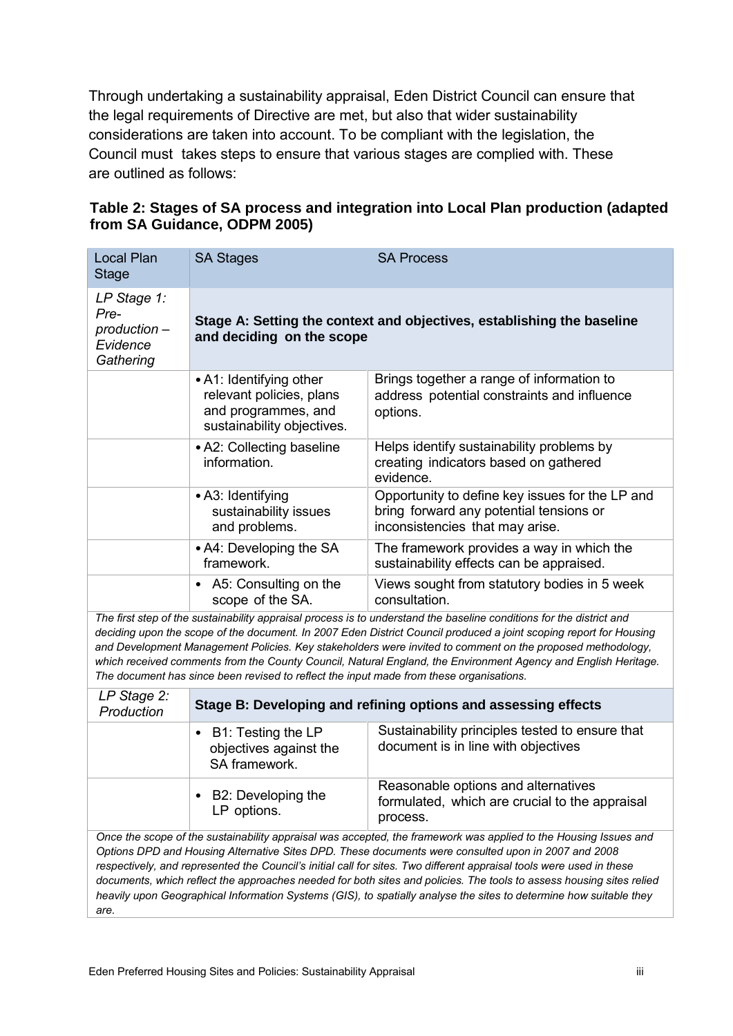Through undertaking a sustainability appraisal, Eden District Council can ensure that the legal requirements of Directive are met, but also that wider sustainability considerations are taken into account. To be compliant with the legislation, the Council must takes steps to ensure that various stages are complied with. These are outlined as follows:

**Table 2: Stages of SA process and integration into Local Plan production (adapted from SA Guidance, ODPM 2005)**

| Local Plan Stage | SA Stages | SA Process |
|---|---|---|
| *LP Stage 1: Pre-production – Evidence Gathering* | **Stage A: Setting the context and objectives, establishing the baseline and deciding on the scope** | |
| | • A1: Identifying other relevant policies, plans and programmes, and sustainability objectives. | Brings together a range of information to address potential constraints and influence options. |
| | • A2: Collecting baseline information. | Helps identify sustainability problems by creating indicators based on gathered evidence. |
| | • A3: Identifying sustainability issues and problems. | Opportunity to define key issues for the LP and bring forward any potential tensions or inconsistencies that may arise. |
| | • A4: Developing the SA framework. | The framework provides a way in which the sustainability effects can be appraised. |
| | • A5: Consulting on the scope of the SA. | Views sought from statutory bodies in 5 week consultation. |
| *The first step of the sustainability appraisal process is to understand the baseline conditions for the district and deciding upon the scope of the document. In 2007 Eden District Council produced a joint scoping report for Housing and Development Management Policies. Key stakeholders were invited to comment on the proposed methodology, which received comments from the County Council, Natural England, the Environment Agency and English Heritage. The document has since been revised to reflect the input made from these organisations.* | | |
| *LP Stage 2: Production* | **Stage B: Developing and refining options and assessing effects** | |
| | • B1: Testing the LP objectives against the SA framework. | Sustainability principles tested to ensure that document is in line with objectives |
| | • B2: Developing the LP options. | Reasonable options and alternatives formulated, which are crucial to the appraisal process. |
| *Once the scope of the sustainability appraisal was accepted, the framework was applied to the Housing Issues and Options DPD and Housing Alternative Sites DPD. These documents were consulted upon in 2007 and 2008 respectively, and represented the Council's initial call for sites. Two different appraisal tools were used in these documents, which reflect the approaches needed for both sites and policies. The tools to assess housing sites relied heavily upon Geographical Information Systems (GIS), to spatially analyse the sites to determine how suitable they are.* | | |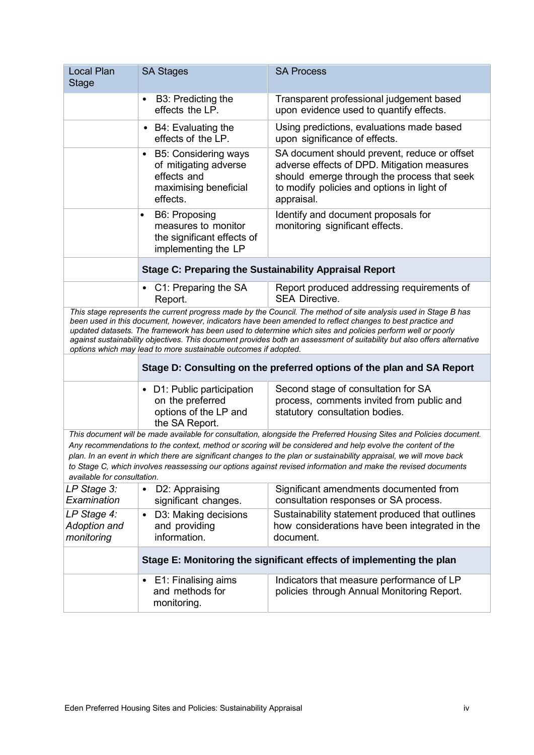| Local Plan Stage | SA Stages | SA Process |
|---|---|---|
| | • B3: Predicting the effects the LP. | Transparent professional judgement based upon evidence used to quantify effects. |
| | • B4: Evaluating the effects of the LP. | Using predictions, evaluations made based upon significance of effects. |
| | • B5: Considering ways of mitigating adverse effects and maximising beneficial effects. | SA document should prevent, reduce or offset adverse effects of DPD. Mitigation measures should emerge through the process that seek to modify policies and options in light of appraisal. |
| | • B6: Proposing measures to monitor the significant effects of implementing the LP | Identify and document proposals for monitoring significant effects. |
| | **Stage C: Preparing the Sustainability Appraisal Report** | |
| | • C1: Preparing the SA Report. | Report produced addressing requirements of SEA Directive. |
| *This stage represents the current progress made by the Council. The method of site analysis used in Stage B has been used in this document, however, indicators have been amended to reflect changes to best practice and updated datasets. The framework has been used to determine which sites and policies perform well or poorly against sustainability objectives. This document provides both an assessment of suitability but also offers alternative options which may lead to more sustainable outcomes if adopted.* | | |
| | **Stage D: Consulting on the preferred options of the plan and SA Report** | |
| | • D1: Public participation on the preferred options of the LP and the SA Report. | Second stage of consultation for SA process, comments invited from public and statutory consultation bodies. |
| *This document will be made available for consultation, alongside the Preferred Housing Sites and Policies document. Any recommendations to the context, method or scoring will be considered and help evolve the content of the plan. In an event in which there are significant changes to the plan or sustainability appraisal, we will move back to Stage C, which involves reassessing our options against revised information and make the revised documents available for consultation.* | | |
| *LP Stage 3: Examination* | • D2: Appraising significant changes. | Significant amendments documented from consultation responses or SA process. |
| *LP Stage 4: Adoption and monitoring* | • D3: Making decisions and providing information. | Sustainability statement produced that outlines how considerations have been integrated in the document. |
| | **Stage E: Monitoring the significant effects of implementing the plan** | |
| | • E1: Finalising aims and methods for monitoring. | Indicators that measure performance of LP policies through Annual Monitoring Report. |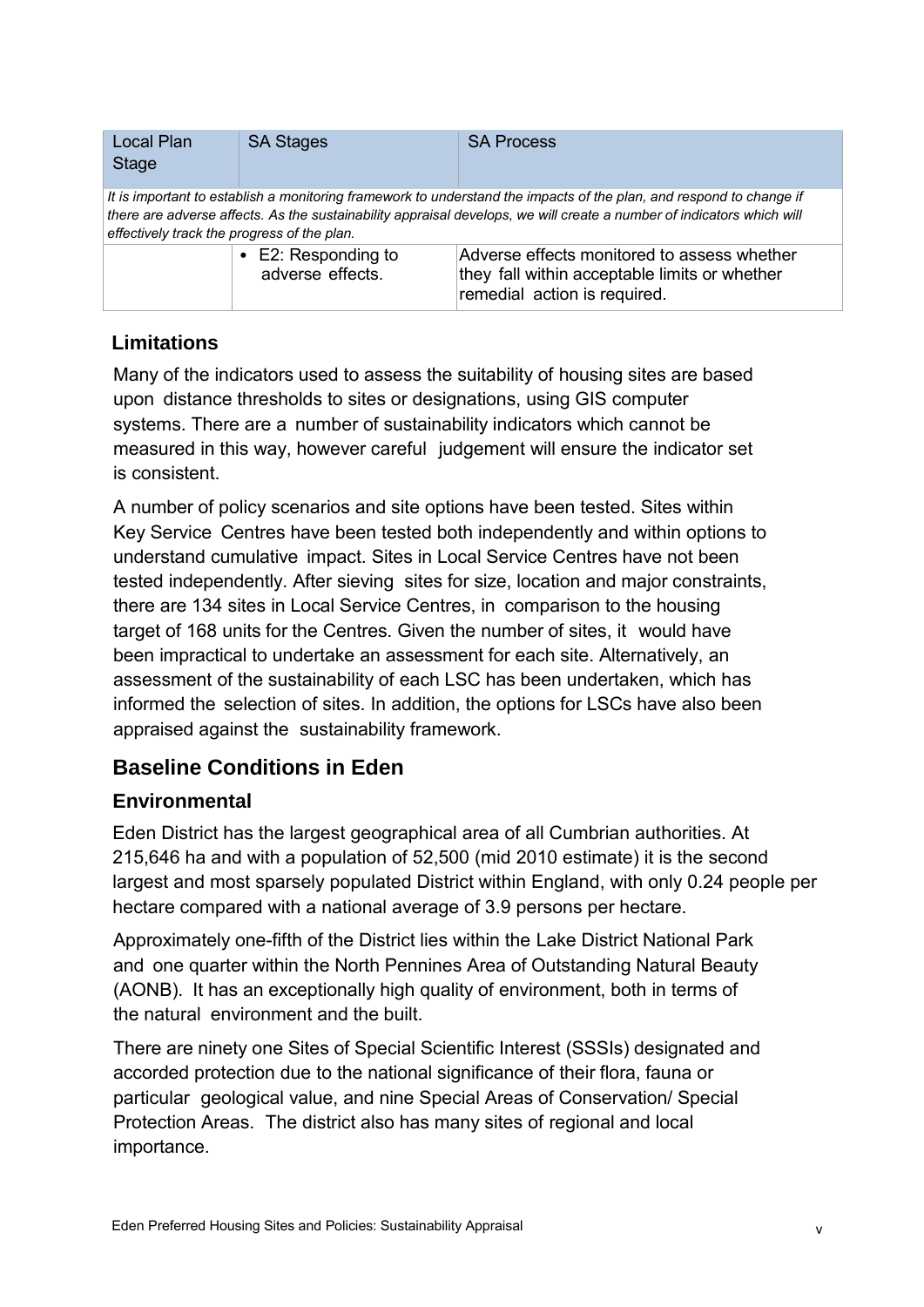| Local Plan Stage | SA Stages | SA Process |
|---|---|---|
| *It is important to establish a monitoring framework to understand the impacts of the plan, and respond to change if there are adverse affects. As the sustainability appraisal develops, we will create a number of indicators which will effectively track the progress of the plan.* | | |
| | • E2: Responding to adverse effects. | Adverse effects monitored to assess whether they fall within acceptable limits or whether remedial action is required. |

### Limitations

Many of the indicators used to assess the suitability of housing sites are based upon distance thresholds to sites or designations, using GIS computer systems. There are a number of sustainability indicators which cannot be measured in this way, however careful judgement will ensure the indicator set is consistent.

A number of policy scenarios and site options have been tested. Sites within Key Service Centres have been tested both independently and within options to understand cumulative impact. Sites in Local Service Centres have not been tested independently. After sieving sites for size, location and major constraints, there are 134 sites in Local Service Centres, in comparison to the housing target of 168 units for the Centres. Given the number of sites, it would have been impractical to undertake an assessment for each site. Alternatively, an assessment of the sustainability of each LSC has been undertaken, which has informed the selection of sites. In addition, the options for LSCs have also been appraised against the sustainability framework.

## Baseline Conditions in Eden

### Environmental

Eden District has the largest geographical area of all Cumbrian authorities. At 215,646 ha and with a population of 52,500 (mid 2010 estimate) it is the second largest and most sparsely populated District within England, with only 0.24 people per hectare compared with a national average of 3.9 persons per hectare.

Approximately one-fifth of the District lies within the Lake District National Park and one quarter within the North Pennines Area of Outstanding Natural Beauty (AONB). It has an exceptionally high quality of environment, both in terms of the natural environment and the built.

There are ninety one Sites of Special Scientific Interest (SSSIs) designated and accorded protection due to the national significance of their flora, fauna or particular geological value, and nine Special Areas of Conservation/ Special Protection Areas. The district also has many sites of regional and local importance.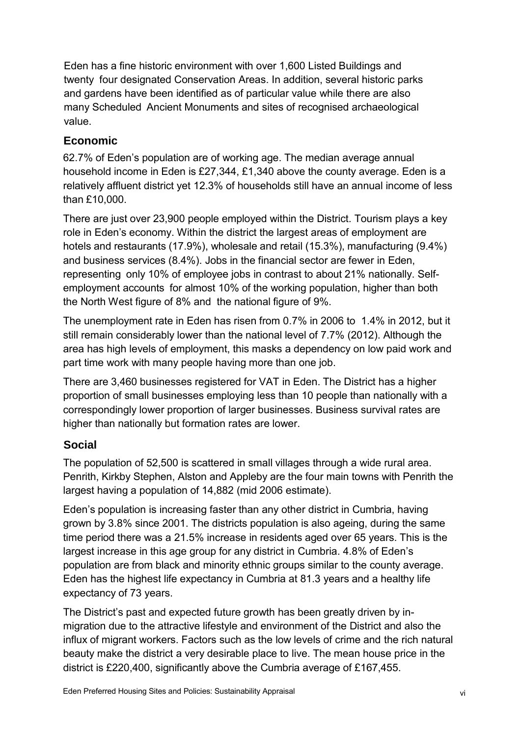Eden has a fine historic environment with over 1,600 Listed Buildings and twenty four designated Conservation Areas. In addition, several historic parks and gardens have been identified as of particular value while there are also many Scheduled Ancient Monuments and sites of recognised archaeological value.

## Economic

62.7% of Eden's population are of working age. The median average annual household income in Eden is £27,344, £1,340 above the county average. Eden is a relatively affluent district yet 12.3% of households still have an annual income of less than £10,000.

There are just over 23,900 people employed within the District. Tourism plays a key role in Eden's economy. Within the district the largest areas of employment are hotels and restaurants (17.9%), wholesale and retail (15.3%), manufacturing (9.4%) and business services (8.4%). Jobs in the financial sector are fewer in Eden, representing only 10% of employee jobs in contrast to about 21% nationally. Self-employment accounts for almost 10% of the working population, higher than both the North West figure of 8% and the national figure of 9%.

The unemployment rate in Eden has risen from 0.7% in 2006 to 1.4% in 2012, but it still remain considerably lower than the national level of 7.7% (2012). Although the area has high levels of employment, this masks a dependency on low paid work and part time work with many people having more than one job.

There are 3,460 businesses registered for VAT in Eden. The District has a higher proportion of small businesses employing less than 10 people than nationally with a correspondingly lower proportion of larger businesses. Business survival rates are higher than nationally but formation rates are lower.

## Social

The population of 52,500 is scattered in small villages through a wide rural area. Penrith, Kirkby Stephen, Alston and Appleby are the four main towns with Penrith the largest having a population of 14,882 (mid 2006 estimate).

Eden's population is increasing faster than any other district in Cumbria, having grown by 3.8% since 2001. The districts population is also ageing, during the same time period there was a 21.5% increase in residents aged over 65 years. This is the largest increase in this age group for any district in Cumbria. 4.8% of Eden's population are from black and minority ethnic groups similar to the county average. Eden has the highest life expectancy in Cumbria at 81.3 years and a healthy life expectancy of 73 years.

The District's past and expected future growth has been greatly driven by in-migration due to the attractive lifestyle and environment of the District and also the influx of migrant workers. Factors such as the low levels of crime and the rich natural beauty make the district a very desirable place to live. The mean house price in the district is £220,400, significantly above the Cumbria average of £167,455.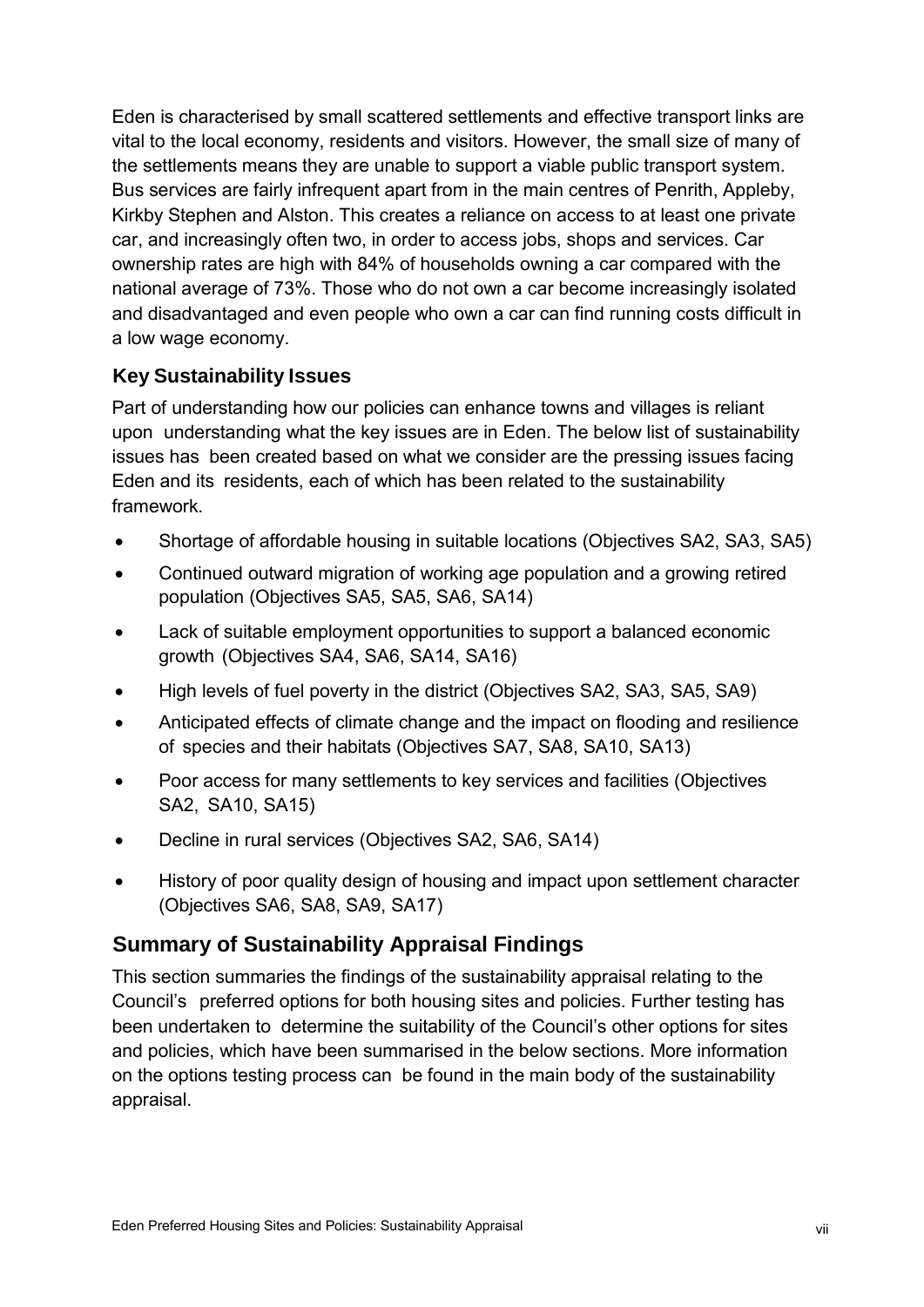Eden is characterised by small scattered settlements and effective transport links are vital to the local economy, residents and visitors. However, the small size of many of the settlements means they are unable to support a viable public transport system. Bus services are fairly infrequent apart from in the main centres of Penrith, Appleby, Kirkby Stephen and Alston. This creates a reliance on access to at least one private car, and increasingly often two, in order to access jobs, shops and services. Car ownership rates are high with 84% of households owning a car compared with the national average of 73%. Those who do not own a car become increasingly isolated and disadvantaged and even people who own a car can find running costs difficult in a low wage economy.

### Key Sustainability Issues

Part of understanding how our policies can enhance towns and villages is reliant upon understanding what the key issues are in Eden. The below list of sustainability issues has been created based on what we consider are the pressing issues facing Eden and its residents, each of which has been related to the sustainability framework.

- Shortage of affordable housing in suitable locations (Objectives SA2, SA3, SA5)
- Continued outward migration of working age population and a growing retired population (Objectives SA5, SA5, SA6, SA14)
- Lack of suitable employment opportunities to support a balanced economic growth (Objectives SA4, SA6, SA14, SA16)
- High levels of fuel poverty in the district (Objectives SA2, SA3, SA5, SA9)
- Anticipated effects of climate change and the impact on flooding and resilience of species and their habitats (Objectives SA7, SA8, SA10, SA13)
- Poor access for many settlements to key services and facilities (Objectives SA2, SA10, SA15)
- Decline in rural services (Objectives SA2, SA6, SA14)
- History of poor quality design of housing and impact upon settlement character (Objectives SA6, SA8, SA9, SA17)

## Summary of Sustainability Appraisal Findings

This section summaries the findings of the sustainability appraisal relating to the Council's preferred options for both housing sites and policies. Further testing has been undertaken to determine the suitability of the Council's other options for sites and policies, which have been summarised in the below sections. More information on the options testing process can be found in the main body of the sustainability appraisal.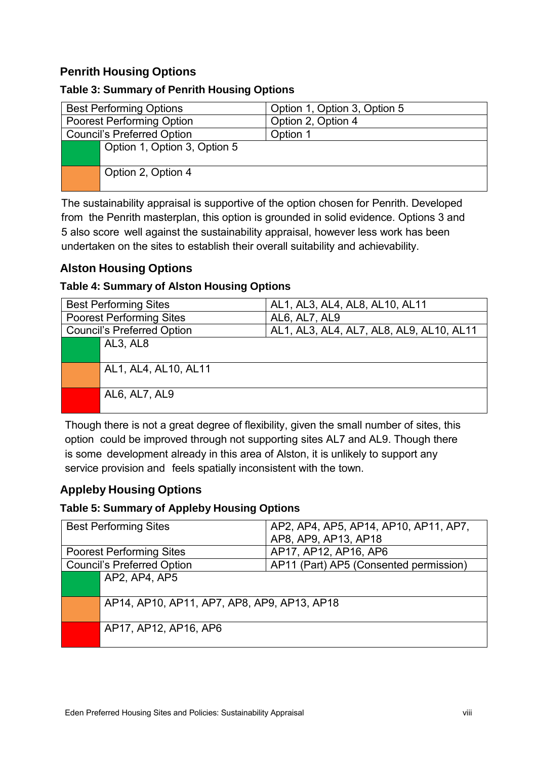## Penrith Housing Options

### Table 3: Summary of Penrith Housing Options

| Best Performing Options | | Option 1, Option 3, Option 5 |
|---|---|---|
| Poorest Performing Option | | Option 2, Option 4 |
| Council's Preferred Option | | Option 1 |
| (green) | Option 1, Option 3, Option 5 | |
| (orange) | Option 2, Option 4 | |

The sustainability appraisal is supportive of the option chosen for Penrith. Developed from the Penrith masterplan, this option is grounded in solid evidence. Options 3 and 5 also score well against the sustainability appraisal, however less work has been undertaken on the sites to establish their overall suitability and achievability.

## Alston Housing Options

### Table 4: Summary of Alston Housing Options

| Best Performing Sites | | AL1, AL3, AL4, AL8, AL10, AL11 |
|---|---|---|
| Poorest Performing Sites | | AL6, AL7, AL9 |
| Council's Preferred Option | | AL1, AL3, AL4, AL7, AL8, AL9, AL10, AL11 |
| (green) | AL3, AL8 | |
| (orange) | AL1, AL4, AL10, AL11 | |
| (red) | AL6, AL7, AL9 | |

Though there is not a great degree of flexibility, given the small number of sites, this option could be improved through not supporting sites AL7 and AL9. Though there is some development already in this area of Alston, it is unlikely to support any service provision and feels spatially inconsistent with the town.

## Appleby Housing Options

### Table 5: Summary of Appleby Housing Options

| Best Performing Sites | | AP2, AP4, AP5, AP14, AP10, AP11, AP7, AP8, AP9, AP13, AP18 |
|---|---|---|
| Poorest Performing Sites | | AP17, AP12, AP16, AP6 |
| Council's Preferred Option | | AP11 (Part) AP5 (Consented permission) |
| (green) | AP2, AP4, AP5 | |
| (orange) | AP14, AP10, AP11, AP7, AP8, AP9, AP13, AP18 | |
| (red) | AP17, AP12, AP16, AP6 | |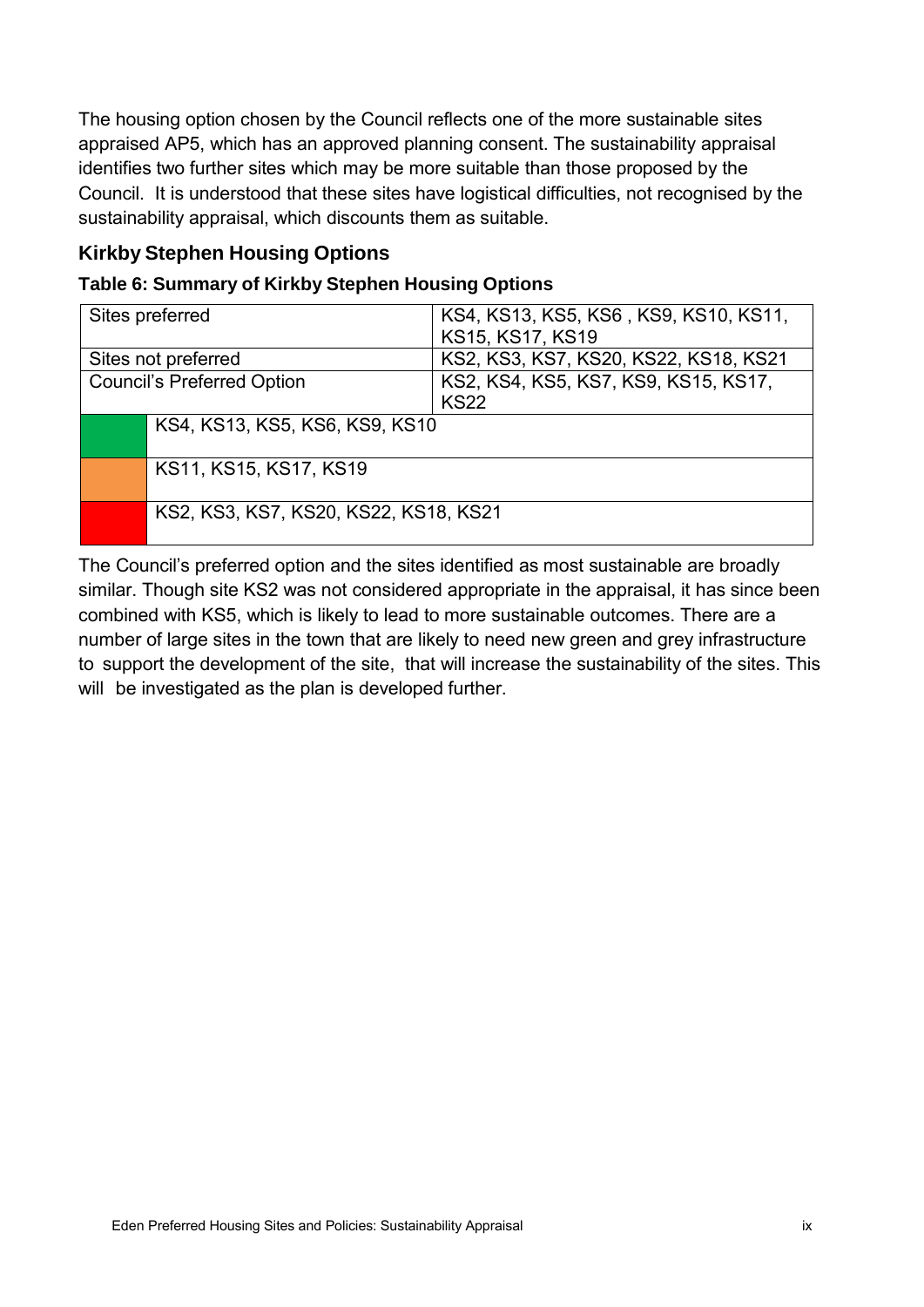The housing option chosen by the Council reflects one of the more sustainable sites appraised AP5, which has an approved planning consent. The sustainability appraisal identifies two further sites which may be more suitable than those proposed by the Council. It is understood that these sites have logistical difficulties, not recognised by the sustainability appraisal, which discounts them as suitable.

## Kirkby Stephen Housing Options

### Table 6: Summary of Kirkby Stephen Housing Options

| Sites preferred | KS4, KS13, KS5, KS6 , KS9, KS10, KS11, KS15, KS17, KS19 |
|---|---|
| Sites not preferred | KS2, KS3, KS7, KS20, KS22, KS18, KS21 |
| Council's Preferred Option | KS2, KS4, KS5, KS7, KS9, KS15, KS17, KS22 |
| (Green) | KS4, KS13, KS5, KS6, KS9, KS10 |
| (Amber) | KS11, KS15, KS17, KS19 |
| (Red) | KS2, KS3, KS7, KS20, KS22, KS18, KS21 |

The Council's preferred option and the sites identified as most sustainable are broadly similar. Though site KS2 was not considered appropriate in the appraisal, it has since been combined with KS5, which is likely to lead to more sustainable outcomes. There are a number of large sites in the town that are likely to need new green and grey infrastructure to support the development of the site, that will increase the sustainability of the sites. This will be investigated as the plan is developed further.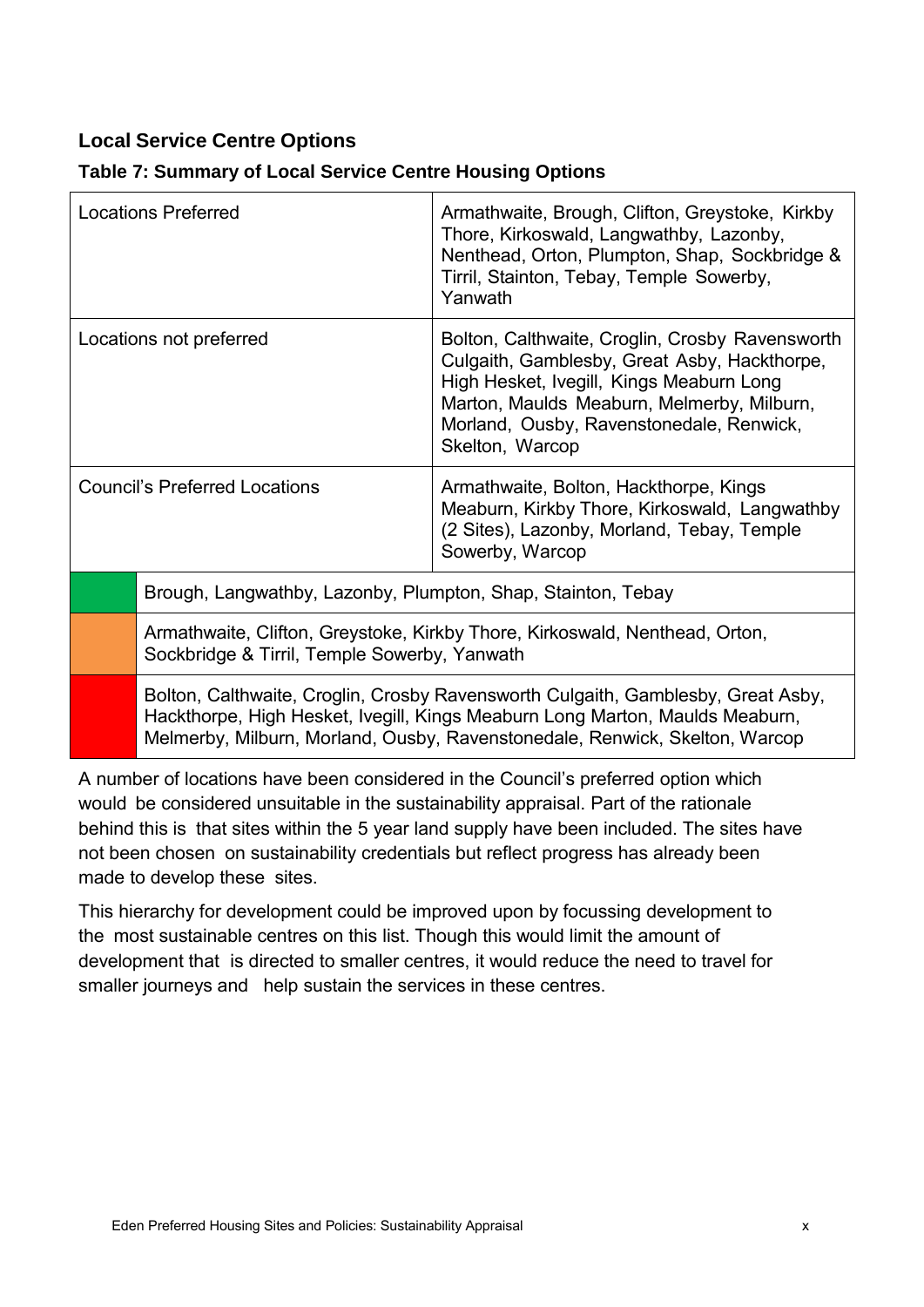## Local Service Centre Options

### Table 7: Summary of Local Service Centre Housing Options

| | |
|---|---|
| Locations Preferred | Armathwaite, Brough, Clifton, Greystoke, Kirkby Thore, Kirkoswald, Langwathby, Lazonby, Nenthead, Orton, Plumpton, Shap, Sockbridge & Tirril, Stainton, Tebay, Temple Sowerby, Yanwath |
| Locations not preferred | Bolton, Calthwaite, Croglin, Crosby Ravensworth Culgaith, Gamblesby, Great Asby, Hackthorpe, High Hesket, Ivegill, Kings Meaburn Long Marton, Maulds Meaburn, Melmerby, Milburn, Morland, Ousby, Ravenstonedale, Renwick, Skelton, Warcop |
| Council's Preferred Locations | Armathwaite, Bolton, Hackthorpe, Kings Meaburn, Kirkby Thore, Kirkoswald, Langwathby (2 Sites), Lazonby, Morland, Tebay, Temple Sowerby, Warcop |
| (Green) | Brough, Langwathby, Lazonby, Plumpton, Shap, Stainton, Tebay |
| (Amber) | Armathwaite, Clifton, Greystoke, Kirkby Thore, Kirkoswald, Nenthead, Orton, Sockbridge & Tirril, Temple Sowerby, Yanwath |
| (Red) | Bolton, Calthwaite, Croglin, Crosby Ravensworth Culgaith, Gamblesby, Great Asby, Hackthorpe, High Hesket, Ivegill, Kings Meaburn Long Marton, Maulds Meaburn, Melmerby, Milburn, Morland, Ousby, Ravenstonedale, Renwick, Skelton, Warcop |

A number of locations have been considered in the Council's preferred option which would be considered unsuitable in the sustainability appraisal. Part of the rationale behind this is that sites within the 5 year land supply have been included. The sites have not been chosen on sustainability credentials but reflect progress has already been made to develop these sites.

This hierarchy for development could be improved upon by focussing development to the most sustainable centres on this list. Though this would limit the amount of development that is directed to smaller centres, it would reduce the need to travel for smaller journeys and help sustain the services in these centres.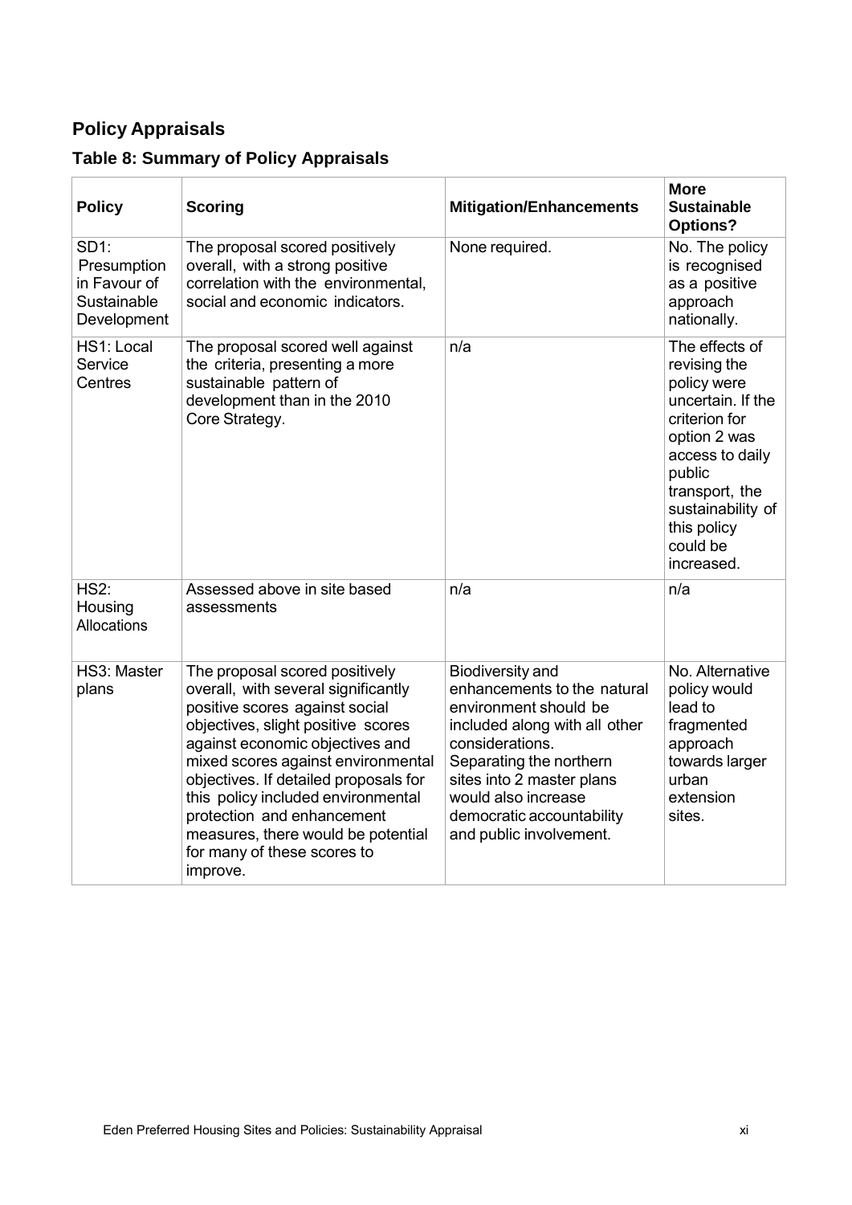## Policy Appraisals

### Table 8: Summary of Policy Appraisals

| Policy | Scoring | Mitigation/Enhancements | More Sustainable Options? |
|---|---|---|---|
| SD1: Presumption in Favour of Sustainable Development | The proposal scored positively overall, with a strong positive correlation with the environmental, social and economic indicators. | None required. | No. The policy is recognised as a positive approach nationally. |
| HS1: Local Service Centres | The proposal scored well against the criteria, presenting a more sustainable pattern of development than in the 2010 Core Strategy. | n/a | The effects of revising the policy were uncertain. If the criterion for option 2 was access to daily public transport, the sustainability of this policy could be increased. |
| HS2: Housing Allocations | Assessed above in site based assessments | n/a | n/a |
| HS3: Master plans | The proposal scored positively overall, with several significantly positive scores against social objectives, slight positive scores against economic objectives and mixed scores against environmental objectives. If detailed proposals for this policy included environmental protection and enhancement measures, there would be potential for many of these scores to improve. | Biodiversity and enhancements to the natural environment should be included along with all other considerations. Separating the northern sites into 2 master plans would also increase democratic accountability and public involvement. | No. Alternative policy would lead to fragmented approach towards larger urban extension sites. |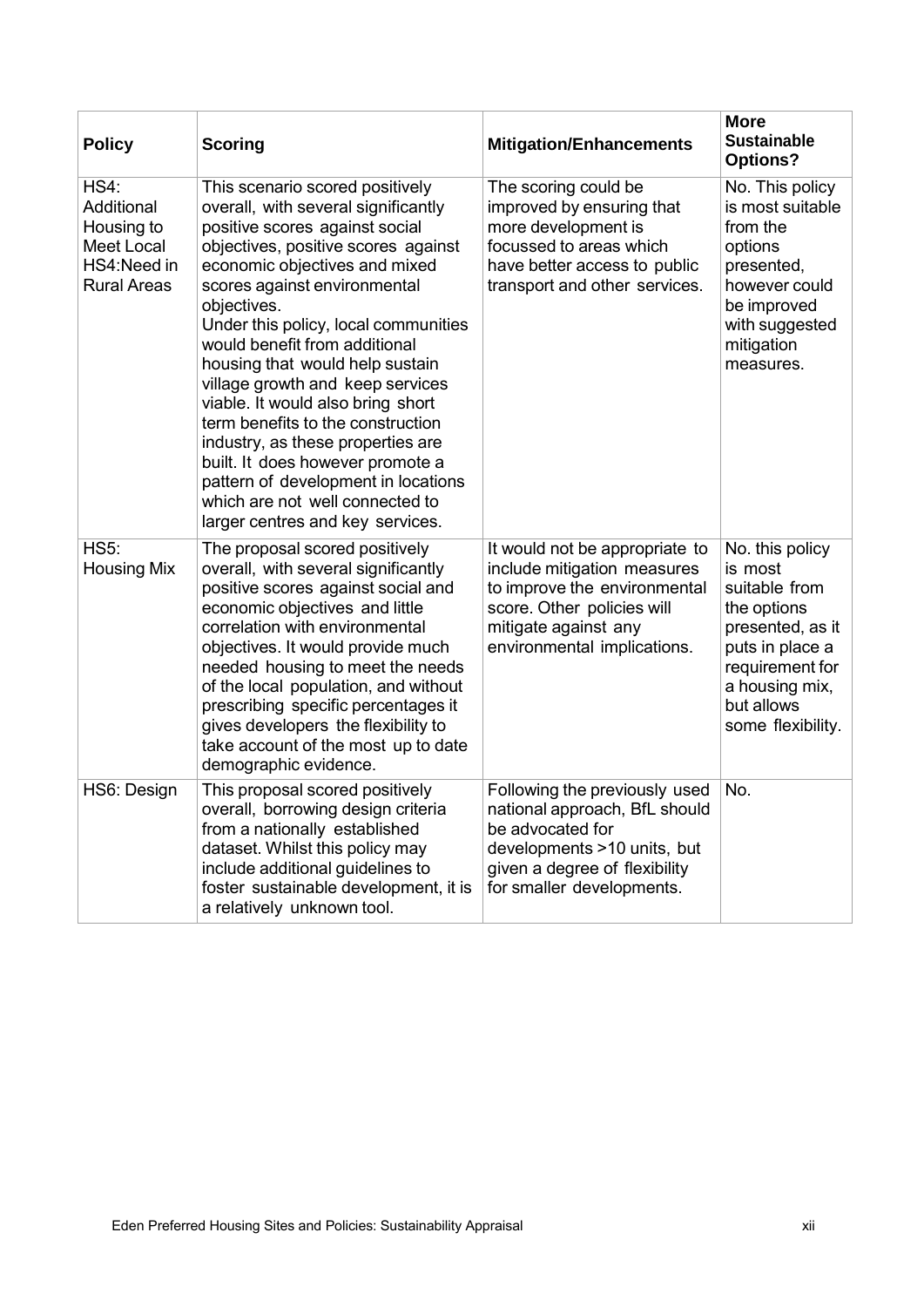| Policy | Scoring | Mitigation/Enhancements | More Sustainable Options? |
|---|---|---|---|
| HS4: Additional Housing to Meet Local HS4:Need in Rural Areas | This scenario scored positively overall, with several significantly positive scores against social objectives, positive scores against economic objectives and mixed scores against environmental objectives. Under this policy, local communities would benefit from additional housing that would help sustain village growth and keep services viable. It would also bring short term benefits to the construction industry, as these properties are built. It does however promote a pattern of development in locations which are not well connected to larger centres and key services. | The scoring could be improved by ensuring that more development is focussed to areas which have better access to public transport and other services. | No. This policy is most suitable from the options presented, however could be improved with suggested mitigation measures. |
| HS5: Housing Mix | The proposal scored positively overall, with several significantly positive scores against social and economic objectives and little correlation with environmental objectives. It would provide much needed housing to meet the needs of the local population, and without prescribing specific percentages it gives developers the flexibility to take account of the most up to date demographic evidence. | It would not be appropriate to include mitigation measures to improve the environmental score. Other policies will mitigate against any environmental implications. | No. this policy is most suitable from the options presented, as it puts in place a requirement for a housing mix, but allows some flexibility. |
| HS6: Design | This proposal scored positively overall, borrowing design criteria from a nationally established dataset. Whilst this policy may include additional guidelines to foster sustainable development, it is a relatively unknown tool. | Following the previously used national approach, BfL should be advocated for developments >10 units, but given a degree of flexibility for smaller developments. | No. |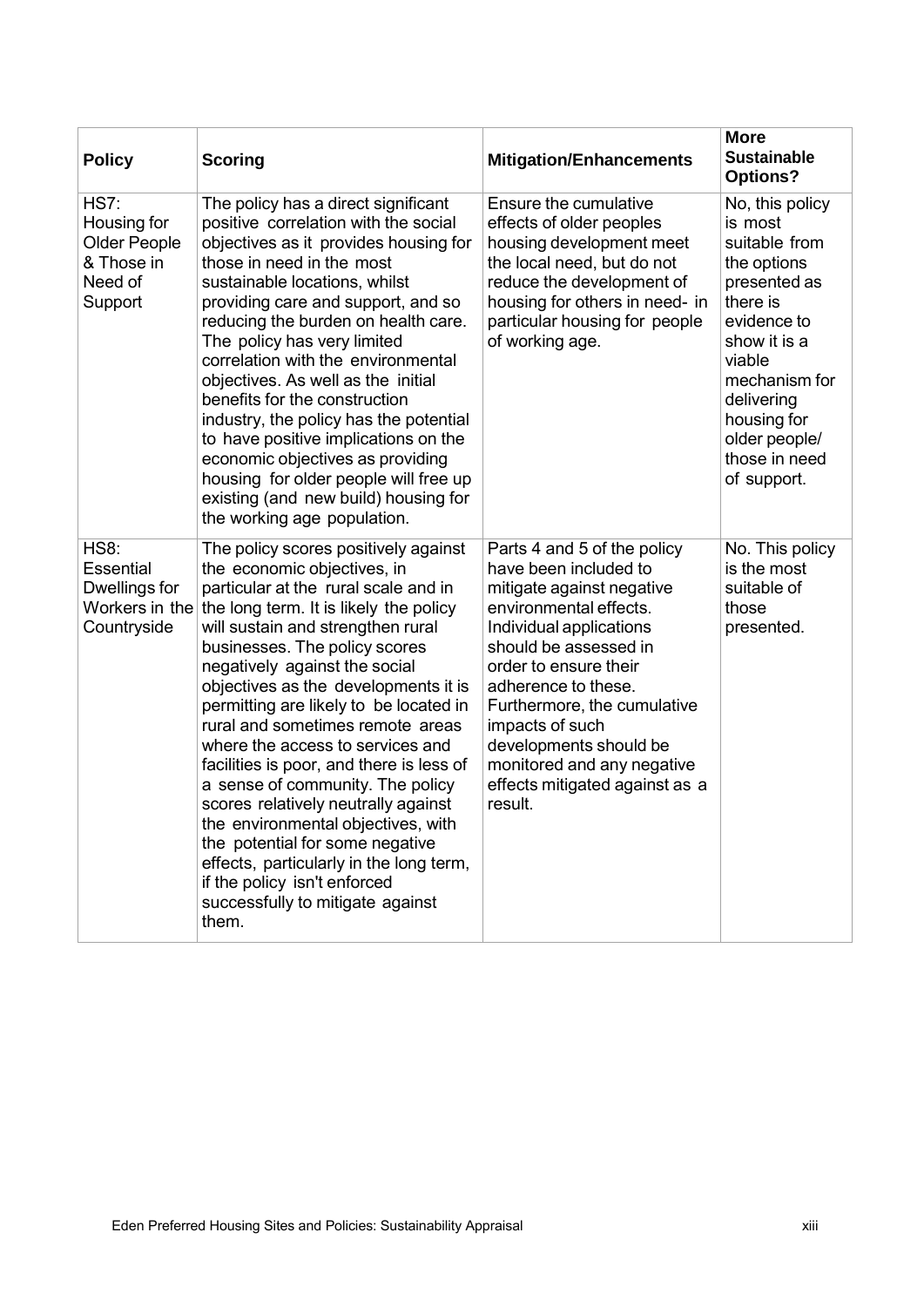| Policy | Scoring | Mitigation/Enhancements | More Sustainable Options? |
|---|---|---|---|
| HS7: Housing for Older People & Those in Need of Support | The policy has a direct significant positive correlation with the social objectives as it provides housing for those in need in the most sustainable locations, whilst providing care and support, and so reducing the burden on health care. The policy has very limited correlation with the environmental objectives. As well as the initial benefits for the construction industry, the policy has the potential to have positive implications on the economic objectives as providing housing for older people will free up existing (and new build) housing for the working age population. | Ensure the cumulative effects of older peoples housing development meet the local need, but do not reduce the development of housing for others in need- in particular housing for people of working age. | No, this policy is most suitable from the options presented as there is evidence to show it is a viable mechanism for delivering housing for older people/ those in need of support. |
| HS8: Essential Dwellings for Workers in the Countryside | The policy scores positively against the economic objectives, in particular at the rural scale and in the long term. It is likely the policy will sustain and strengthen rural businesses. The policy scores negatively against the social objectives as the developments it is permitting are likely to be located in rural and sometimes remote areas where the access to services and facilities is poor, and there is less of a sense of community. The policy scores relatively neutrally against the environmental objectives, with the potential for some negative effects, particularly in the long term, if the policy isn't enforced successfully to mitigate against them. | Parts 4 and 5 of the policy have been included to mitigate against negative environmental effects. Individual applications should be assessed in order to ensure their adherence to these. Furthermore, the cumulative impacts of such developments should be monitored and any negative effects mitigated against as a result. | No. This policy is the most suitable of those presented. |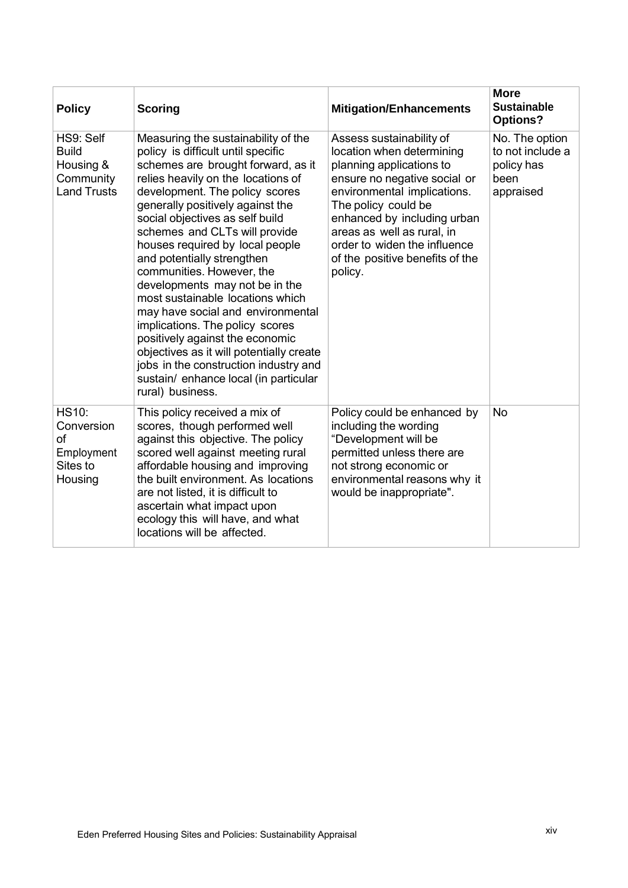| Policy | Scoring | Mitigation/Enhancements | More Sustainable Options? |
|---|---|---|---|
| HS9: Self Build Housing & Community Land Trusts | Measuring the sustainability of the policy is difficult until specific schemes are brought forward, as it relies heavily on the locations of development. The policy scores generally positively against the social objectives as self build schemes and CLTs will provide houses required by local people and potentially strengthen communities. However, the developments may not be in the most sustainable locations which may have social and environmental implications. The policy scores positively against the economic objectives as it will potentially create jobs in the construction industry and sustain/ enhance local (in particular rural) business. | Assess sustainability of location when determining planning applications to ensure no negative social or environmental implications. The policy could be enhanced by including urban areas as well as rural, in order to widen the influence of the positive benefits of the policy. | No. The option to not include a policy has been appraised |
| HS10: Conversion of Employment Sites to Housing | This policy received a mix of scores, though performed well against this objective. The policy scored well against meeting rural affordable housing and improving the built environment. As locations are not listed, it is difficult to ascertain what impact upon ecology this will have, and what locations will be affected. | Policy could be enhanced by including the wording "Development will be permitted unless there are not strong economic or environmental reasons why it would be inappropriate". | No |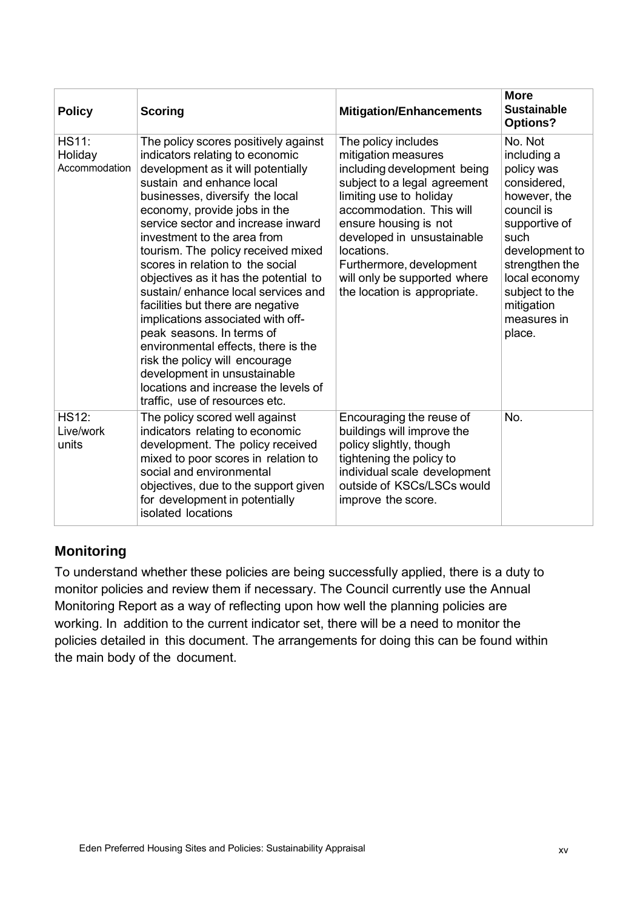| Policy | Scoring | Mitigation/Enhancements | More Sustainable Options? |
|---|---|---|---|
| HS11: Holiday Accommodation | The policy scores positively against indicators relating to economic development as it will potentially sustain and enhance local businesses, diversify the local economy, provide jobs in the service sector and increase inward investment to the area from tourism. The policy received mixed scores in relation to the social objectives as it has the potential to sustain/ enhance local services and facilities but there are negative implications associated with off-peak seasons. In terms of environmental effects, there is the risk the policy will encourage development in unsustainable locations and increase the levels of traffic, use of resources etc. | The policy includes mitigation measures including development being subject to a legal agreement limiting use to holiday accommodation. This will ensure housing is not developed in unsustainable locations. Furthermore, development will only be supported where the location is appropriate. | No. Not including a policy was considered, however, the council is supportive of such development to strengthen the local economy subject to the mitigation measures in place. |
| HS12: Live/work units | The policy scored well against indicators relating to economic development. The policy received mixed to poor scores in relation to social and environmental objectives, due to the support given for development in potentially isolated locations | Encouraging the reuse of buildings will improve the policy slightly, though tightening the policy to individual scale development outside of KSCs/LSCs would improve the score. | No. |

## Monitoring

To understand whether these policies are being successfully applied, there is a duty to monitor policies and review them if necessary. The Council currently use the Annual Monitoring Report as a way of reflecting upon how well the planning policies are working. In addition to the current indicator set, there will be a need to monitor the policies detailed in this document. The arrangements for doing this can be found within the main body of the document.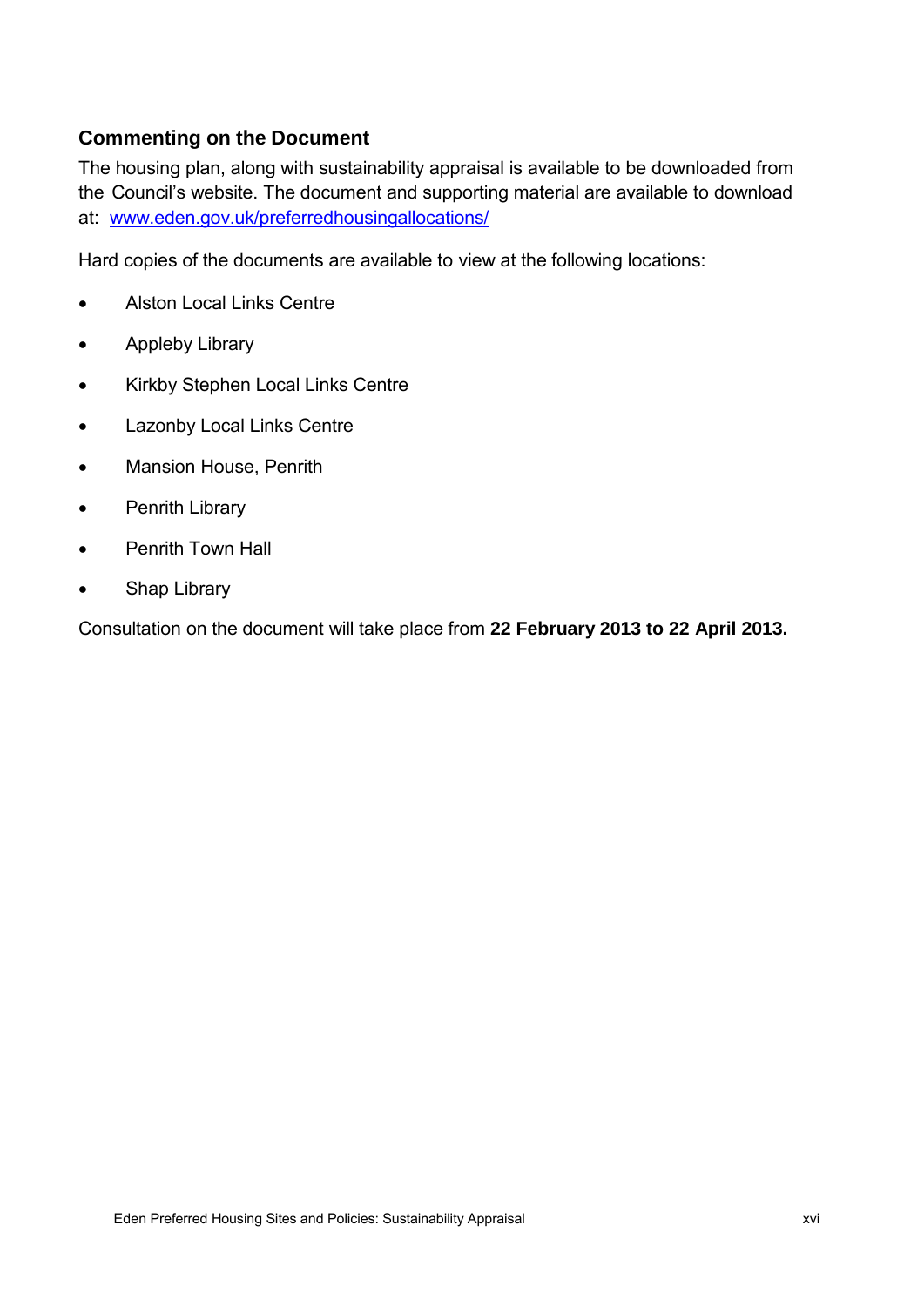## Commenting on the Document

The housing plan, along with sustainability appraisal is available to be downloaded from the Council's website. The document and supporting material are available to download at: www.eden.gov.uk/preferredhousingallocations/

Hard copies of the documents are available to view at the following locations:

- Alston Local Links Centre
- Appleby Library
- Kirkby Stephen Local Links Centre
- Lazonby Local Links Centre
- Mansion House, Penrith
- Penrith Library
- Penrith Town Hall
- Shap Library

Consultation on the document will take place from **22 February 2013 to 22 April 2013.**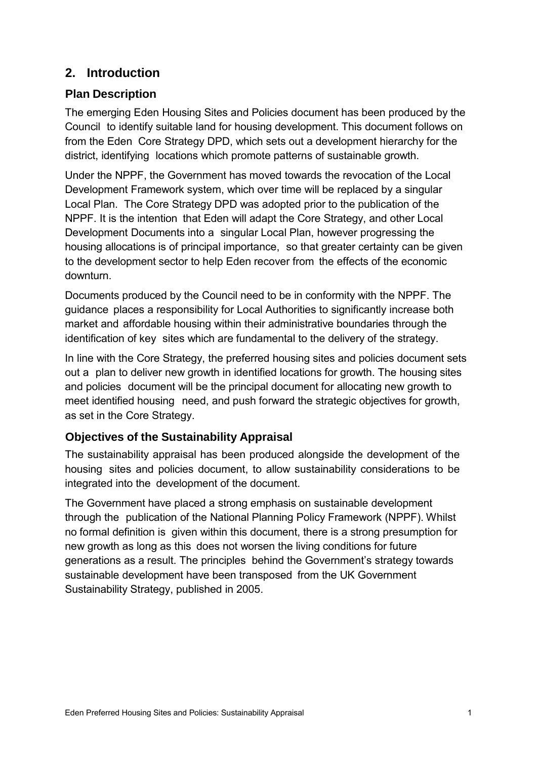## 2. Introduction

### Plan Description

The emerging Eden Housing Sites and Policies document has been produced by the Council to identify suitable land for housing development. This document follows on from the Eden Core Strategy DPD, which sets out a development hierarchy for the district, identifying locations which promote patterns of sustainable growth.

Under the NPPF, the Government has moved towards the revocation of the Local Development Framework system, which over time will be replaced by a singular Local Plan. The Core Strategy DPD was adopted prior to the publication of the NPPF. It is the intention that Eden will adapt the Core Strategy, and other Local Development Documents into a singular Local Plan, however progressing the housing allocations is of principal importance, so that greater certainty can be given to the development sector to help Eden recover from the effects of the economic downturn.

Documents produced by the Council need to be in conformity with the NPPF. The guidance places a responsibility for Local Authorities to significantly increase both market and affordable housing within their administrative boundaries through the identification of key sites which are fundamental to the delivery of the strategy.

In line with the Core Strategy, the preferred housing sites and policies document sets out a plan to deliver new growth in identified locations for growth. The housing sites and policies document will be the principal document for allocating new growth to meet identified housing need, and push forward the strategic objectives for growth, as set in the Core Strategy.

### Objectives of the Sustainability Appraisal

The sustainability appraisal has been produced alongside the development of the housing sites and policies document, to allow sustainability considerations to be integrated into the development of the document.

The Government have placed a strong emphasis on sustainable development through the publication of the National Planning Policy Framework (NPPF). Whilst no formal definition is given within this document, there is a strong presumption for new growth as long as this does not worsen the living conditions for future generations as a result. The principles behind the Government's strategy towards sustainable development have been transposed from the UK Government Sustainability Strategy, published in 2005.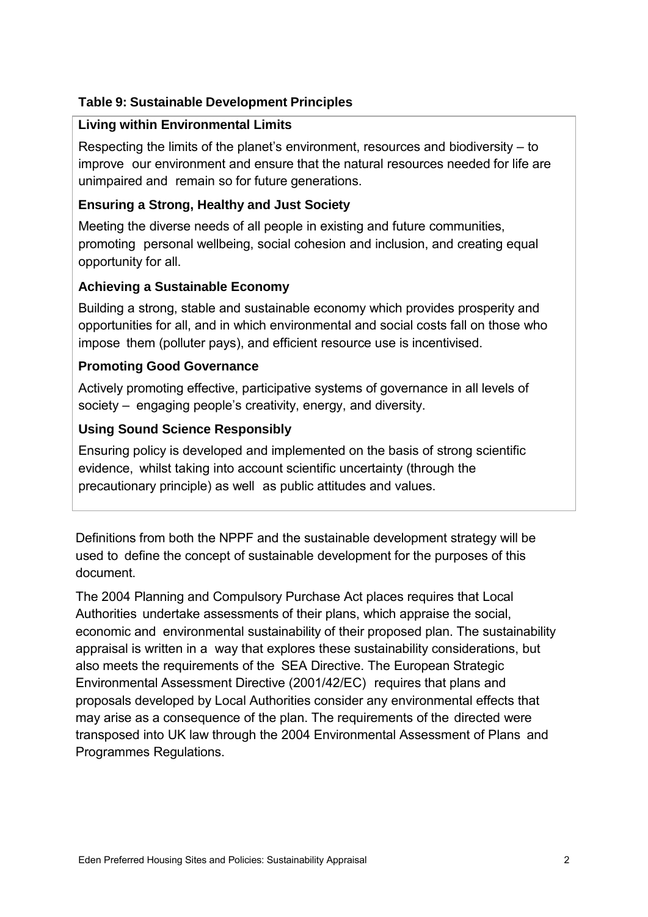**Table 9: Sustainable Development Principles**

**Living within Environmental Limits**

Respecting the limits of the planet's environment, resources and biodiversity – to improve our environment and ensure that the natural resources needed for life are unimpaired and remain so for future generations.

**Ensuring a Strong, Healthy and Just Society**

Meeting the diverse needs of all people in existing and future communities, promoting personal wellbeing, social cohesion and inclusion, and creating equal opportunity for all.

**Achieving a Sustainable Economy**

Building a strong, stable and sustainable economy which provides prosperity and opportunities for all, and in which environmental and social costs fall on those who impose them (polluter pays), and efficient resource use is incentivised.

**Promoting Good Governance**

Actively promoting effective, participative systems of governance in all levels of society – engaging people's creativity, energy, and diversity.

**Using Sound Science Responsibly**

Ensuring policy is developed and implemented on the basis of strong scientific evidence, whilst taking into account scientific uncertainty (through the precautionary principle) as well as public attitudes and values.

Definitions from both the NPPF and the sustainable development strategy will be used to define the concept of sustainable development for the purposes of this document.

The 2004 Planning and Compulsory Purchase Act places requires that Local Authorities undertake assessments of their plans, which appraise the social, economic and environmental sustainability of their proposed plan. The sustainability appraisal is written in a way that explores these sustainability considerations, but also meets the requirements of the SEA Directive. The European Strategic Environmental Assessment Directive (2001/42/EC) requires that plans and proposals developed by Local Authorities consider any environmental effects that may arise as a consequence of the plan. The requirements of the directed were transposed into UK law through the 2004 Environmental Assessment of Plans and Programmes Regulations.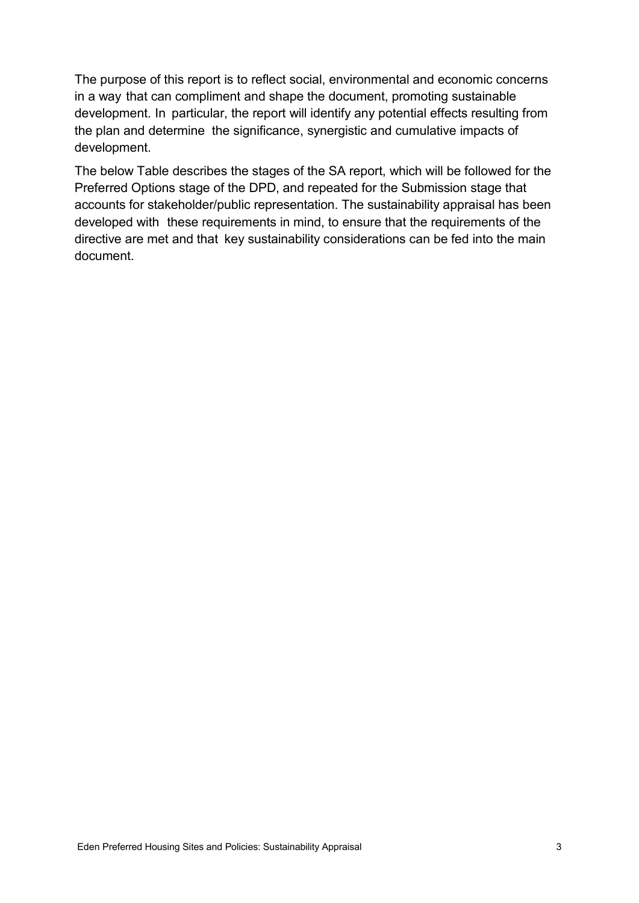The purpose of this report is to reflect social, environmental and economic concerns in a way that can compliment and shape the document, promoting sustainable development. In particular, the report will identify any potential effects resulting from the plan and determine the significance, synergistic and cumulative impacts of development.

The below Table describes the stages of the SA report, which will be followed for the Preferred Options stage of the DPD, and repeated for the Submission stage that accounts for stakeholder/public representation. The sustainability appraisal has been developed with these requirements in mind, to ensure that the requirements of the directive are met and that key sustainability considerations can be fed into the main document.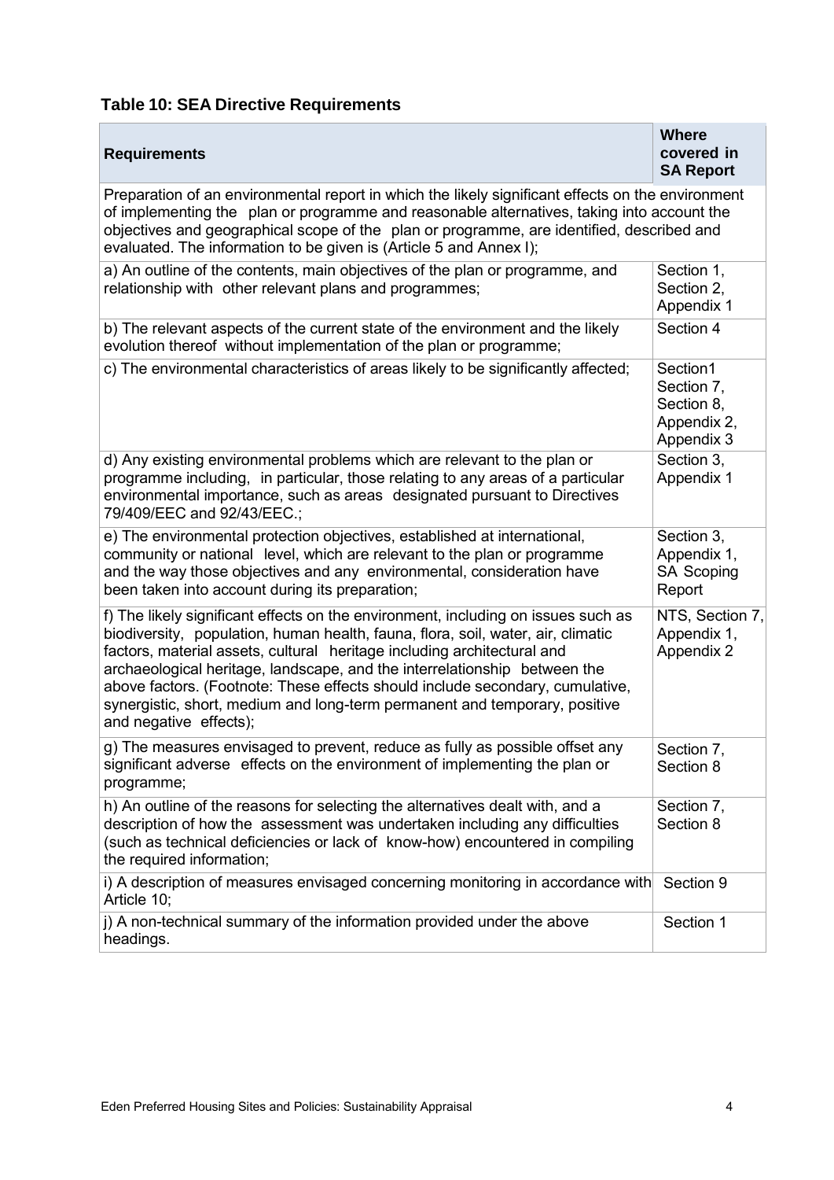**Table 10: SEA Directive Requirements**

| Requirements | Where covered in SA Report |
|---|---|
| Preparation of an environmental report in which the likely significant effects on the environment of implementing the plan or programme and reasonable alternatives, taking into account the objectives and geographical scope of the plan or programme, are identified, described and evaluated. The information to be given is (Article 5 and Annex I); | |
| a) An outline of the contents, main objectives of the plan or programme, and relationship with other relevant plans and programmes; | Section 1, Section 2, Appendix 1 |
| b) The relevant aspects of the current state of the environment and the likely evolution thereof without implementation of the plan or programme; | Section 4 |
| c) The environmental characteristics of areas likely to be significantly affected; | Section1 Section 7, Section 8, Appendix 2, Appendix 3 |
| d) Any existing environmental problems which are relevant to the plan or programme including, in particular, those relating to any areas of a particular environmental importance, such as areas designated pursuant to Directives 79/409/EEC and 92/43/EEC.; | Section 3, Appendix 1 |
| e) The environmental protection objectives, established at international, community or national level, which are relevant to the plan or programme and the way those objectives and any environmental, consideration have been taken into account during its preparation; | Section 3, Appendix 1, SA Scoping Report |
| f) The likely significant effects on the environment, including on issues such as biodiversity, population, human health, fauna, flora, soil, water, air, climatic factors, material assets, cultural heritage including architectural and archaeological heritage, landscape, and the interrelationship between the above factors. (Footnote: These effects should include secondary, cumulative, synergistic, short, medium and long-term permanent and temporary, positive and negative effects); | NTS, Section 7, Appendix 1, Appendix 2 |
| g) The measures envisaged to prevent, reduce as fully as possible offset any significant adverse effects on the environment of implementing the plan or programme; | Section 7, Section 8 |
| h) An outline of the reasons for selecting the alternatives dealt with, and a description of how the assessment was undertaken including any difficulties (such as technical deficiencies or lack of know-how) encountered in compiling the required information; | Section 7, Section 8 |
| i) A description of measures envisaged concerning monitoring in accordance with Article 10; | Section 9 |
| j) A non-technical summary of the information provided under the above headings. | Section 1 |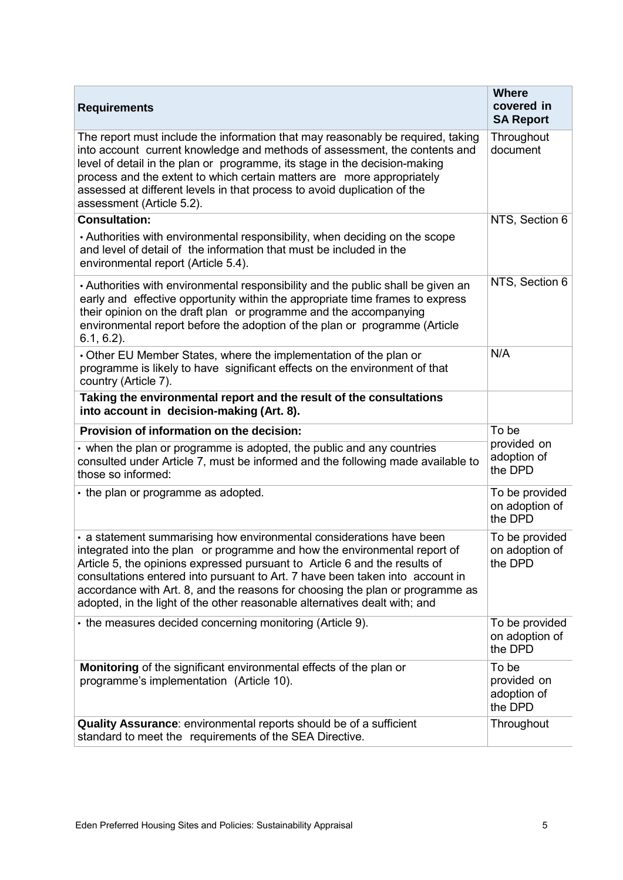| Requirements | Where covered in SA Report |
|---|---|
| The report must include the information that may reasonably be required, taking into account current knowledge and methods of assessment, the contents and level of detail in the plan or programme, its stage in the decision-making process and the extent to which certain matters are more appropriately assessed at different levels in that process to avoid duplication of the assessment (Article 5.2). | Throughout document |
| **Consultation:**<br>• Authorities with environmental responsibility, when deciding on the scope and level of detail of the information that must be included in the environmental report (Article 5.4). | NTS, Section 6 |
| • Authorities with environmental responsibility and the public shall be given an early and effective opportunity within the appropriate time frames to express their opinion on the draft plan or programme and the accompanying environmental report before the adoption of the plan or programme (Article 6.1, 6.2). | NTS, Section 6 |
| • Other EU Member States, where the implementation of the plan or programme is likely to have significant effects on the environment of that country (Article 7). | N/A |
| **Taking the environmental report and the result of the consultations into account in decision-making (Art. 8).** | |
| **Provision of information on the decision:**<br>• when the plan or programme is adopted, the public and any countries consulted under Article 7, must be informed and the following made available to those so informed: | To be provided on adoption of the DPD |
| • the plan or programme as adopted. | To be provided on adoption of the DPD |
| • a statement summarising how environmental considerations have been integrated into the plan or programme and how the environmental report of Article 5, the opinions expressed pursuant to Article 6 and the results of consultations entered into pursuant to Art. 7 have been taken into account in accordance with Art. 8, and the reasons for choosing the plan or programme as adopted, in the light of the other reasonable alternatives dealt with; and | To be provided on adoption of the DPD |
| • the measures decided concerning monitoring (Article 9). | To be provided on adoption of the DPD |
| **Monitoring** of the significant environmental effects of the plan or programme's implementation (Article 10). | To be provided on adoption of the DPD |
| **Quality Assurance**: environmental reports should be of a sufficient standard to meet the requirements of the SEA Directive. | Throughout |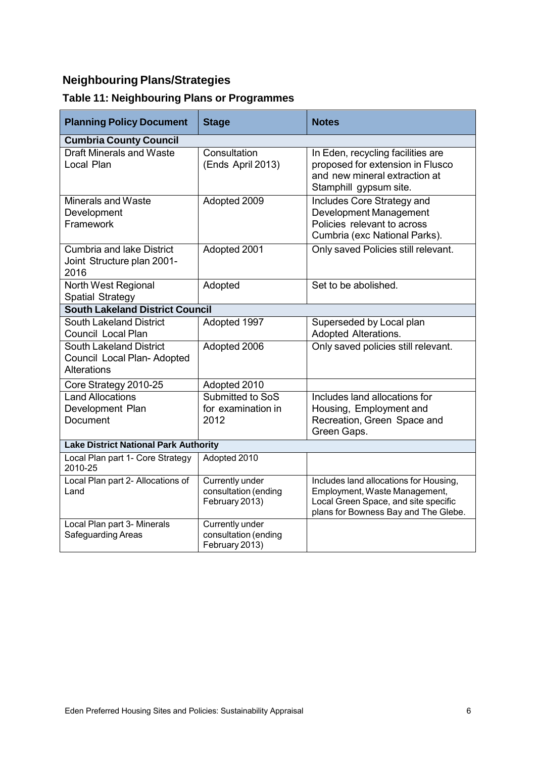## Neighbouring Plans/Strategies

### Table 11: Neighbouring Plans or Programmes

| Planning Policy Document | Stage | Notes |
|---|---|---|
| **Cumbria County Council** | | |
| Draft Minerals and Waste Local Plan | Consultation (Ends April 2013) | In Eden, recycling facilities are proposed for extension in Flusco and new mineral extraction at Stamphill gypsum site. |
| Minerals and Waste Development Framework | Adopted 2009 | Includes Core Strategy and Development Management Policies relevant to across Cumbria (exc National Parks). |
| Cumbria and lake District Joint Structure plan 2001-2016 | Adopted 2001 | Only saved Policies still relevant. |
| North West Regional Spatial Strategy | Adopted | Set to be abolished. |
| **South Lakeland District Council** | | |
| South Lakeland District Council Local Plan | Adopted 1997 | Superseded by Local plan Adopted Alterations. |
| South Lakeland District Council Local Plan- Adopted Alterations | Adopted 2006 | Only saved policies still relevant. |
| Core Strategy 2010-25 | Adopted 2010 | |
| Land Allocations Development Plan Document | Submitted to SoS for examination in 2012 | Includes land allocations for Housing, Employment and Recreation, Green Space and Green Gaps. |
| **Lake District National Park Authority** | | |
| Local Plan part 1- Core Strategy 2010-25 | Adopted 2010 | |
| Local Plan part 2- Allocations of Land | Currently under consultation (ending February 2013) | Includes land allocations for Housing, Employment, Waste Management, Local Green Space, and site specific plans for Bowness Bay and The Glebe. |
| Local Plan part 3- Minerals Safeguarding Areas | Currently under consultation (ending February 2013) | |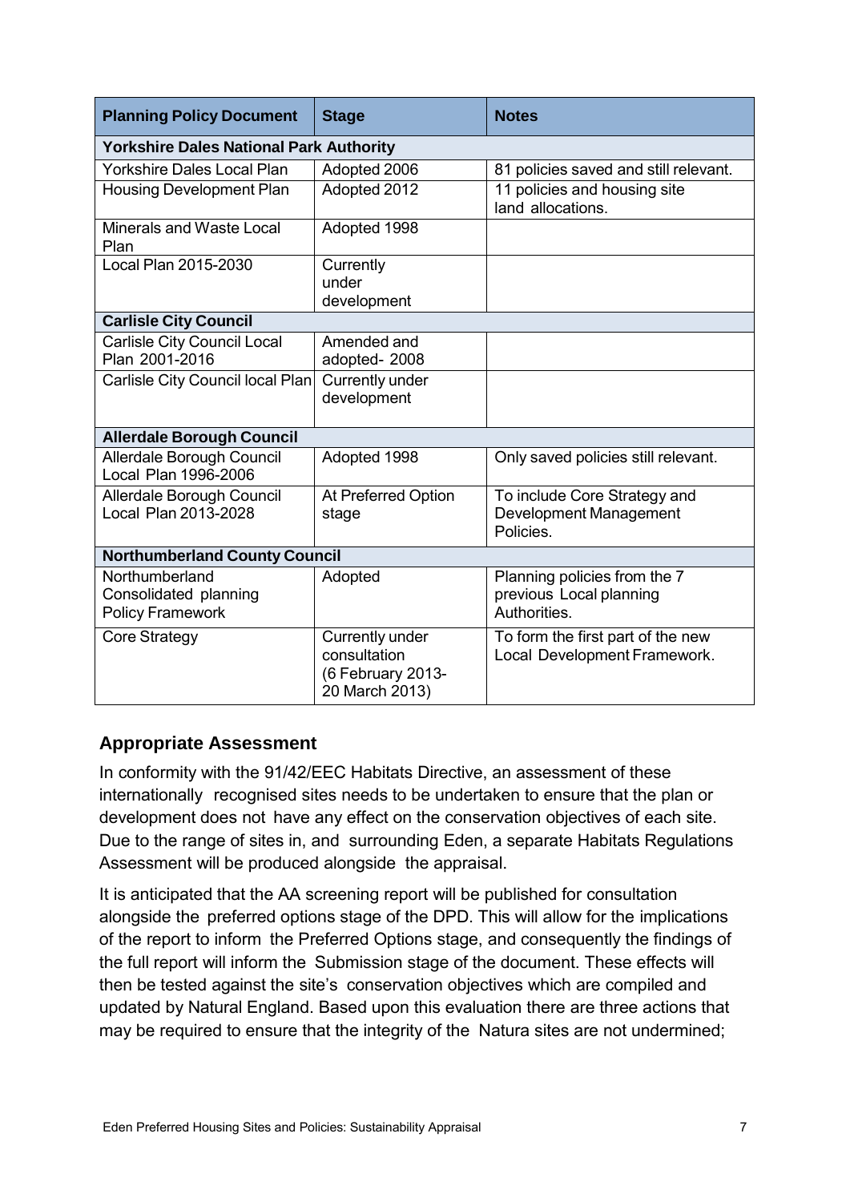| Planning Policy Document | Stage | Notes |
|---|---|---|
| **Yorkshire Dales National Park Authority** | | |
| Yorkshire Dales Local Plan | Adopted 2006 | 81 policies saved and still relevant. |
| Housing Development Plan | Adopted 2012 | 11 policies and housing site land allocations. |
| Minerals and Waste Local Plan | Adopted 1998 | |
| Local Plan 2015-2030 | Currently under development | |
| **Carlisle City Council** | | |
| Carlisle City Council Local Plan 2001-2016 | Amended and adopted- 2008 | |
| Carlisle City Council local Plan | Currently under development | |
| **Allerdale Borough Council** | | |
| Allerdale Borough Council Local Plan 1996-2006 | Adopted 1998 | Only saved policies still relevant. |
| Allerdale Borough Council Local Plan 2013-2028 | At Preferred Option stage | To include Core Strategy and Development Management Policies. |
| **Northumberland County Council** | | |
| Northumberland Consolidated planning Policy Framework | Adopted | Planning policies from the 7 previous Local planning Authorities. |
| Core Strategy | Currently under consultation (6 February 2013-20 March 2013) | To form the first part of the new Local Development Framework. |

### Appropriate Assessment

In conformity with the 91/42/EEC Habitats Directive, an assessment of these internationally recognised sites needs to be undertaken to ensure that the plan or development does not have any effect on the conservation objectives of each site. Due to the range of sites in, and surrounding Eden, a separate Habitats Regulations Assessment will be produced alongside the appraisal.

It is anticipated that the AA screening report will be published for consultation alongside the preferred options stage of the DPD. This will allow for the implications of the report to inform the Preferred Options stage, and consequently the findings of the full report will inform the Submission stage of the document. These effects will then be tested against the site's conservation objectives which are compiled and updated by Natural England. Based upon this evaluation there are three actions that may be required to ensure that the integrity of the Natura sites are not undermined;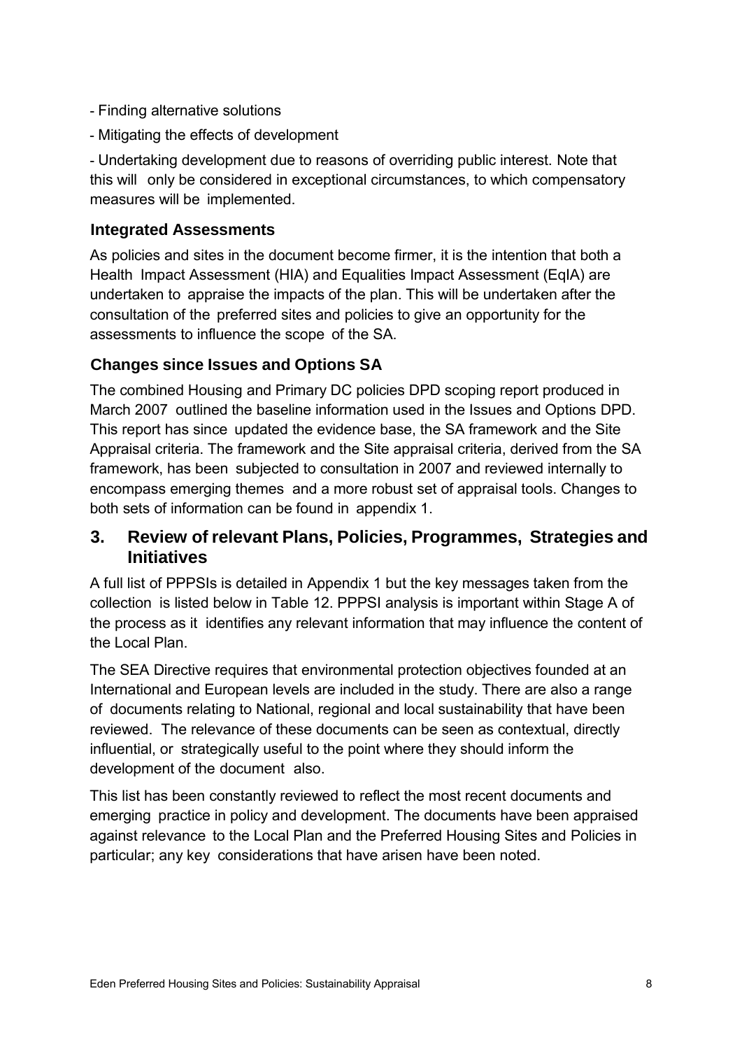- Finding alternative solutions

- Mitigating the effects of development

- Undertaking development due to reasons of overriding public interest. Note that this will only be considered in exceptional circumstances, to which compensatory measures will be implemented.

### Integrated Assessments

As policies and sites in the document become firmer, it is the intention that both a Health Impact Assessment (HIA) and Equalities Impact Assessment (EqIA) are undertaken to appraise the impacts of the plan. This will be undertaken after the consultation of the preferred sites and policies to give an opportunity for the assessments to influence the scope of the SA.

### Changes since Issues and Options SA

The combined Housing and Primary DC policies DPD scoping report produced in March 2007 outlined the baseline information used in the Issues and Options DPD. This report has since updated the evidence base, the SA framework and the Site Appraisal criteria. The framework and the Site appraisal criteria, derived from the SA framework, has been subjected to consultation in 2007 and reviewed internally to encompass emerging themes and a more robust set of appraisal tools. Changes to both sets of information can be found in appendix 1.

## 3. Review of relevant Plans, Policies, Programmes, Strategies and Initiatives

A full list of PPPSIs is detailed in Appendix 1 but the key messages taken from the collection is listed below in Table 12. PPPSI analysis is important within Stage A of the process as it identifies any relevant information that may influence the content of the Local Plan.

The SEA Directive requires that environmental protection objectives founded at an International and European levels are included in the study. There are also a range of documents relating to National, regional and local sustainability that have been reviewed. The relevance of these documents can be seen as contextual, directly influential, or strategically useful to the point where they should inform the development of the document also.

This list has been constantly reviewed to reflect the most recent documents and emerging practice in policy and development. The documents have been appraised against relevance to the Local Plan and the Preferred Housing Sites and Policies in particular; any key considerations that have arisen have been noted.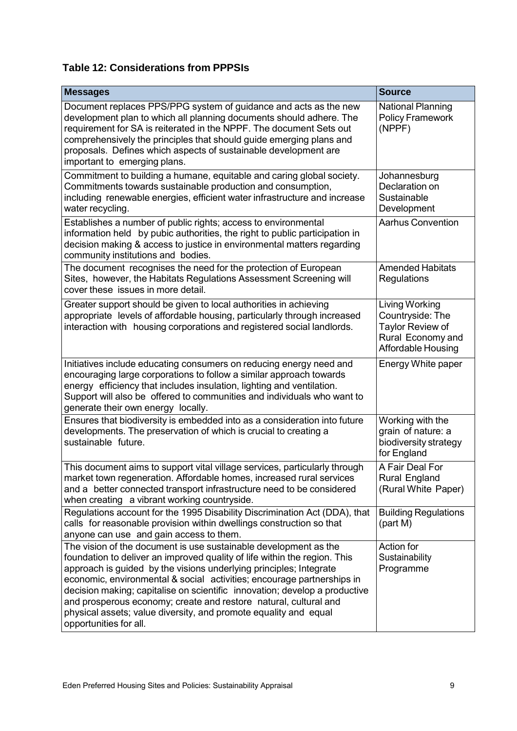### Table 12: Considerations from PPPSIs

| Messages | Source |
|---|---|
| Document replaces PPS/PPG system of guidance and acts as the new development plan to which all planning documents should adhere. The requirement for SA is reiterated in the NPPF. The document Sets out comprehensively the principles that should guide emerging plans and proposals. Defines which aspects of sustainable development are important to emerging plans. | National Planning Policy Framework (NPPF) |
| Commitment to building a humane, equitable and caring global society. Commitments towards sustainable production and consumption, including renewable energies, efficient water infrastructure and increase water recycling. | Johannesburg Declaration on Sustainable Development |
| Establishes a number of public rights; access to environmental information held by pubic authorities, the right to public participation in decision making & access to justice in environmental matters regarding community institutions and bodies. | Aarhus Convention |
| The document recognises the need for the protection of European Sites, however, the Habitats Regulations Assessment Screening will cover these issues in more detail. | Amended Habitats Regulations |
| Greater support should be given to local authorities in achieving appropriate levels of affordable housing, particularly through increased interaction with housing corporations and registered social landlords. | Living Working Countryside: The Taylor Review of Rural Economy and Affordable Housing |
| Initiatives include educating consumers on reducing energy need and encouraging large corporations to follow a similar approach towards energy efficiency that includes insulation, lighting and ventilation. Support will also be offered to communities and individuals who want to generate their own energy locally. | Energy White paper |
| Ensures that biodiversity is embedded into as a consideration into future developments. The preservation of which is crucial to creating a sustainable future. | Working with the grain of nature: a biodiversity strategy for England |
| This document aims to support vital village services, particularly through market town regeneration. Affordable homes, increased rural services and a better connected transport infrastructure need to be considered when creating a vibrant working countryside. | A Fair Deal For Rural England (Rural White Paper) |
| Regulations account for the 1995 Disability Discrimination Act (DDA), that calls for reasonable provision within dwellings construction so that anyone can use and gain access to them. | Building Regulations (part M) |
| The vision of the document is use sustainable development as the foundation to deliver an improved quality of life within the region. This approach is guided by the visions underlying principles; Integrate economic, environmental & social activities; encourage partnerships in decision making; capitalise on scientific innovation; develop a productive and prosperous economy; create and restore natural, cultural and physical assets; value diversity, and promote equality and equal opportunities for all. | Action for Sustainability Programme |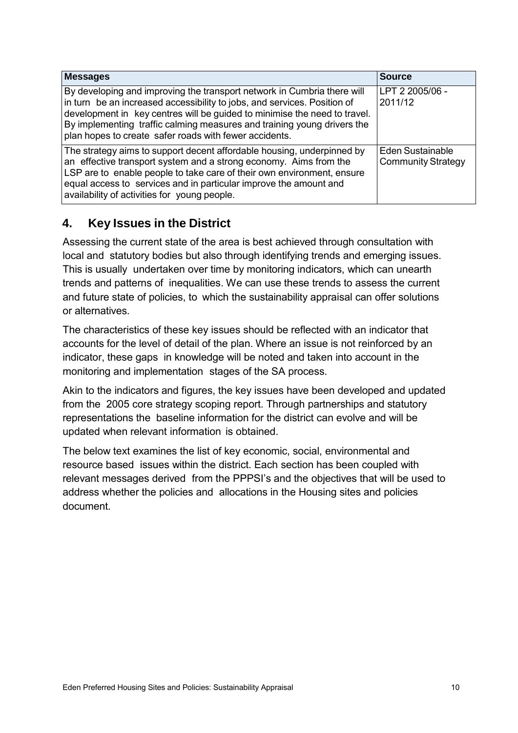| Messages | Source |
|---|---|
| By developing and improving the transport network in Cumbria there will in turn be an increased accessibility to jobs, and services. Position of development in key centres will be guided to minimise the need to travel. By implementing traffic calming measures and training young drivers the plan hopes to create safer roads with fewer accidents. | LPT 2 2005/06 - 2011/12 |
| The strategy aims to support decent affordable housing, underpinned by an effective transport system and a strong economy. Aims from the LSP are to enable people to take care of their own environment, ensure equal access to services and in particular improve the amount and availability of activities for young people. | Eden Sustainable Community Strategy |

## 4. Key Issues in the District

Assessing the current state of the area is best achieved through consultation with local and statutory bodies but also through identifying trends and emerging issues. This is usually undertaken over time by monitoring indicators, which can unearth trends and patterns of inequalities. We can use these trends to assess the current and future state of policies, to which the sustainability appraisal can offer solutions or alternatives.

The characteristics of these key issues should be reflected with an indicator that accounts for the level of detail of the plan. Where an issue is not reinforced by an indicator, these gaps in knowledge will be noted and taken into account in the monitoring and implementation stages of the SA process.

Akin to the indicators and figures, the key issues have been developed and updated from the 2005 core strategy scoping report. Through partnerships and statutory representations the baseline information for the district can evolve and will be updated when relevant information is obtained.

The below text examines the list of key economic, social, environmental and resource based issues within the district. Each section has been coupled with relevant messages derived from the PPPSI's and the objectives that will be used to address whether the policies and allocations in the Housing sites and policies document.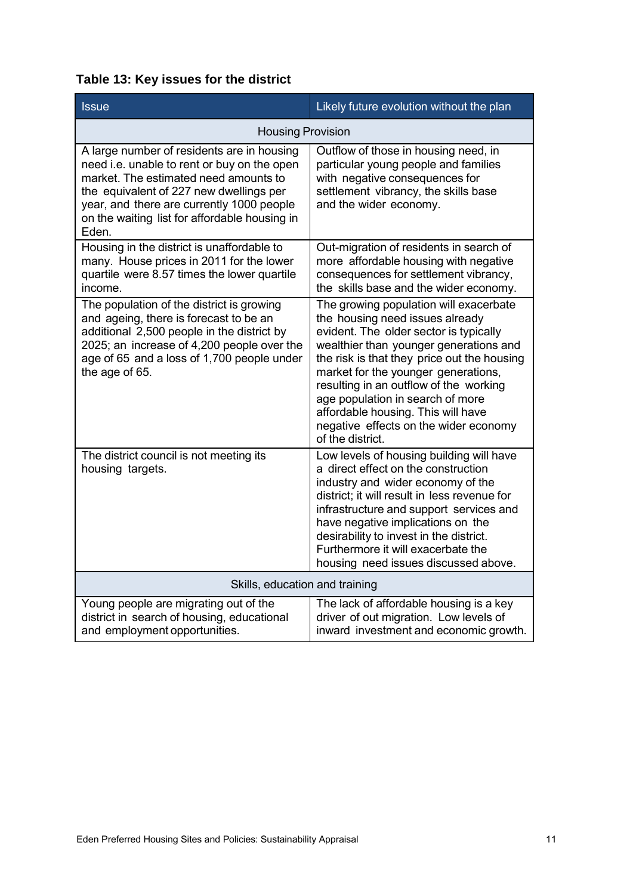**Table 13: Key issues for the district**

| Issue | Likely future evolution without the plan |
| --- | --- |
| Housing Provision | |
| A large number of residents are in housing need i.e. unable to rent or buy on the open market. The estimated need amounts to the equivalent of 227 new dwellings per year, and there are currently 1000 people on the waiting list for affordable housing in Eden. | Outflow of those in housing need, in particular young people and families with negative consequences for settlement vibrancy, the skills base and the wider economy. |
| Housing in the district is unaffordable to many. House prices in 2011 for the lower quartile were 8.57 times the lower quartile income. | Out-migration of residents in search of more affordable housing with negative consequences for settlement vibrancy, the skills base and the wider economy. |
| The population of the district is growing and ageing, there is forecast to be an additional 2,500 people in the district by 2025; an increase of 4,200 people over the age of 65 and a loss of 1,700 people under the age of 65. | The growing population will exacerbate the housing need issues already evident. The older sector is typically wealthier than younger generations and the risk is that they price out the housing market for the younger generations, resulting in an outflow of the working age population in search of more affordable housing. This will have negative effects on the wider economy of the district. |
| The district council is not meeting its housing targets. | Low levels of housing building will have a direct effect on the construction industry and wider economy of the district; it will result in less revenue for infrastructure and support services and have negative implications on the desirability to invest in the district. Furthermore it will exacerbate the housing need issues discussed above. |
| Skills, education and training | |
| Young people are migrating out of the district in search of housing, educational and employment opportunities. | The lack of affordable housing is a key driver of out migration. Low levels of inward investment and economic growth. |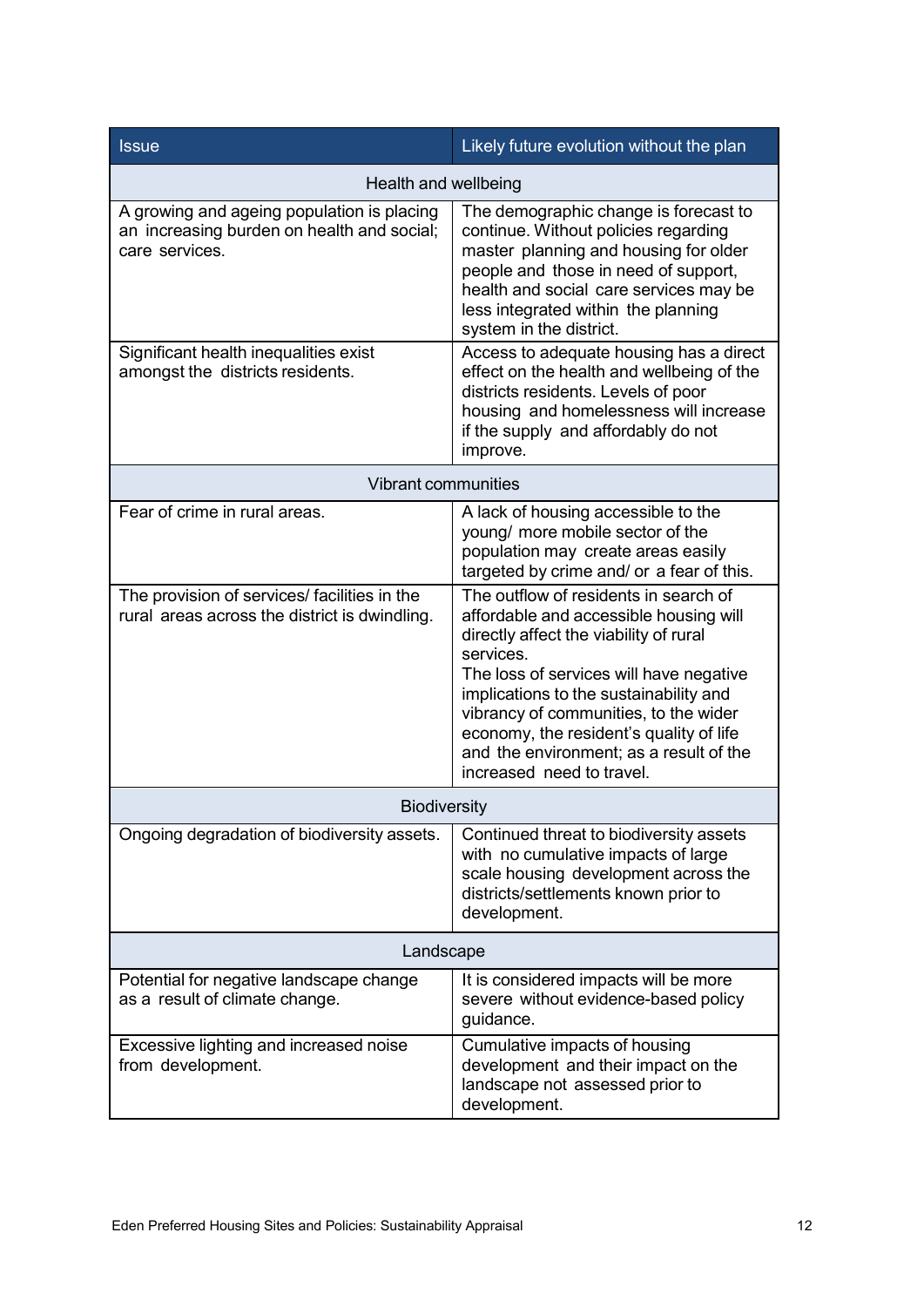| Issue | Likely future evolution without the plan |
|---|---|
| **Health and wellbeing** | |
| A growing and ageing population is placing an increasing burden on health and social; care services. | The demographic change is forecast to continue. Without policies regarding master planning and housing for older people and those in need of support, health and social care services may be less integrated within the planning system in the district. |
| Significant health inequalities exist amongst the districts residents. | Access to adequate housing has a direct effect on the health and wellbeing of the districts residents. Levels of poor housing and homelessness will increase if the supply and affordably do not improve. |
| **Vibrant communities** | |
| Fear of crime in rural areas. | A lack of housing accessible to the young/ more mobile sector of the population may create areas easily targeted by crime and/ or a fear of this. |
| The provision of services/ facilities in the rural areas across the district is dwindling. | The outflow of residents in search of affordable and accessible housing will directly affect the viability of rural services.<br>The loss of services will have negative implications to the sustainability and vibrancy of communities, to the wider economy, the resident's quality of life and the environment; as a result of the increased need to travel. |
| **Biodiversity** | |
| Ongoing degradation of biodiversity assets. | Continued threat to biodiversity assets with no cumulative impacts of large scale housing development across the districts/settlements known prior to development. |
| **Landscape** | |
| Potential for negative landscape change as a result of climate change. | It is considered impacts will be more severe without evidence-based policy guidance. |
| Excessive lighting and increased noise from development. | Cumulative impacts of housing development and their impact on the landscape not assessed prior to development. |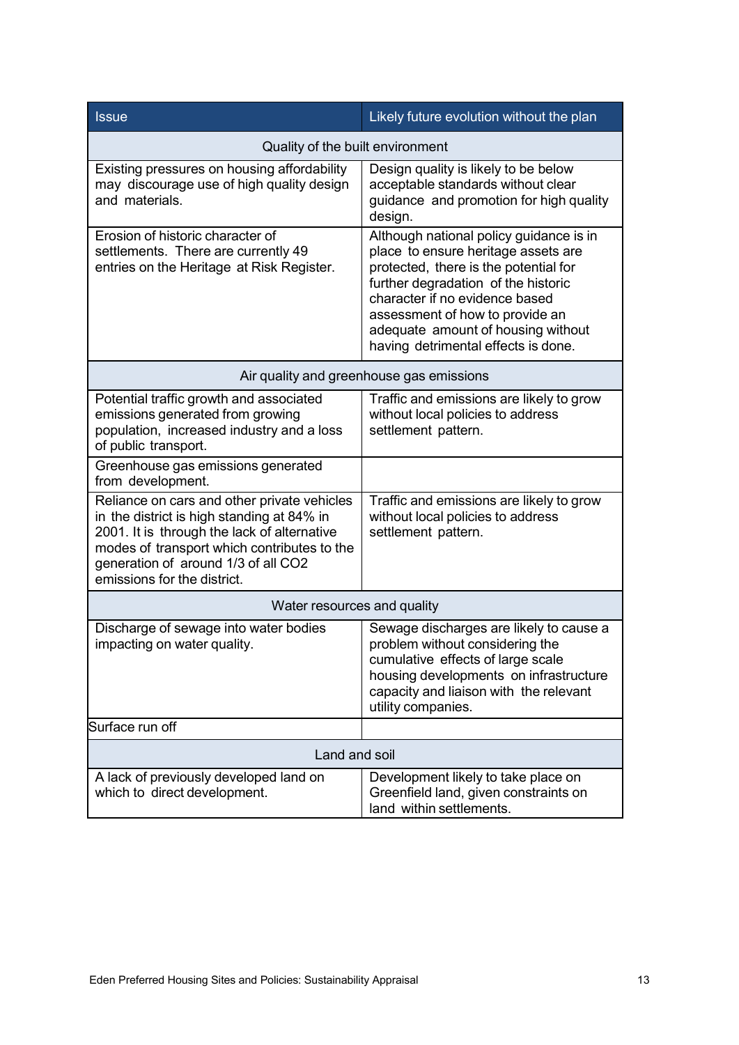| Issue | Likely future evolution without the plan |
|---|---|
| **Quality of the built environment** | |
| Existing pressures on housing affordability may discourage use of high quality design and materials. | Design quality is likely to be below acceptable standards without clear guidance and promotion for high quality design. |
| Erosion of historic character of settlements. There are currently 49 entries on the Heritage at Risk Register. | Although national policy guidance is in place to ensure heritage assets are protected, there is the potential for further degradation of the historic character if no evidence based assessment of how to provide an adequate amount of housing without having detrimental effects is done. |
| **Air quality and greenhouse gas emissions** | |
| Potential traffic growth and associated emissions generated from growing population, increased industry and a loss of public transport. | Traffic and emissions are likely to grow without local policies to address settlement pattern. |
| Greenhouse gas emissions generated from development. | |
| Reliance on cars and other private vehicles in the district is high standing at 84% in 2001. It is through the lack of alternative modes of transport which contributes to the generation of around 1/3 of all $CO_2$ emissions for the district. | Traffic and emissions are likely to grow without local policies to address settlement pattern. |
| **Water resources and quality** | |
| Discharge of sewage into water bodies impacting on water quality. | Sewage discharges are likely to cause a problem without considering the cumulative effects of large scale housing developments on infrastructure capacity and liaison with the relevant utility companies. |
| Surface run off | |
| **Land and soil** | |
| A lack of previously developed land on which to direct development. | Development likely to take place on Greenfield land, given constraints on land within settlements. |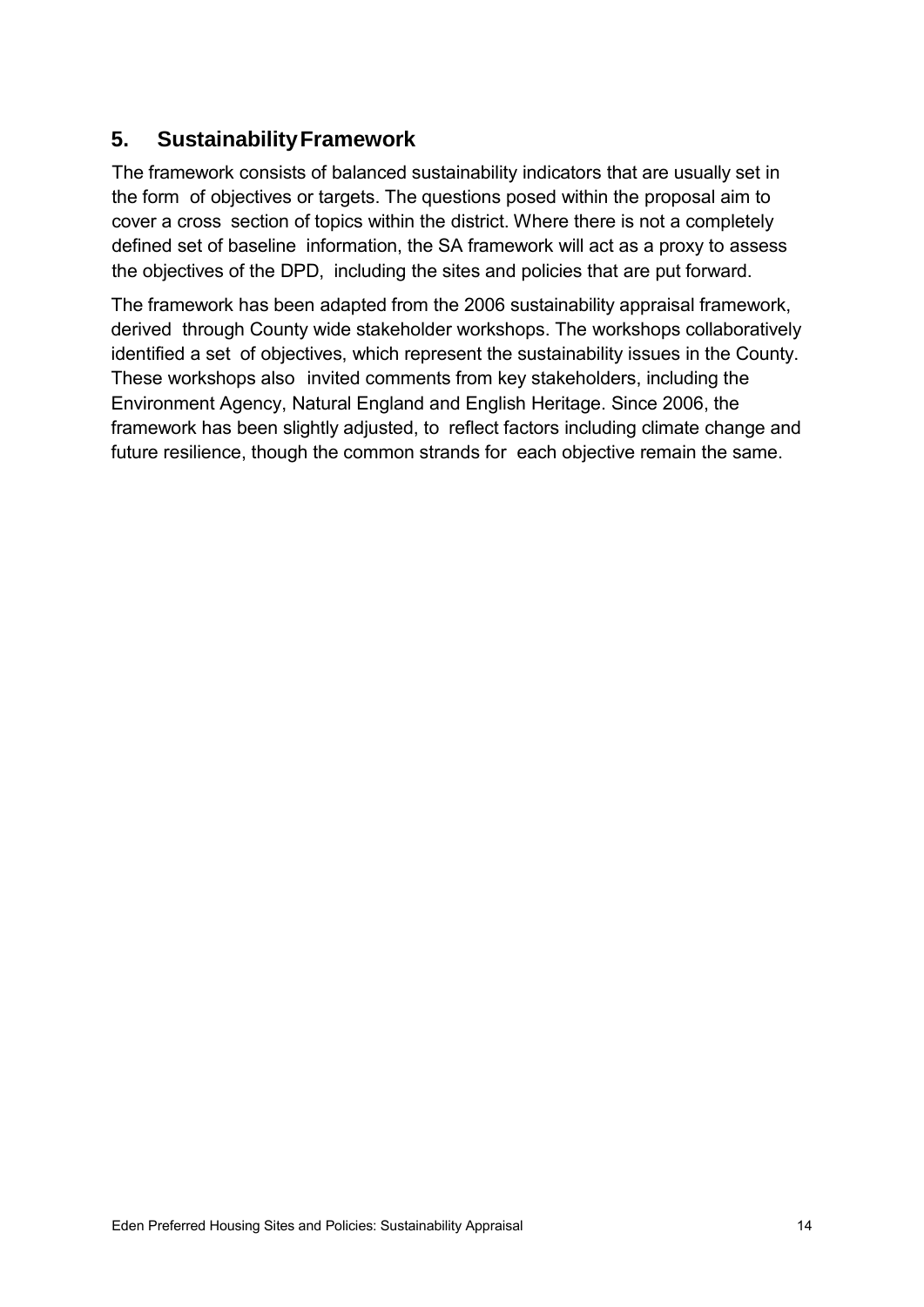## 5. Sustainability Framework

The framework consists of balanced sustainability indicators that are usually set in the form of objectives or targets. The questions posed within the proposal aim to cover a cross section of topics within the district. Where there is not a completely defined set of baseline information, the SA framework will act as a proxy to assess the objectives of the DPD, including the sites and policies that are put forward.

The framework has been adapted from the 2006 sustainability appraisal framework, derived through County wide stakeholder workshops. The workshops collaboratively identified a set of objectives, which represent the sustainability issues in the County. These workshops also invited comments from key stakeholders, including the Environment Agency, Natural England and English Heritage. Since 2006, the framework has been slightly adjusted, to reflect factors including climate change and future resilience, though the common strands for each objective remain the same.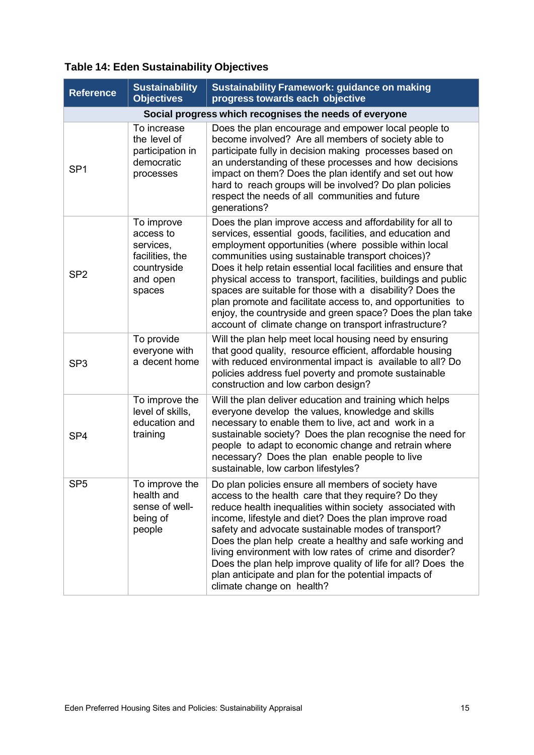**Table 14: Eden Sustainability Objectives**

| Reference | Sustainability Objectives | Sustainability Framework: guidance on making progress towards each objective |
|---|---|---|
| **Social progress which recognises the needs of everyone** | | |
| SP1 | To increase the level of participation in democratic processes | Does the plan encourage and empower local people to become involved? Are all members of society able to participate fully in decision making processes based on an understanding of these processes and how decisions impact on them? Does the plan identify and set out how hard to reach groups will be involved? Do plan policies respect the needs of all communities and future generations? |
| SP2 | To improve access to services, facilities, the countryside and open spaces | Does the plan improve access and affordability for all to services, essential goods, facilities, and education and employment opportunities (where possible within local communities using sustainable transport choices)? Does it help retain essential local facilities and ensure that physical access to transport, facilities, buildings and public spaces are suitable for those with a disability? Does the plan promote and facilitate access to, and opportunities to enjoy, the countryside and green space? Does the plan take account of climate change on transport infrastructure? |
| SP3 | To provide everyone with a decent home | Will the plan help meet local housing need by ensuring that good quality, resource efficient, affordable housing with reduced environmental impact is available to all? Do policies address fuel poverty and promote sustainable construction and low carbon design? |
| SP4 | To improve the level of skills, education and training | Will the plan deliver education and training which helps everyone develop the values, knowledge and skills necessary to enable them to live, act and work in a sustainable society? Does the plan recognise the need for people to adapt to economic change and retrain where necessary? Does the plan enable people to live sustainable, low carbon lifestyles? |
| SP5 | To improve the health and sense of well-being of people | Do plan policies ensure all members of society have access to the health care that they require? Do they reduce health inequalities within society associated with income, lifestyle and diet? Does the plan improve road safety and advocate sustainable modes of transport? Does the plan help create a healthy and safe working and living environment with low rates of crime and disorder? Does the plan help improve quality of life for all? Does the plan anticipate and plan for the potential impacts of climate change on health? |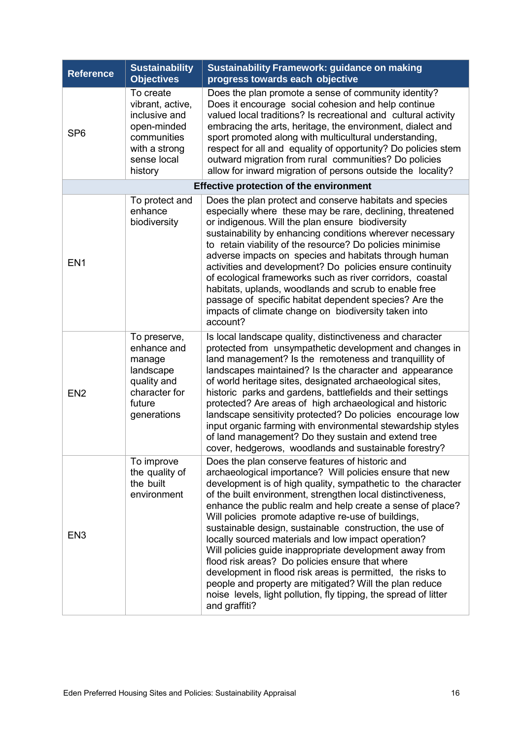| Reference | Sustainability Objectives | Sustainability Framework: guidance on making progress towards each objective |
|---|---|---|
| SP6 | To create vibrant, active, inclusive and open-minded communities with a strong sense local history | Does the plan promote a sense of community identity? Does it encourage social cohesion and help continue valued local traditions? Is recreational and cultural activity embracing the arts, heritage, the environment, dialect and sport promoted along with multicultural understanding, respect for all and equality of opportunity? Do policies stem outward migration from rural communities? Do policies allow for inward migration of persons outside the locality? |
| **Effective protection of the environment** | | |
| EN1 | To protect and enhance biodiversity | Does the plan protect and conserve habitats and species especially where these may be rare, declining, threatened or indigenous. Will the plan ensure biodiversity sustainability by enhancing conditions wherever necessary to retain viability of the resource? Do policies minimise adverse impacts on species and habitats through human activities and development? Do policies ensure continuity of ecological frameworks such as river corridors, coastal habitats, uplands, woodlands and scrub to enable free passage of specific habitat dependent species? Are the impacts of climate change on biodiversity taken into account? |
| EN2 | To preserve, enhance and manage landscape quality and character for future generations | Is local landscape quality, distinctiveness and character protected from unsympathetic development and changes in land management? Is the remoteness and tranquillity of landscapes maintained? Is the character and appearance of world heritage sites, designated archaeological sites, historic parks and gardens, battlefields and their settings protected? Are areas of high archaeological and historic landscape sensitivity protected? Do policies encourage low input organic farming with environmental stewardship styles of land management? Do they sustain and extend tree cover, hedgerows, woodlands and sustainable forestry? |
| EN3 | To improve the quality of the built environment | Does the plan conserve features of historic and archaeological importance? Will policies ensure that new development is of high quality, sympathetic to the character of the built environment, strengthen local distinctiveness, enhance the public realm and help create a sense of place? Will policies promote adaptive re-use of buildings, sustainable design, sustainable construction, the use of locally sourced materials and low impact operation? Will policies guide inappropriate development away from flood risk areas? Do policies ensure that where development in flood risk areas is permitted, the risks to people and property are mitigated? Will the plan reduce noise levels, light pollution, fly tipping, the spread of litter and graffiti? |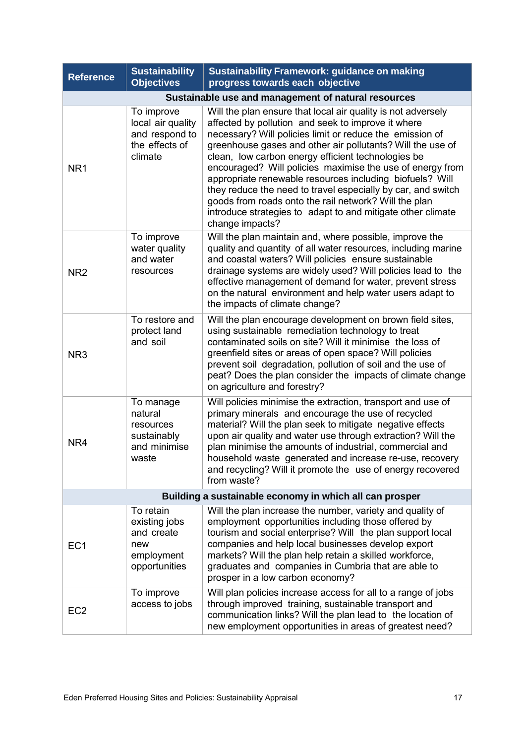| Reference | Sustainability Objectives | Sustainability Framework: guidance on making progress towards each objective |
|---|---|---|
| **Sustainable use and management of natural resources** | | |
| NR1 | To improve local air quality and respond to the effects of climate | Will the plan ensure that local air quality is not adversely affected by pollution and seek to improve it where necessary? Will policies limit or reduce the emission of greenhouse gases and other air pollutants? Will the use of clean, low carbon energy efficient technologies be encouraged? Will policies maximise the use of energy from appropriate renewable resources including biofuels? Will they reduce the need to travel especially by car, and switch goods from roads onto the rail network? Will the plan introduce strategies to adapt to and mitigate other climate change impacts? |
| NR2 | To improve water quality and water resources | Will the plan maintain and, where possible, improve the quality and quantity of all water resources, including marine and coastal waters? Will policies ensure sustainable drainage systems are widely used? Will policies lead to the effective management of demand for water, prevent stress on the natural environment and help water users adapt to the impacts of climate change? |
| NR3 | To restore and protect land and soil | Will the plan encourage development on brown field sites, using sustainable remediation technology to treat contaminated soils on site? Will it minimise the loss of greenfield sites or areas of open space? Will policies prevent soil degradation, pollution of soil and the use of peat? Does the plan consider the impacts of climate change on agriculture and forestry? |
| NR4 | To manage natural resources sustainably and minimise waste | Will policies minimise the extraction, transport and use of primary minerals and encourage the use of recycled material? Will the plan seek to mitigate negative effects upon air quality and water use through extraction? Will the plan minimise the amounts of industrial, commercial and household waste generated and increase re-use, recovery and recycling? Will it promote the use of energy recovered from waste? |
| **Building a sustainable economy in which all can prosper** | | |
| EC1 | To retain existing jobs and create new employment opportunities | Will the plan increase the number, variety and quality of employment opportunities including those offered by tourism and social enterprise? Will the plan support local companies and help local businesses develop export markets? Will the plan help retain a skilled workforce, graduates and companies in Cumbria that are able to prosper in a low carbon economy? |
| EC2 | To improve access to jobs | Will plan policies increase access for all to a range of jobs through improved training, sustainable transport and communication links? Will the plan lead to the location of new employment opportunities in areas of greatest need? |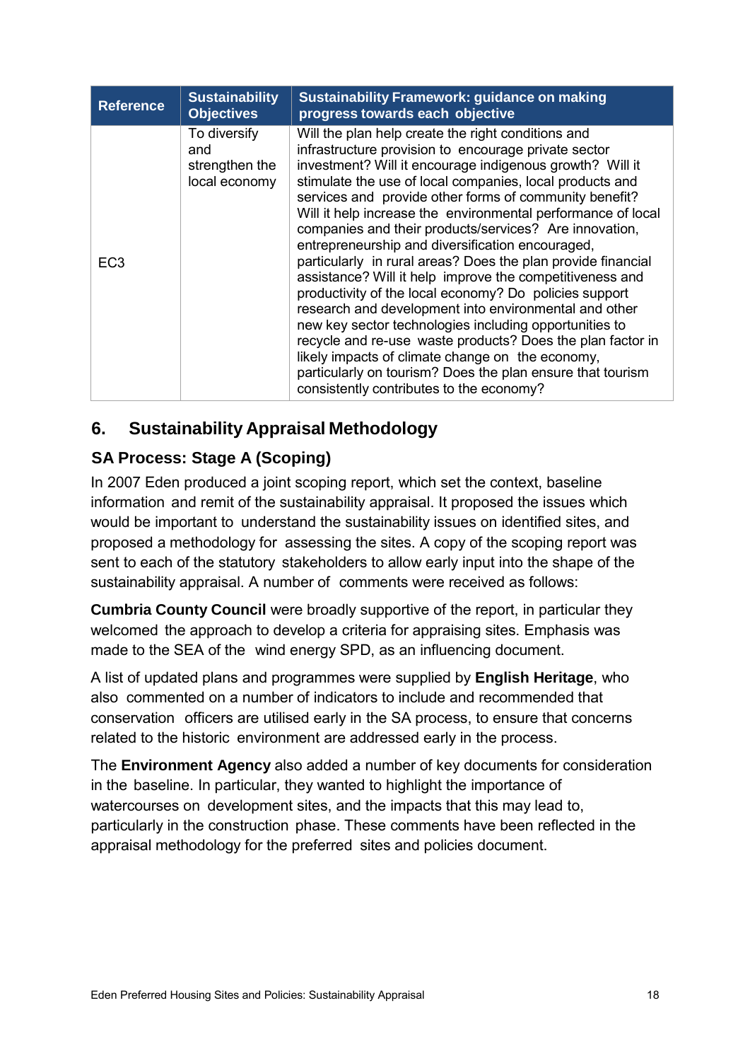| Reference | Sustainability Objectives | Sustainability Framework: guidance on making progress towards each objective |
|---|---|---|
| EC3 | To diversify and strengthen the local economy | Will the plan help create the right conditions and infrastructure provision to encourage private sector investment? Will it encourage indigenous growth? Will it stimulate the use of local companies, local products and services and provide other forms of community benefit? Will it help increase the environmental performance of local companies and their products/services? Are innovation, entrepreneurship and diversification encouraged, particularly in rural areas? Does the plan provide financial assistance? Will it help improve the competitiveness and productivity of the local economy? Do policies support research and development into environmental and other new key sector technologies including opportunities to recycle and re-use waste products? Does the plan factor in likely impacts of climate change on the economy, particularly on tourism? Does the plan ensure that tourism consistently contributes to the economy? |

## 6. Sustainability Appraisal Methodology

### SA Process: Stage A (Scoping)

In 2007 Eden produced a joint scoping report, which set the context, baseline information and remit of the sustainability appraisal. It proposed the issues which would be important to understand the sustainability issues on identified sites, and proposed a methodology for assessing the sites. A copy of the scoping report was sent to each of the statutory stakeholders to allow early input into the shape of the sustainability appraisal. A number of comments were received as follows:

**Cumbria County Council** were broadly supportive of the report, in particular they welcomed the approach to develop a criteria for appraising sites. Emphasis was made to the SEA of the wind energy SPD, as an influencing document.

A list of updated plans and programmes were supplied by **English Heritage**, who also commented on a number of indicators to include and recommended that conservation officers are utilised early in the SA process, to ensure that concerns related to the historic environment are addressed early in the process.

The **Environment Agency** also added a number of key documents for consideration in the baseline. In particular, they wanted to highlight the importance of watercourses on development sites, and the impacts that this may lead to, particularly in the construction phase. These comments have been reflected in the appraisal methodology for the preferred sites and policies document.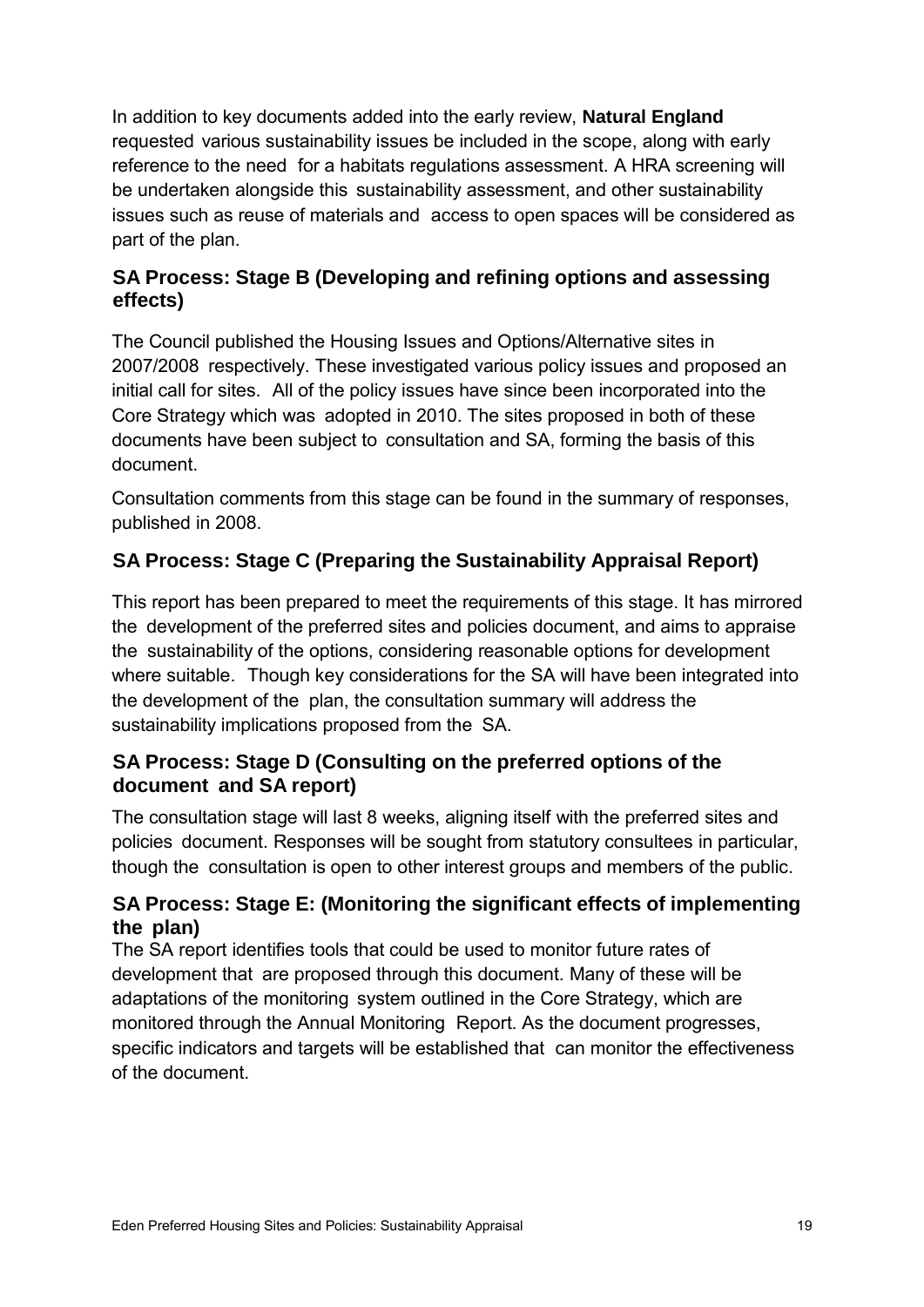In addition to key documents added into the early review, **Natural England** requested various sustainability issues be included in the scope, along with early reference to the need for a habitats regulations assessment. A HRA screening will be undertaken alongside this sustainability assessment, and other sustainability issues such as reuse of materials and access to open spaces will be considered as part of the plan.

### SA Process: Stage B (Developing and refining options and assessing effects)

The Council published the Housing Issues and Options/Alternative sites in 2007/2008 respectively. These investigated various policy issues and proposed an initial call for sites. All of the policy issues have since been incorporated into the Core Strategy which was adopted in 2010. The sites proposed in both of these documents have been subject to consultation and SA, forming the basis of this document.

Consultation comments from this stage can be found in the summary of responses, published in 2008.

### SA Process: Stage C (Preparing the Sustainability Appraisal Report)

This report has been prepared to meet the requirements of this stage. It has mirrored the development of the preferred sites and policies document, and aims to appraise the sustainability of the options, considering reasonable options for development where suitable. Though key considerations for the SA will have been integrated into the development of the plan, the consultation summary will address the sustainability implications proposed from the SA.

### SA Process: Stage D (Consulting on the preferred options of the document and SA report)

The consultation stage will last 8 weeks, aligning itself with the preferred sites and policies document. Responses will be sought from statutory consultees in particular, though the consultation is open to other interest groups and members of the public.

### SA Process: Stage E: (Monitoring the significant effects of implementing the plan)

The SA report identifies tools that could be used to monitor future rates of development that are proposed through this document. Many of these will be adaptations of the monitoring system outlined in the Core Strategy, which are monitored through the Annual Monitoring Report. As the document progresses, specific indicators and targets will be established that can monitor the effectiveness of the document.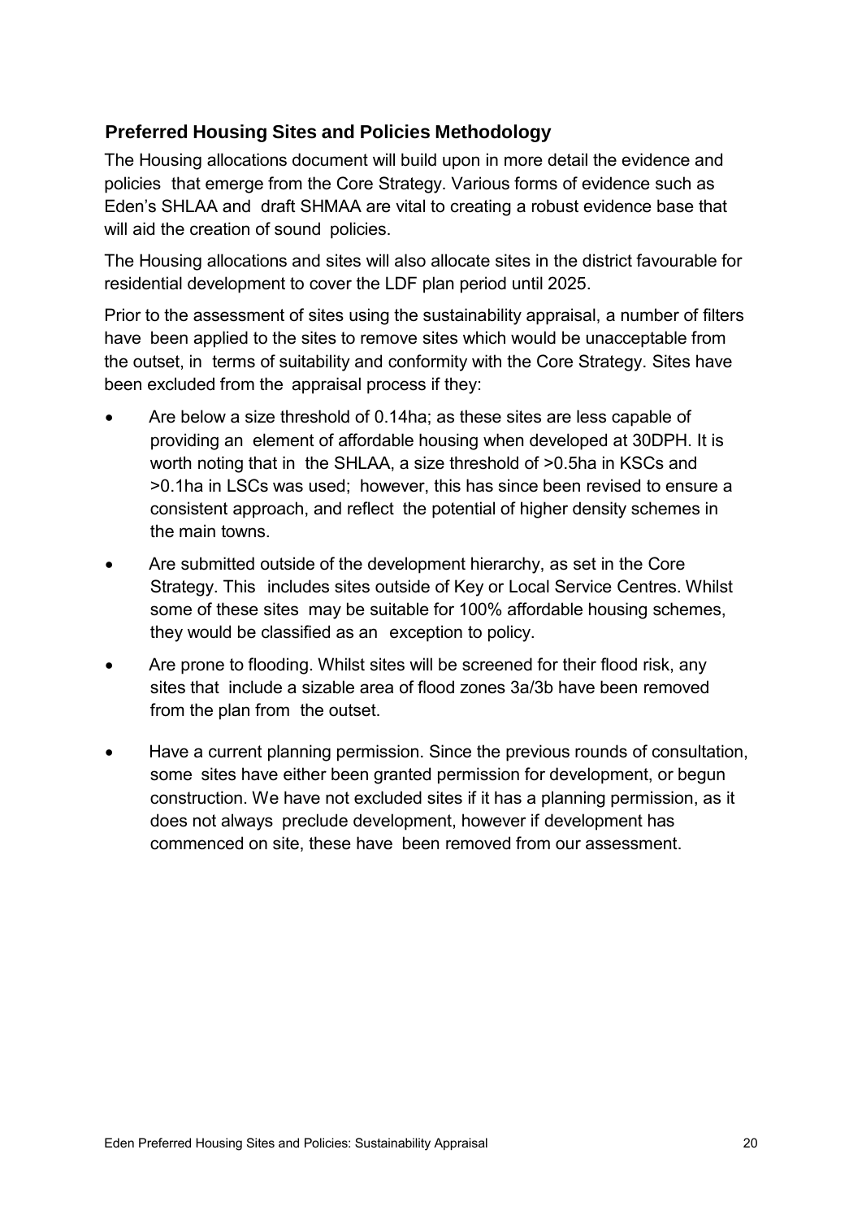## Preferred Housing Sites and Policies Methodology

The Housing allocations document will build upon in more detail the evidence and policies that emerge from the Core Strategy. Various forms of evidence such as Eden's SHLAA and draft SHMAA are vital to creating a robust evidence base that will aid the creation of sound policies.

The Housing allocations and sites will also allocate sites in the district favourable for residential development to cover the LDF plan period until 2025.

Prior to the assessment of sites using the sustainability appraisal, a number of filters have been applied to the sites to remove sites which would be unacceptable from the outset, in terms of suitability and conformity with the Core Strategy. Sites have been excluded from the appraisal process if they:

- Are below a size threshold of 0.14ha; as these sites are less capable of providing an element of affordable housing when developed at 30DPH. It is worth noting that in the SHLAA, a size threshold of >0.5ha in KSCs and >0.1ha in LSCs was used; however, this has since been revised to ensure a consistent approach, and reflect the potential of higher density schemes in the main towns.
- Are submitted outside of the development hierarchy, as set in the Core Strategy. This includes sites outside of Key or Local Service Centres. Whilst some of these sites may be suitable for 100% affordable housing schemes, they would be classified as an exception to policy.
- Are prone to flooding. Whilst sites will be screened for their flood risk, any sites that include a sizable area of flood zones 3a/3b have been removed from the plan from the outset.
- Have a current planning permission. Since the previous rounds of consultation, some sites have either been granted permission for development, or begun construction. We have not excluded sites if it has a planning permission, as it does not always preclude development, however if development has commenced on site, these have been removed from our assessment.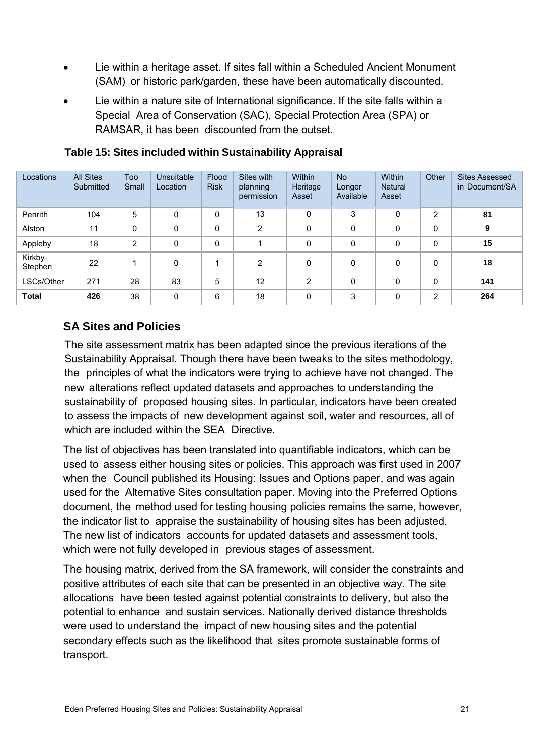- Lie within a heritage asset. If sites fall within a Scheduled Ancient Monument (SAM) or historic park/garden, these have been automatically discounted.
- Lie within a nature site of International significance. If the site falls within a Special Area of Conservation (SAC), Special Protection Area (SPA) or RAMSAR, it has been discounted from the outset.

**Table 15: Sites included within Sustainability Appraisal**

| Locations | All Sites Submitted | Too Small | Unsuitable Location | Flood Risk | Sites with planning permission | Within Heritage Asset | No Longer Available | Within Natural Asset | Other | Sites Assessed in Document/SA |
|---|---|---|---|---|---|---|---|---|---|---|
| Penrith | 104 | 5 | 0 | 0 | 13 | 0 | 3 | 0 | 2 | **81** |
| Alston | 11 | 0 | 0 | 0 | 2 | 0 | 0 | 0 | 0 | **9** |
| Appleby | 18 | 2 | 0 | 0 | 1 | 0 | 0 | 0 | 0 | **15** |
| Kirkby Stephen | 22 | 1 | 0 | 1 | 2 | 0 | 0 | 0 | 0 | **18** |
| LSCs/Other | 271 | 28 | 83 | 5 | 12 | 2 | 0 | 0 | 0 | **141** |
| **Total** | **426** | 38 | 0 | 6 | 18 | 0 | 3 | 0 | 2 | **264** |

## SA Sites and Policies

The site assessment matrix has been adapted since the previous iterations of the Sustainability Appraisal. Though there have been tweaks to the sites methodology, the principles of what the indicators were trying to achieve have not changed. The new alterations reflect updated datasets and approaches to understanding the sustainability of proposed housing sites. In particular, indicators have been created to assess the impacts of new development against soil, water and resources, all of which are included within the SEA Directive.

The list of objectives has been translated into quantifiable indicators, which can be used to assess either housing sites or policies. This approach was first used in 2007 when the Council published its Housing: Issues and Options paper, and was again used for the Alternative Sites consultation paper. Moving into the Preferred Options document, the method used for testing housing policies remains the same, however, the indicator list to appraise the sustainability of housing sites has been adjusted. The new list of indicators accounts for updated datasets and assessment tools, which were not fully developed in previous stages of assessment.

The housing matrix, derived from the SA framework, will consider the constraints and positive attributes of each site that can be presented in an objective way. The site allocations have been tested against potential constraints to delivery, but also the potential to enhance and sustain services. Nationally derived distance thresholds were used to understand the impact of new housing sites and the potential secondary effects such as the likelihood that sites promote sustainable forms of transport.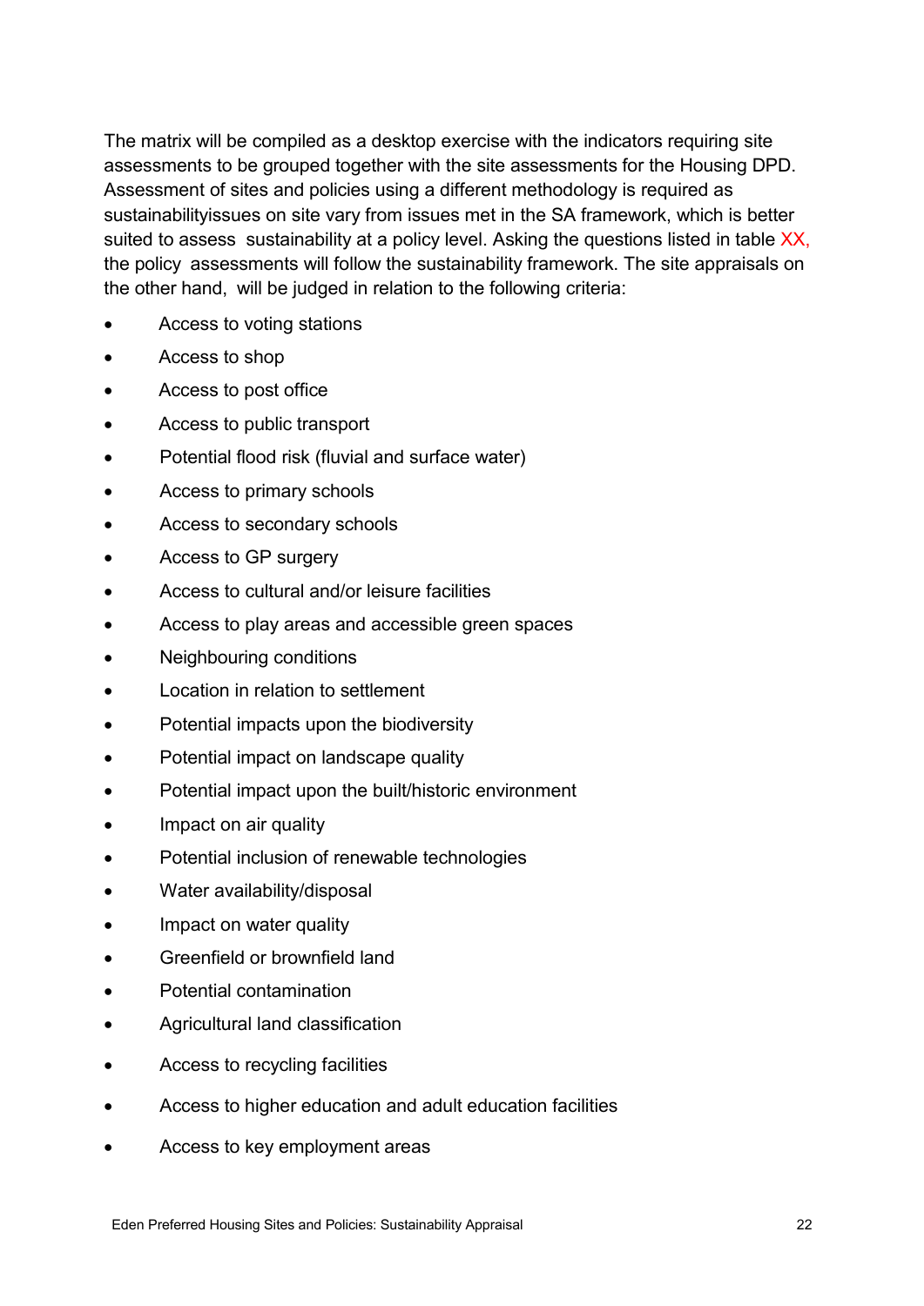The matrix will be compiled as a desktop exercise with the indicators requiring site assessments to be grouped together with the site assessments for the Housing DPD. Assessment of sites and policies using a different methodology is required as sustainabilityissues on site vary from issues met in the SA framework, which is better suited to assess  sustainability at a policy level. Asking the questions listed in table XX, the policy  assessments will follow the sustainability framework. The site appraisals on the other hand,  will be judged in relation to the following criteria:

- Access to voting stations
- Access to shop
- Access to post office
- Access to public transport
- Potential flood risk (fluvial and surface water)
- Access to primary schools
- Access to secondary schools
- Access to GP surgery
- Access to cultural and/or leisure facilities
- Access to play areas and accessible green spaces
- Neighbouring conditions
- Location in relation to settlement
- Potential impacts upon the biodiversity
- Potential impact on landscape quality
- Potential impact upon the built/historic environment
- Impact on air quality
- Potential inclusion of renewable technologies
- Water availability/disposal
- Impact on water quality
- Greenfield or brownfield land
- Potential contamination
- Agricultural land classification
- Access to recycling facilities
- Access to higher education and adult education facilities
- Access to key employment areas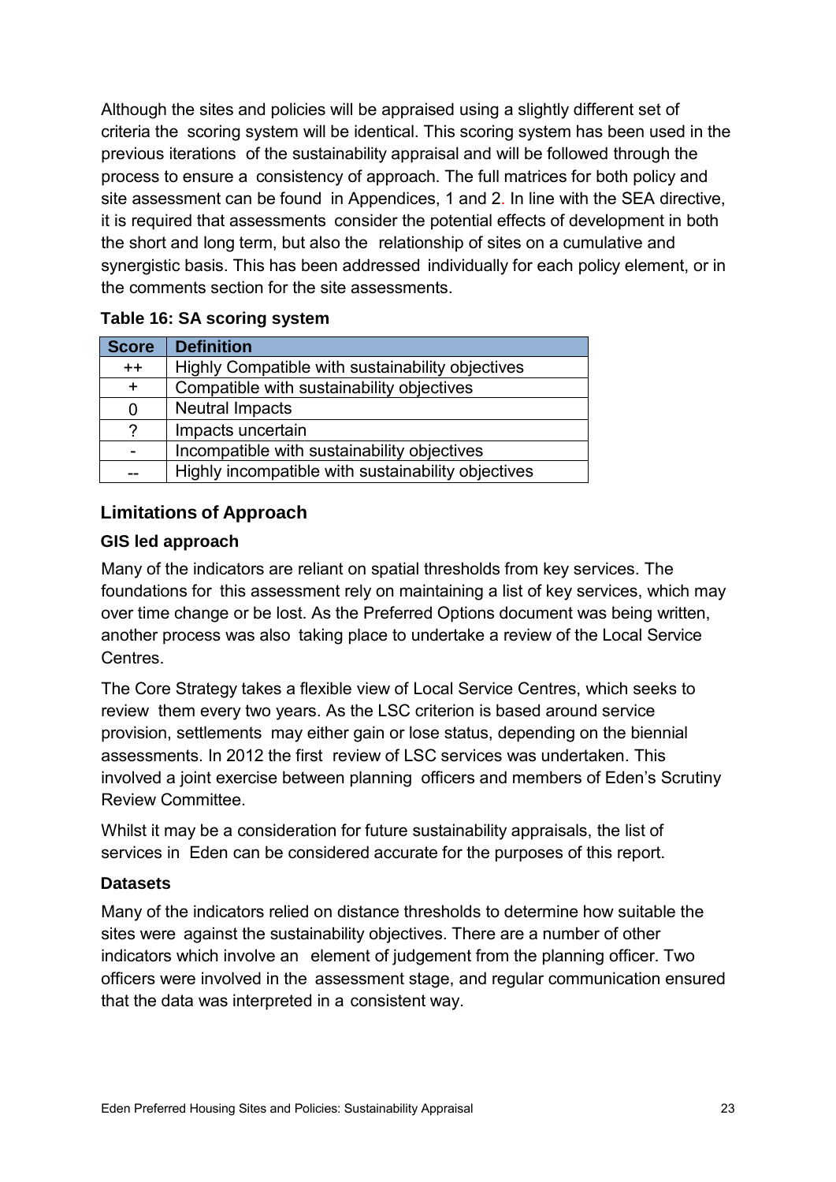Although the sites and policies will be appraised using a slightly different set of criteria the scoring system will be identical. This scoring system has been used in the previous iterations of the sustainability appraisal and will be followed through the process to ensure a consistency of approach. The full matrices for both policy and site assessment can be found in Appendices, 1 and 2. In line with the SEA directive, it is required that assessments consider the potential effects of development in both the short and long term, but also the relationship of sites on a cumulative and synergistic basis. This has been addressed individually for each policy element, or in the comments section for the site assessments.

**Table 16: SA scoring system**

| Score | Definition |
|---|---|
| ++ | Highly Compatible with sustainability objectives |
| + | Compatible with sustainability objectives |
| 0 | Neutral Impacts |
| ? | Impacts uncertain |
| - | Incompatible with sustainability objectives |
| -- | Highly incompatible with sustainability objectives |

## Limitations of Approach

### GIS led approach

Many of the indicators are reliant on spatial thresholds from key services. The foundations for this assessment rely on maintaining a list of key services, which may over time change or be lost. As the Preferred Options document was being written, another process was also taking place to undertake a review of the Local Service Centres.

The Core Strategy takes a flexible view of Local Service Centres, which seeks to review them every two years. As the LSC criterion is based around service provision, settlements may either gain or lose status, depending on the biennial assessments. In 2012 the first review of LSC services was undertaken. This involved a joint exercise between planning officers and members of Eden's Scrutiny Review Committee.

Whilst it may be a consideration for future sustainability appraisals, the list of services in Eden can be considered accurate for the purposes of this report.

### Datasets

Many of the indicators relied on distance thresholds to determine how suitable the sites were against the sustainability objectives. There are a number of other indicators which involve an element of judgement from the planning officer. Two officers were involved in the assessment stage, and regular communication ensured that the data was interpreted in a consistent way.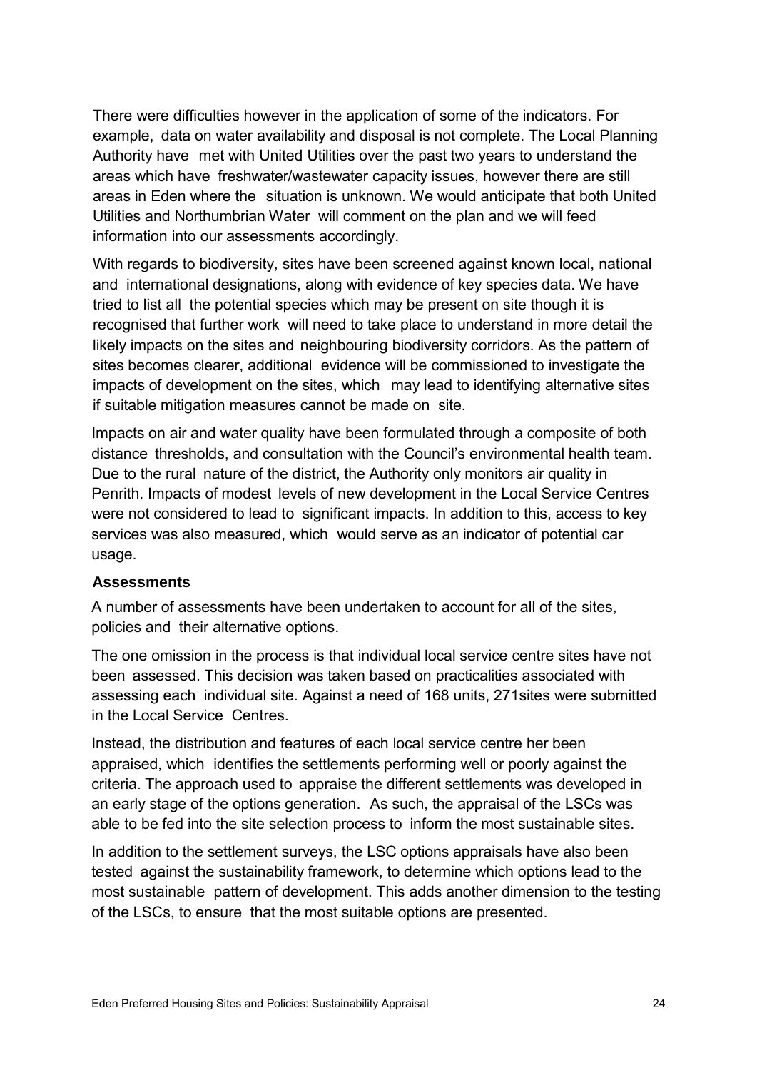There were difficulties however in the application of some of the indicators. For example, data on water availability and disposal is not complete. The Local Planning Authority have met with United Utilities over the past two years to understand the areas which have freshwater/wastewater capacity issues, however there are still areas in Eden where the situation is unknown. We would anticipate that both United Utilities and Northumbrian Water will comment on the plan and we will feed information into our assessments accordingly.

With regards to biodiversity, sites have been screened against known local, national and international designations, along with evidence of key species data. We have tried to list all the potential species which may be present on site though it is recognised that further work will need to take place to understand in more detail the likely impacts on the sites and neighbouring biodiversity corridors. As the pattern of sites becomes clearer, additional evidence will be commissioned to investigate the impacts of development on the sites, which may lead to identifying alternative sites if suitable mitigation measures cannot be made on site.

Impacts on air and water quality have been formulated through a composite of both distance thresholds, and consultation with the Council's environmental health team. Due to the rural nature of the district, the Authority only monitors air quality in Penrith. Impacts of modest levels of new development in the Local Service Centres were not considered to lead to significant impacts. In addition to this, access to key services was also measured, which would serve as an indicator of potential car usage.

**Assessments**

A number of assessments have been undertaken to account for all of the sites, policies and their alternative options.

The one omission in the process is that individual local service centre sites have not been assessed. This decision was taken based on practicalities associated with assessing each individual site. Against a need of 168 units, 271sites were submitted in the Local Service Centres.

Instead, the distribution and features of each local service centre her been appraised, which identifies the settlements performing well or poorly against the criteria. The approach used to appraise the different settlements was developed in an early stage of the options generation. As such, the appraisal of the LSCs was able to be fed into the site selection process to inform the most sustainable sites.

In addition to the settlement surveys, the LSC options appraisals have also been tested against the sustainability framework, to determine which options lead to the most sustainable pattern of development. This adds another dimension to the testing of the LSCs, to ensure that the most suitable options are presented.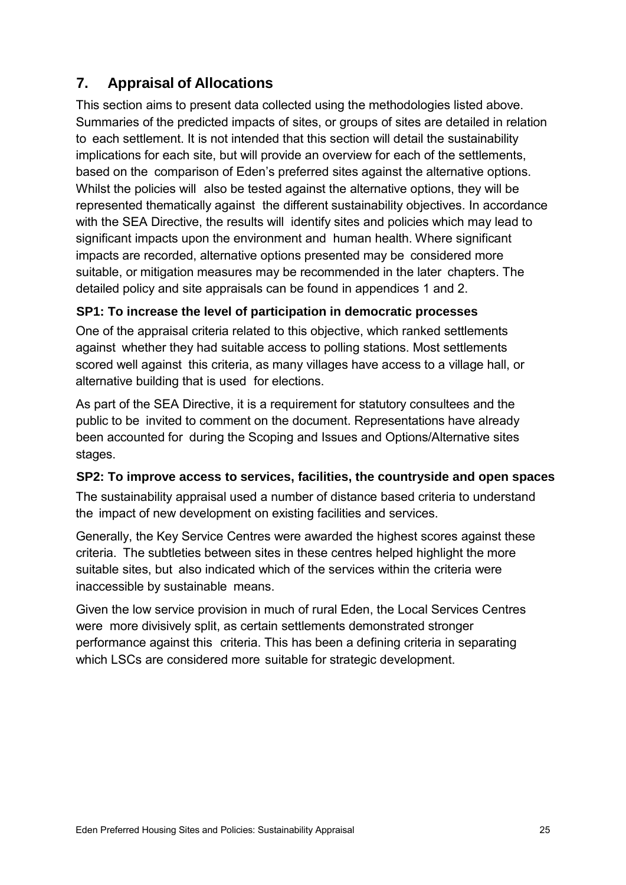## 7. Appraisal of Allocations

This section aims to present data collected using the methodologies listed above. Summaries of the predicted impacts of sites, or groups of sites are detailed in relation to each settlement. It is not intended that this section will detail the sustainability implications for each site, but will provide an overview for each of the settlements, based on the comparison of Eden's preferred sites against the alternative options. Whilst the policies will also be tested against the alternative options, they will be represented thematically against the different sustainability objectives. In accordance with the SEA Directive, the results will identify sites and policies which may lead to significant impacts upon the environment and human health. Where significant impacts are recorded, alternative options presented may be considered more suitable, or mitigation measures may be recommended in the later chapters. The detailed policy and site appraisals can be found in appendices 1 and 2.

### SP1: To increase the level of participation in democratic processes

One of the appraisal criteria related to this objective, which ranked settlements against whether they had suitable access to polling stations. Most settlements scored well against this criteria, as many villages have access to a village hall, or alternative building that is used for elections.

As part of the SEA Directive, it is a requirement for statutory consultees and the public to be invited to comment on the document. Representations have already been accounted for during the Scoping and Issues and Options/Alternative sites stages.

### SP2: To improve access to services, facilities, the countryside and open spaces

The sustainability appraisal used a number of distance based criteria to understand the impact of new development on existing facilities and services.

Generally, the Key Service Centres were awarded the highest scores against these criteria. The subtleties between sites in these centres helped highlight the more suitable sites, but also indicated which of the services within the criteria were inaccessible by sustainable means.

Given the low service provision in much of rural Eden, the Local Services Centres were more divisively split, as certain settlements demonstrated stronger performance against this criteria. This has been a defining criteria in separating which LSCs are considered more suitable for strategic development.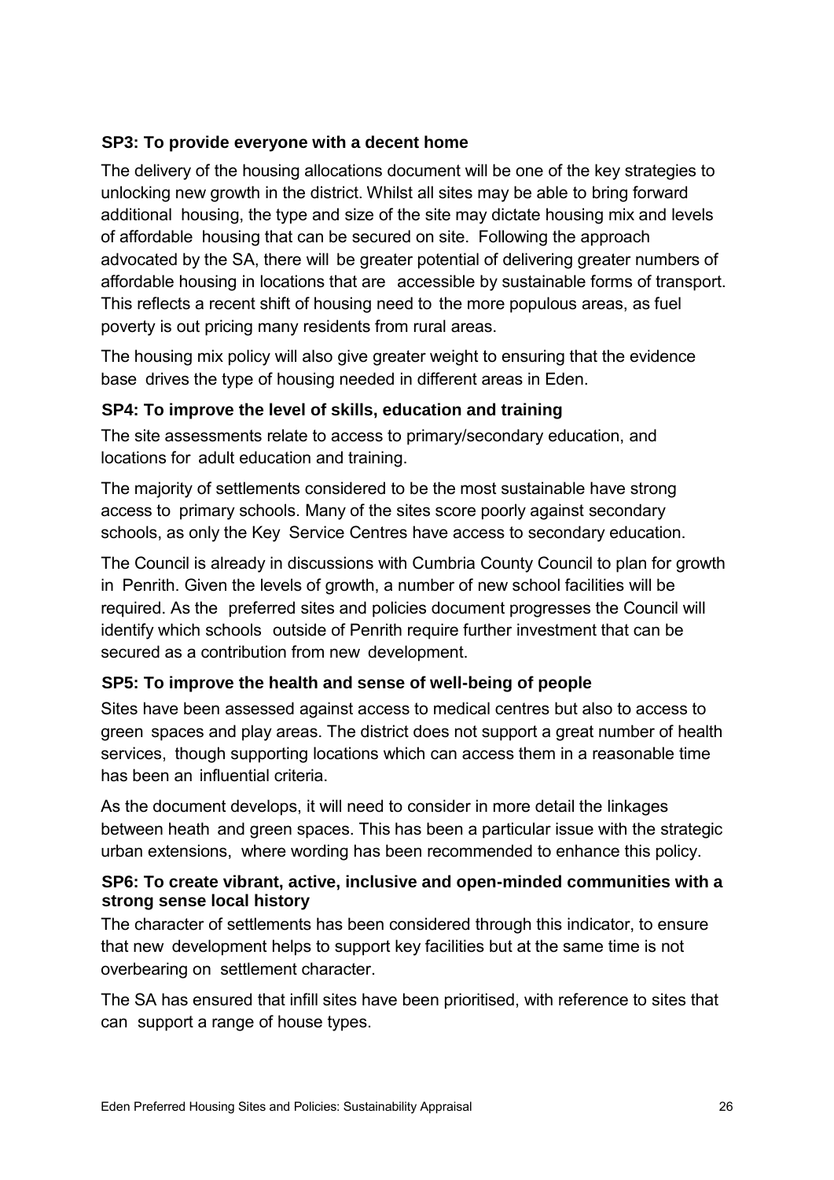### SP3: To provide everyone with a decent home

The delivery of the housing allocations document will be one of the key strategies to unlocking new growth in the district. Whilst all sites may be able to bring forward additional housing, the type and size of the site may dictate housing mix and levels of affordable housing that can be secured on site. Following the approach advocated by the SA, there will be greater potential of delivering greater numbers of affordable housing in locations that are accessible by sustainable forms of transport. This reflects a recent shift of housing need to the more populous areas, as fuel poverty is out pricing many residents from rural areas.

The housing mix policy will also give greater weight to ensuring that the evidence base drives the type of housing needed in different areas in Eden.

### SP4: To improve the level of skills, education and training

The site assessments relate to access to primary/secondary education, and locations for adult education and training.

The majority of settlements considered to be the most sustainable have strong access to primary schools. Many of the sites score poorly against secondary schools, as only the Key Service Centres have access to secondary education.

The Council is already in discussions with Cumbria County Council to plan for growth in Penrith. Given the levels of growth, a number of new school facilities will be required. As the preferred sites and policies document progresses the Council will identify which schools outside of Penrith require further investment that can be secured as a contribution from new development.

### SP5: To improve the health and sense of well-being of people

Sites have been assessed against access to medical centres but also to access to green spaces and play areas. The district does not support a great number of health services, though supporting locations which can access them in a reasonable time has been an influential criteria.

As the document develops, it will need to consider in more detail the linkages between heath and green spaces. This has been a particular issue with the strategic urban extensions, where wording has been recommended to enhance this policy.

### SP6: To create vibrant, active, inclusive and open-minded communities with a strong sense local history

The character of settlements has been considered through this indicator, to ensure that new development helps to support key facilities but at the same time is not overbearing on settlement character.

The SA has ensured that infill sites have been prioritised, with reference to sites that can support a range of house types.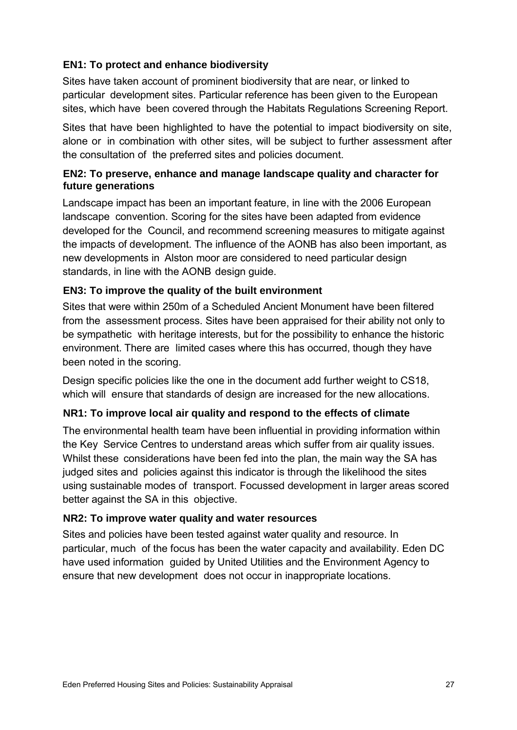### EN1: To protect and enhance biodiversity

Sites have taken account of prominent biodiversity that are near, or linked to particular development sites. Particular reference has been given to the European sites, which have been covered through the Habitats Regulations Screening Report.

Sites that have been highlighted to have the potential to impact biodiversity on site, alone or in combination with other sites, will be subject to further assessment after the consultation of the preferred sites and policies document.

### EN2: To preserve, enhance and manage landscape quality and character for future generations

Landscape impact has been an important feature, in line with the 2006 European landscape convention. Scoring for the sites have been adapted from evidence developed for the Council, and recommend screening measures to mitigate against the impacts of development. The influence of the AONB has also been important, as new developments in Alston moor are considered to need particular design standards, in line with the AONB design guide.

### EN3: To improve the quality of the built environment

Sites that were within 250m of a Scheduled Ancient Monument have been filtered from the assessment process. Sites have been appraised for their ability not only to be sympathetic with heritage interests, but for the possibility to enhance the historic environment. There are limited cases where this has occurred, though they have been noted in the scoring.

Design specific policies like the one in the document add further weight to CS18, which will ensure that standards of design are increased for the new allocations.

### NR1: To improve local air quality and respond to the effects of climate

The environmental health team have been influential in providing information within the Key Service Centres to understand areas which suffer from air quality issues. Whilst these considerations have been fed into the plan, the main way the SA has judged sites and policies against this indicator is through the likelihood the sites using sustainable modes of transport. Focussed development in larger areas scored better against the SA in this objective.

### NR2: To improve water quality and water resources

Sites and policies have been tested against water quality and resource. In particular, much of the focus has been the water capacity and availability. Eden DC have used information guided by United Utilities and the Environment Agency to ensure that new development does not occur in inappropriate locations.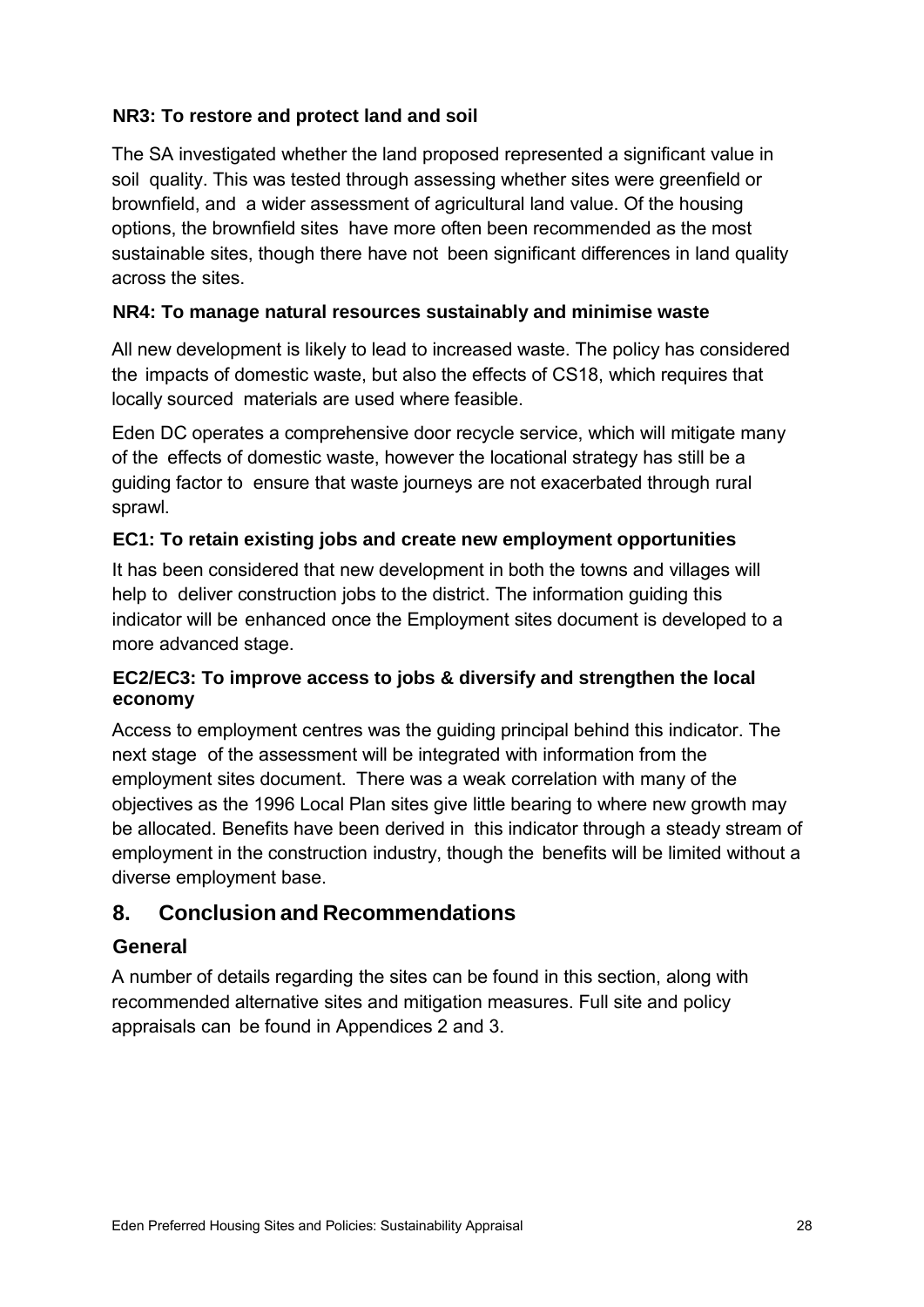**NR3: To restore and protect land and soil**

The SA investigated whether the land proposed represented a significant value in soil quality. This was tested through assessing whether sites were greenfield or brownfield, and a wider assessment of agricultural land value. Of the housing options, the brownfield sites have more often been recommended as the most sustainable sites, though there have not been significant differences in land quality across the sites.

**NR4: To manage natural resources sustainably and minimise waste**

All new development is likely to lead to increased waste. The policy has considered the impacts of domestic waste, but also the effects of CS18, which requires that locally sourced materials are used where feasible.

Eden DC operates a comprehensive door recycle service, which will mitigate many of the effects of domestic waste, however the locational strategy has still be a guiding factor to ensure that waste journeys are not exacerbated through rural sprawl.

**EC1: To retain existing jobs and create new employment opportunities**

It has been considered that new development in both the towns and villages will help to deliver construction jobs to the district. The information guiding this indicator will be enhanced once the Employment sites document is developed to a more advanced stage.

**EC2/EC3: To improve access to jobs & diversify and strengthen the local economy**

Access to employment centres was the guiding principal behind this indicator. The next stage of the assessment will be integrated with information from the employment sites document. There was a weak correlation with many of the objectives as the 1996 Local Plan sites give little bearing to where new growth may be allocated. Benefits have been derived in this indicator through a steady stream of employment in the construction industry, though the benefits will be limited without a diverse employment base.

## 8. Conclusion and Recommendations

### General

A number of details regarding the sites can be found in this section, along with recommended alternative sites and mitigation measures. Full site and policy appraisals can be found in Appendices 2 and 3.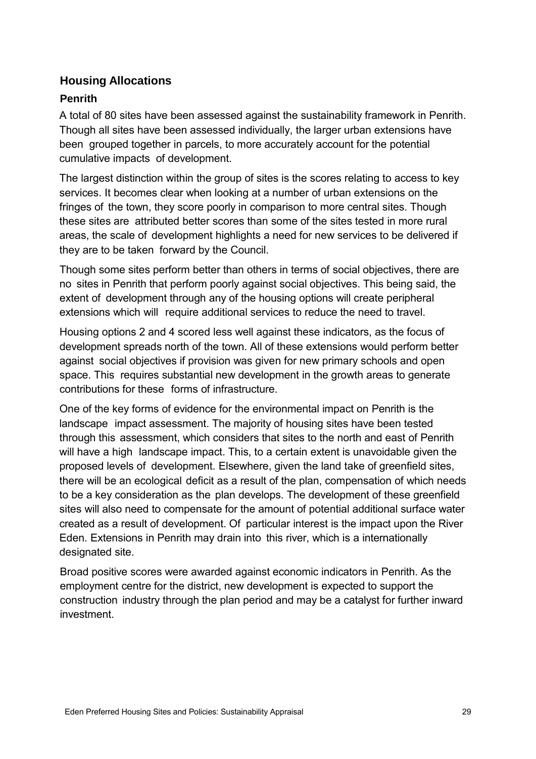## Housing Allocations

### Penrith

A total of 80 sites have been assessed against the sustainability framework in Penrith. Though all sites have been assessed individually, the larger urban extensions have been grouped together in parcels, to more accurately account for the potential cumulative impacts of development.

The largest distinction within the group of sites is the scores relating to access to key services. It becomes clear when looking at a number of urban extensions on the fringes of the town, they score poorly in comparison to more central sites. Though these sites are attributed better scores than some of the sites tested in more rural areas, the scale of development highlights a need for new services to be delivered if they are to be taken forward by the Council.

Though some sites perform better than others in terms of social objectives, there are no sites in Penrith that perform poorly against social objectives. This being said, the extent of development through any of the housing options will create peripheral extensions which will require additional services to reduce the need to travel.

Housing options 2 and 4 scored less well against these indicators, as the focus of development spreads north of the town. All of these extensions would perform better against social objectives if provision was given for new primary schools and open space. This requires substantial new development in the growth areas to generate contributions for these forms of infrastructure.

One of the key forms of evidence for the environmental impact on Penrith is the landscape impact assessment. The majority of housing sites have been tested through this assessment, which considers that sites to the north and east of Penrith will have a high landscape impact. This, to a certain extent is unavoidable given the proposed levels of development. Elsewhere, given the land take of greenfield sites, there will be an ecological deficit as a result of the plan, compensation of which needs to be a key consideration as the plan develops. The development of these greenfield sites will also need to compensate for the amount of potential additional surface water created as a result of development. Of particular interest is the impact upon the River Eden. Extensions in Penrith may drain into this river, which is a internationally designated site.

Broad positive scores were awarded against economic indicators in Penrith. As the employment centre for the district, new development is expected to support the construction industry through the plan period and may be a catalyst for further inward investment.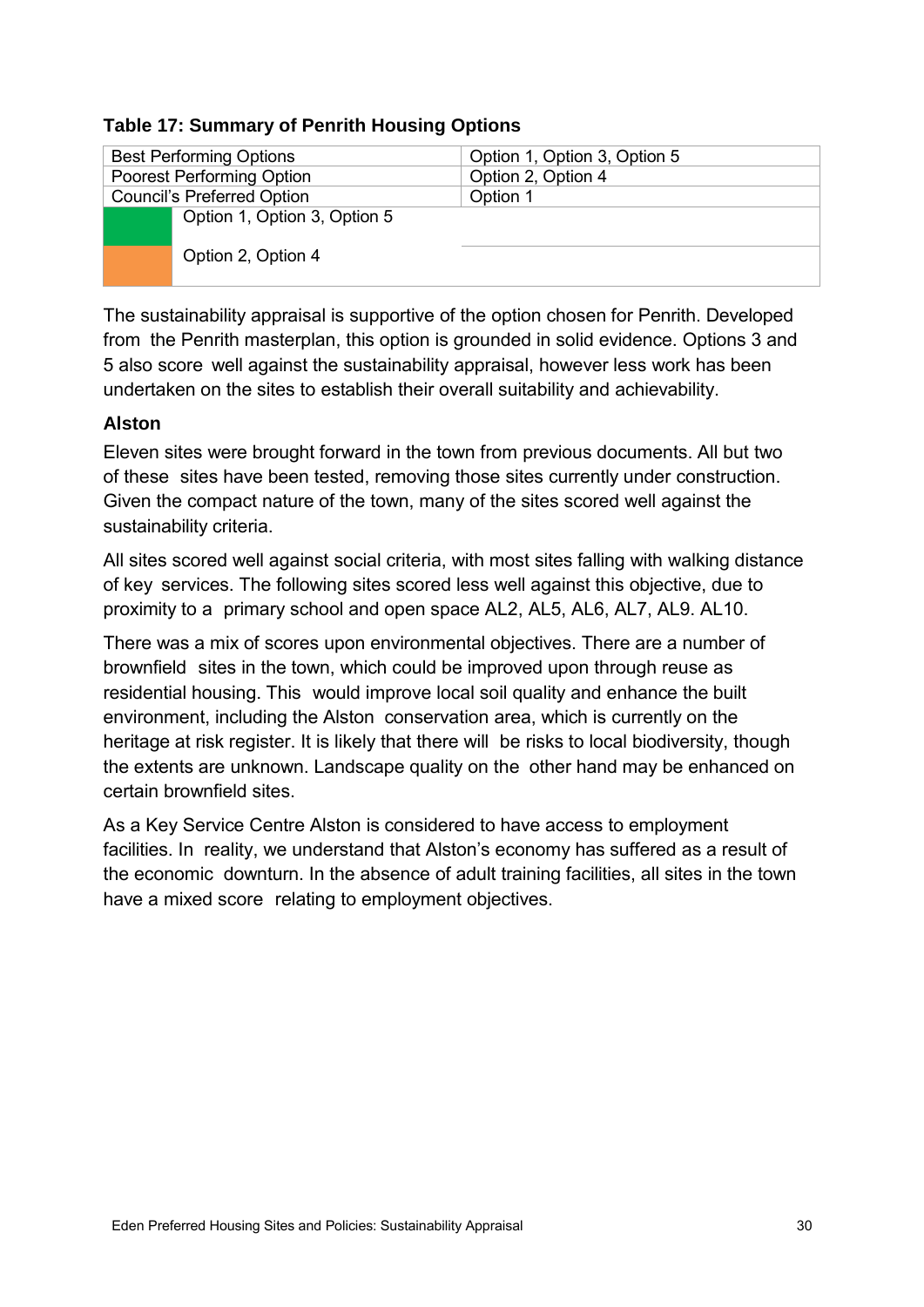**Table 17: Summary of Penrith Housing Options**

| Best Performing Options | Option 1, Option 3, Option 5 |
|---|---|
| Poorest Performing Option | Option 2, Option 4 |
| Council's Preferred Option | Option 1 |
| Option 1, Option 3, Option 5 | |
| Option 2, Option 4 | |

The sustainability appraisal is supportive of the option chosen for Penrith. Developed from the Penrith masterplan, this option is grounded in solid evidence. Options 3 and 5 also score well against the sustainability appraisal, however less work has been undertaken on the sites to establish their overall suitability and achievability.

### Alston

Eleven sites were brought forward in the town from previous documents. All but two of these sites have been tested, removing those sites currently under construction. Given the compact nature of the town, many of the sites scored well against the sustainability criteria.

All sites scored well against social criteria, with most sites falling with walking distance of key services. The following sites scored less well against this objective, due to proximity to a primary school and open space AL2, AL5, AL6, AL7, AL9. AL10.

There was a mix of scores upon environmental objectives. There are a number of brownfield sites in the town, which could be improved upon through reuse as residential housing. This would improve local soil quality and enhance the built environment, including the Alston conservation area, which is currently on the heritage at risk register. It is likely that there will be risks to local biodiversity, though the extents are unknown. Landscape quality on the other hand may be enhanced on certain brownfield sites.

As a Key Service Centre Alston is considered to have access to employment facilities. In reality, we understand that Alston's economy has suffered as a result of the economic downturn. In the absence of adult training facilities, all sites in the town have a mixed score relating to employment objectives.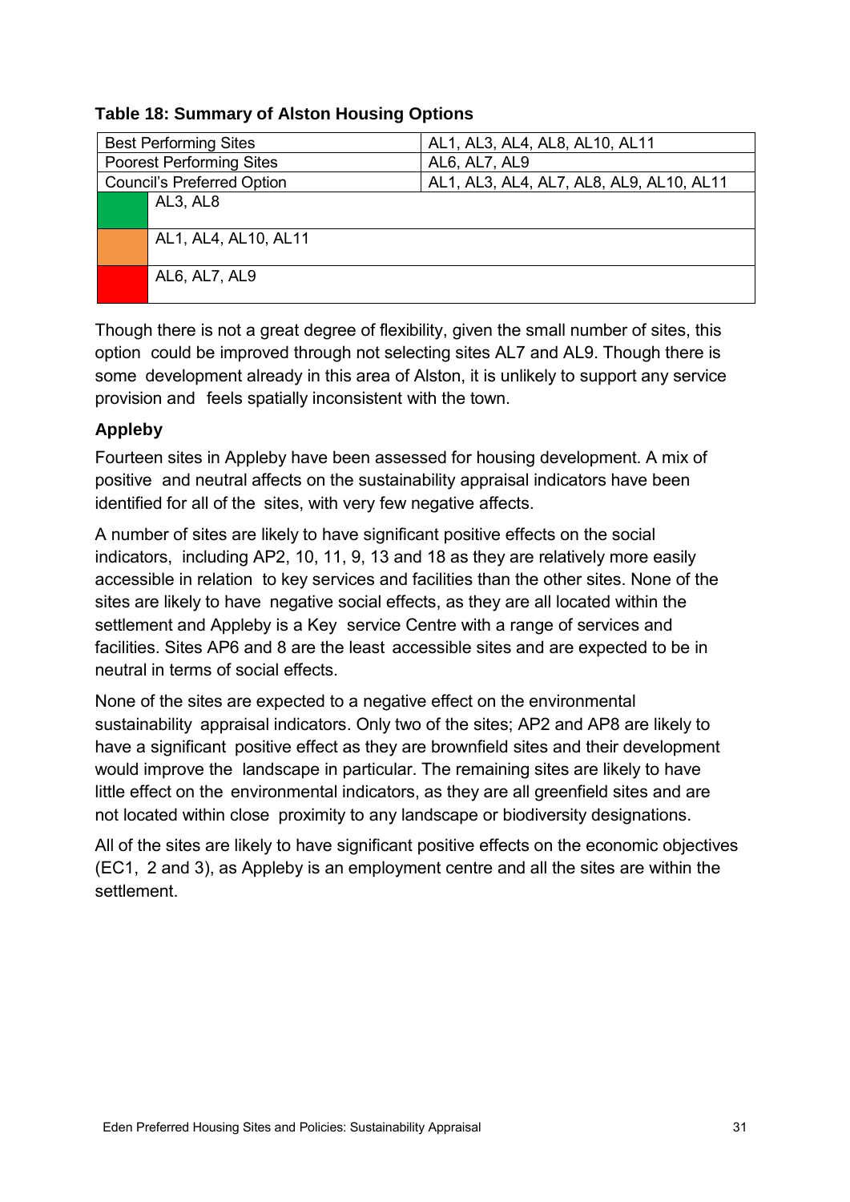**Table 18: Summary of Alston Housing Options**

| Best Performing Sites | AL1, AL3, AL4, AL8, AL10, AL11 |
|---|---|
| Poorest Performing Sites | AL6, AL7, AL9 |
| Council's Preferred Option | AL1, AL3, AL4, AL7, AL8, AL9, AL10, AL11 |
| (green) | AL3, AL8 |
| (orange) | AL1, AL4, AL10, AL11 |
| (red) | AL6, AL7, AL9 |

Though there is not a great degree of flexibility, given the small number of sites, this option could be improved through not selecting sites AL7 and AL9. Though there is some development already in this area of Alston, it is unlikely to support any service provision and feels spatially inconsistent with the town.

### Appleby

Fourteen sites in Appleby have been assessed for housing development. A mix of positive and neutral affects on the sustainability appraisal indicators have been identified for all of the sites, with very few negative affects.

A number of sites are likely to have significant positive effects on the social indicators, including AP2, 10, 11, 9, 13 and 18 as they are relatively more easily accessible in relation to key services and facilities than the other sites. None of the sites are likely to have negative social effects, as they are all located within the settlement and Appleby is a Key service Centre with a range of services and facilities. Sites AP6 and 8 are the least accessible sites and are expected to be in neutral in terms of social effects.

None of the sites are expected to a negative effect on the environmental sustainability appraisal indicators. Only two of the sites; AP2 and AP8 are likely to have a significant positive effect as they are brownfield sites and their development would improve the landscape in particular. The remaining sites are likely to have little effect on the environmental indicators, as they are all greenfield sites and are not located within close proximity to any landscape or biodiversity designations.

All of the sites are likely to have significant positive effects on the economic objectives (EC1, 2 and 3), as Appleby is an employment centre and all the sites are within the settlement.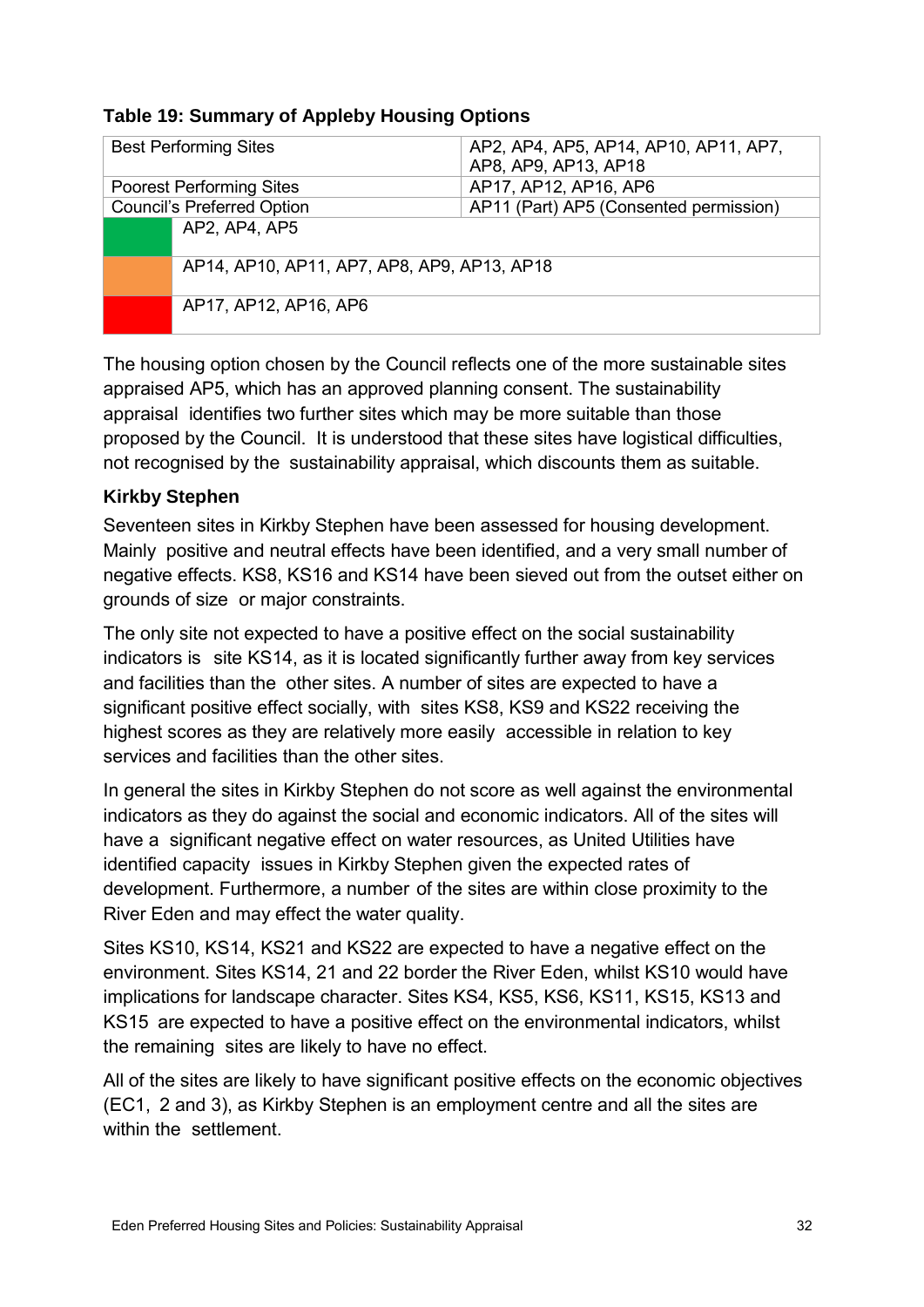**Table 19: Summary of Appleby Housing Options**

| Best Performing Sites | AP2, AP4, AP5, AP14, AP10, AP11, AP7, AP8, AP9, AP13, AP18 |
|---|---|
| Poorest Performing Sites | AP17, AP12, AP16, AP6 |
| Council's Preferred Option | AP11 (Part) AP5 (Consented permission) |

| | |
|---|---|
| (green) | AP2, AP4, AP5 |
| (orange) | AP14, AP10, AP11, AP7, AP8, AP9, AP13, AP18 |
| (red) | AP17, AP12, AP16, AP6 |

The housing option chosen by the Council reflects one of the more sustainable sites appraised AP5, which has an approved planning consent. The sustainability appraisal identifies two further sites which may be more suitable than those proposed by the Council. It is understood that these sites have logistical difficulties, not recognised by the sustainability appraisal, which discounts them as suitable.

**Kirkby Stephen**

Seventeen sites in Kirkby Stephen have been assessed for housing development. Mainly positive and neutral effects have been identified, and a very small number of negative effects. KS8, KS16 and KS14 have been sieved out from the outset either on grounds of size or major constraints.

The only site not expected to have a positive effect on the social sustainability indicators is site KS14, as it is located significantly further away from key services and facilities than the other sites. A number of sites are expected to have a significant positive effect socially, with sites KS8, KS9 and KS22 receiving the highest scores as they are relatively more easily accessible in relation to key services and facilities than the other sites.

In general the sites in Kirkby Stephen do not score as well against the environmental indicators as they do against the social and economic indicators. All of the sites will have a significant negative effect on water resources, as United Utilities have identified capacity issues in Kirkby Stephen given the expected rates of development. Furthermore, a number of the sites are within close proximity to the River Eden and may effect the water quality.

Sites KS10, KS14, KS21 and KS22 are expected to have a negative effect on the environment. Sites KS14, 21 and 22 border the River Eden, whilst KS10 would have implications for landscape character. Sites KS4, KS5, KS6, KS11, KS15, KS13 and KS15 are expected to have a positive effect on the environmental indicators, whilst the remaining sites are likely to have no effect.

All of the sites are likely to have significant positive effects on the economic objectives (EC1, 2 and 3), as Kirkby Stephen is an employment centre and all the sites are within the settlement.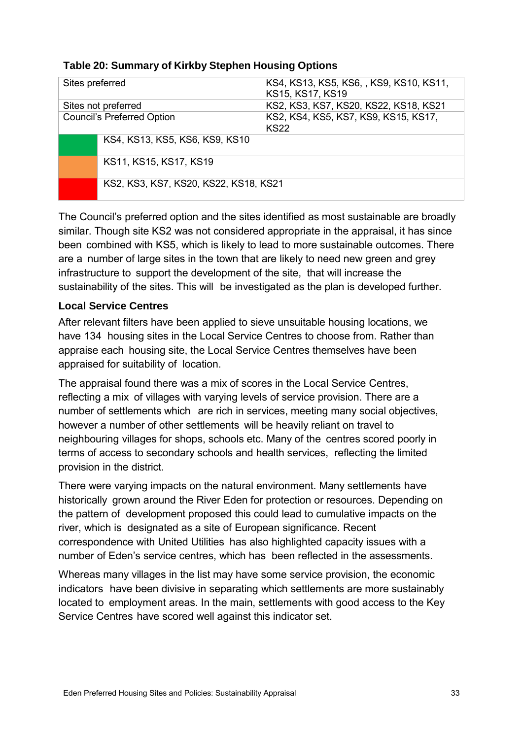**Table 20: Summary of Kirkby Stephen Housing Options**

| | |
|---|---|
| Sites preferred | KS4, KS13, KS5, KS6, , KS9, KS10, KS11, KS15, KS17, KS19 |
| Sites not preferred | KS2, KS3, KS7, KS20, KS22, KS18, KS21 |
| Council's Preferred Option | KS2, KS4, KS5, KS7, KS9, KS15, KS17, KS22 |
| (Green) | KS4, KS13, KS5, KS6, KS9, KS10 |
| (Amber) | KS11, KS15, KS17, KS19 |
| (Red) | KS2, KS3, KS7, KS20, KS22, KS18, KS21 |

The Council's preferred option and the sites identified as most sustainable are broadly similar. Though site KS2 was not considered appropriate in the appraisal, it has since been combined with KS5, which is likely to lead to more sustainable outcomes. There are a number of large sites in the town that are likely to need new green and grey infrastructure to support the development of the site, that will increase the sustainability of the sites. This will be investigated as the plan is developed further.

### Local Service Centres

After relevant filters have been applied to sieve unsuitable housing locations, we have 134 housing sites in the Local Service Centres to choose from. Rather than appraise each housing site, the Local Service Centres themselves have been appraised for suitability of location.

The appraisal found there was a mix of scores in the Local Service Centres, reflecting a mix of villages with varying levels of service provision. There are a number of settlements which are rich in services, meeting many social objectives, however a number of other settlements will be heavily reliant on travel to neighbouring villages for shops, schools etc. Many of the centres scored poorly in terms of access to secondary schools and health services, reflecting the limited provision in the district.

There were varying impacts on the natural environment. Many settlements have historically grown around the River Eden for protection or resources. Depending on the pattern of development proposed this could lead to cumulative impacts on the river, which is designated as a site of European significance. Recent correspondence with United Utilities has also highlighted capacity issues with a number of Eden's service centres, which has been reflected in the assessments.

Whereas many villages in the list may have some service provision, the economic indicators have been divisive in separating which settlements are more sustainably located to employment areas. In the main, settlements with good access to the Key Service Centres have scored well against this indicator set.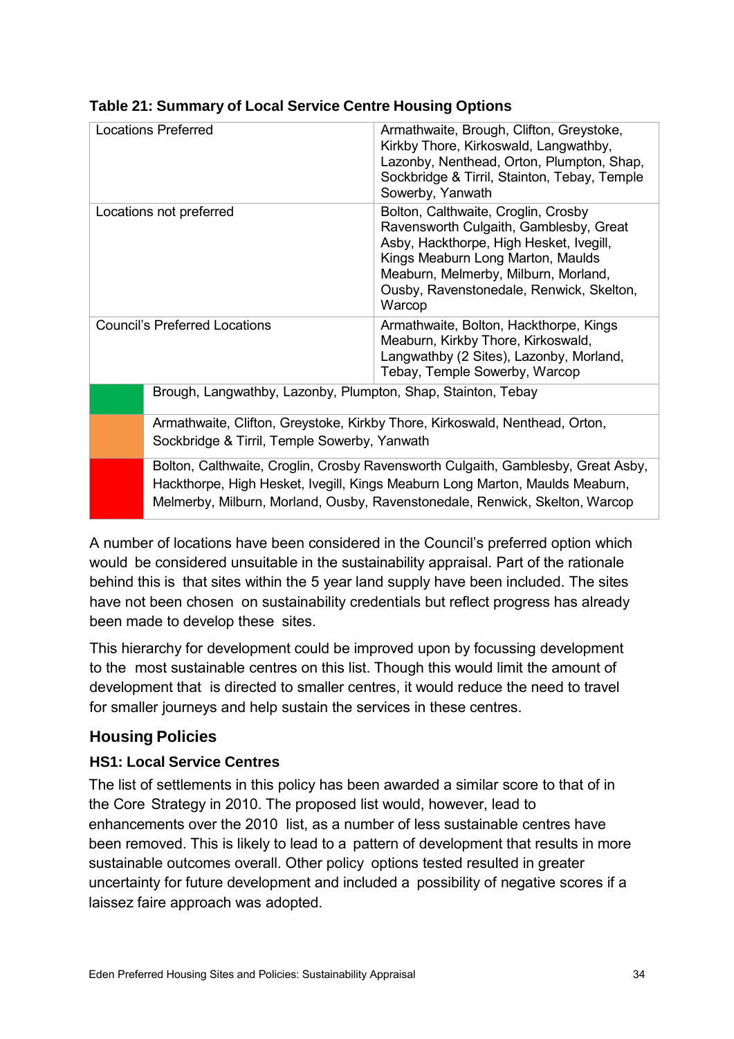**Table 21: Summary of Local Service Centre Housing Options**

| | |
|---|---|
| Locations Preferred | Armathwaite, Brough, Clifton, Greystoke, Kirkby Thore, Kirkoswald, Langwathby, Lazonby, Nenthead, Orton, Plumpton, Shap, Sockbridge & Tirril, Stainton, Tebay, Temple Sowerby, Yanwath |
| Locations not preferred | Bolton, Calthwaite, Croglin, Crosby Ravensworth Culgaith, Gamblesby, Great Asby, Hackthorpe, High Hesket, Ivegill, Kings Meaburn Long Marton, Maulds Meaburn, Melmerby, Milburn, Morland, Ousby, Ravenstonedale, Renwick, Skelton, Warcop |
| Council's Preferred Locations | Armathwaite, Bolton, Hackthorpe, Kings Meaburn, Kirkby Thore, Kirkoswald, Langwathby (2 Sites), Lazonby, Morland, Tebay, Temple Sowerby, Warcop |
| (green) | Brough, Langwathby, Lazonby, Plumpton, Shap, Stainton, Tebay |
| (amber) | Armathwaite, Clifton, Greystoke, Kirkby Thore, Kirkoswald, Nenthead, Orton, Sockbridge & Tirril, Temple Sowerby, Yanwath |
| (red) | Bolton, Calthwaite, Croglin, Crosby Ravensworth Culgaith, Gamblesby, Great Asby, Hackthorpe, High Hesket, Ivegill, Kings Meaburn Long Marton, Maulds Meaburn, Melmerby, Milburn, Morland, Ousby, Ravenstonedale, Renwick, Skelton, Warcop |

A number of locations have been considered in the Council's preferred option which would be considered unsuitable in the sustainability appraisal. Part of the rationale behind this is that sites within the 5 year land supply have been included. The sites have not been chosen on sustainability credentials but reflect progress has already been made to develop these sites.

This hierarchy for development could be improved upon by focussing development to the most sustainable centres on this list. Though this would limit the amount of development that is directed to smaller centres, it would reduce the need to travel for smaller journeys and help sustain the services in these centres.

## Housing Policies

### HS1: Local Service Centres

The list of settlements in this policy has been awarded a similar score to that of in the Core Strategy in 2010. The proposed list would, however, lead to enhancements over the 2010 list, as a number of less sustainable centres have been removed. This is likely to lead to a pattern of development that results in more sustainable outcomes overall. Other policy options tested resulted in greater uncertainty for future development and included a possibility of negative scores if a laissez faire approach was adopted.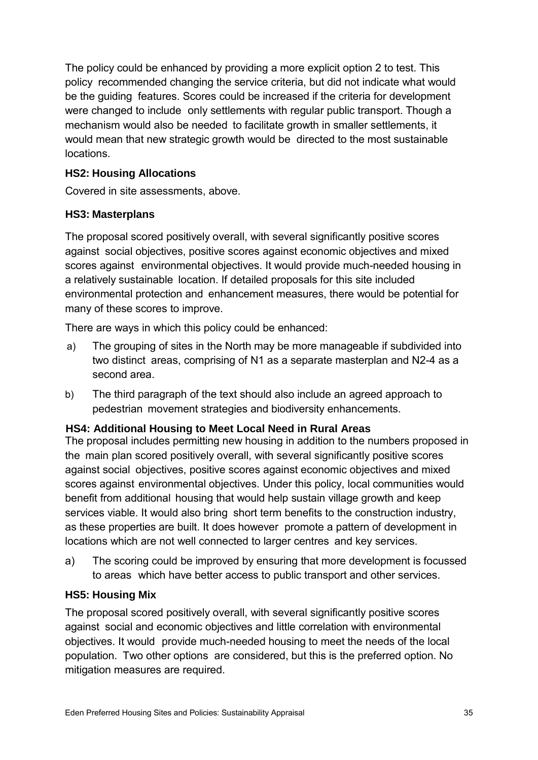The policy could be enhanced by providing a more explicit option 2 to test. This policy recommended changing the service criteria, but did not indicate what would be the guiding features. Scores could be increased if the criteria for development were changed to include only settlements with regular public transport. Though a mechanism would also be needed to facilitate growth in smaller settlements, it would mean that new strategic growth would be directed to the most sustainable locations.

### HS2: Housing Allocations

Covered in site assessments, above.

### HS3: Masterplans

The proposal scored positively overall, with several significantly positive scores against social objectives, positive scores against economic objectives and mixed scores against environmental objectives. It would provide much-needed housing in a relatively sustainable location. If detailed proposals for this site included environmental protection and enhancement measures, there would be potential for many of these scores to improve.

There are ways in which this policy could be enhanced:

a) The grouping of sites in the North may be more manageable if subdivided into two distinct areas, comprising of N1 as a separate masterplan and N2-4 as a second area.

b) The third paragraph of the text should also include an agreed approach to pedestrian movement strategies and biodiversity enhancements.

### HS4: Additional Housing to Meet Local Need in Rural Areas

The proposal includes permitting new housing in addition to the numbers proposed in the main plan scored positively overall, with several significantly positive scores against social objectives, positive scores against economic objectives and mixed scores against environmental objectives. Under this policy, local communities would benefit from additional housing that would help sustain village growth and keep services viable. It would also bring short term benefits to the construction industry, as these properties are built. It does however promote a pattern of development in locations which are not well connected to larger centres and key services.

a) The scoring could be improved by ensuring that more development is focussed to areas which have better access to public transport and other services.

### HS5: Housing Mix

The proposal scored positively overall, with several significantly positive scores against social and economic objectives and little correlation with environmental objectives. It would provide much-needed housing to meet the needs of the local population. Two other options are considered, but this is the preferred option. No mitigation measures are required.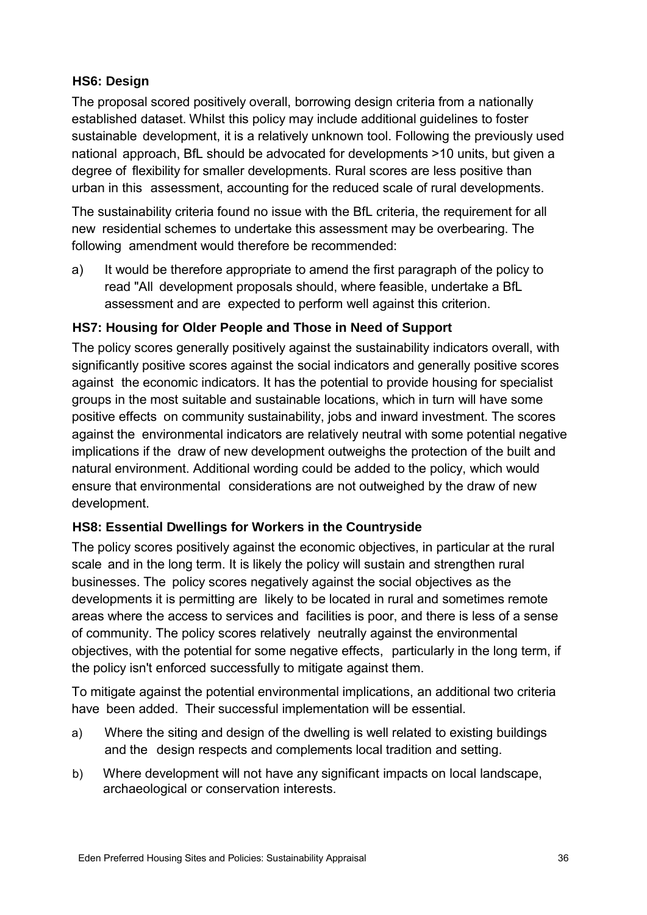### HS6: Design

The proposal scored positively overall, borrowing design criteria from a nationally established dataset. Whilst this policy may include additional guidelines to foster sustainable development, it is a relatively unknown tool. Following the previously used national approach, BfL should be advocated for developments >10 units, but given a degree of flexibility for smaller developments. Rural scores are less positive than urban in this assessment, accounting for the reduced scale of rural developments.

The sustainability criteria found no issue with the BfL criteria, the requirement for all new residential schemes to undertake this assessment may be overbearing. The following amendment would therefore be recommended:

a) It would be therefore appropriate to amend the first paragraph of the policy to read "All development proposals should, where feasible, undertake a BfL assessment and are expected to perform well against this criterion.

### HS7: Housing for Older People and Those in Need of Support

The policy scores generally positively against the sustainability indicators overall, with significantly positive scores against the social indicators and generally positive scores against the economic indicators. It has the potential to provide housing for specialist groups in the most suitable and sustainable locations, which in turn will have some positive effects on community sustainability, jobs and inward investment. The scores against the environmental indicators are relatively neutral with some potential negative implications if the draw of new development outweighs the protection of the built and natural environment. Additional wording could be added to the policy, which would ensure that environmental considerations are not outweighed by the draw of new development.

### HS8: Essential Dwellings for Workers in the Countryside

The policy scores positively against the economic objectives, in particular at the rural scale and in the long term. It is likely the policy will sustain and strengthen rural businesses. The policy scores negatively against the social objectives as the developments it is permitting are likely to be located in rural and sometimes remote areas where the access to services and facilities is poor, and there is less of a sense of community. The policy scores relatively neutrally against the environmental objectives, with the potential for some negative effects, particularly in the long term, if the policy isn't enforced successfully to mitigate against them.

To mitigate against the potential environmental implications, an additional two criteria have been added. Their successful implementation will be essential.

a) Where the siting and design of the dwelling is well related to existing buildings and the design respects and complements local tradition and setting.

b) Where development will not have any significant impacts on local landscape, archaeological or conservation interests.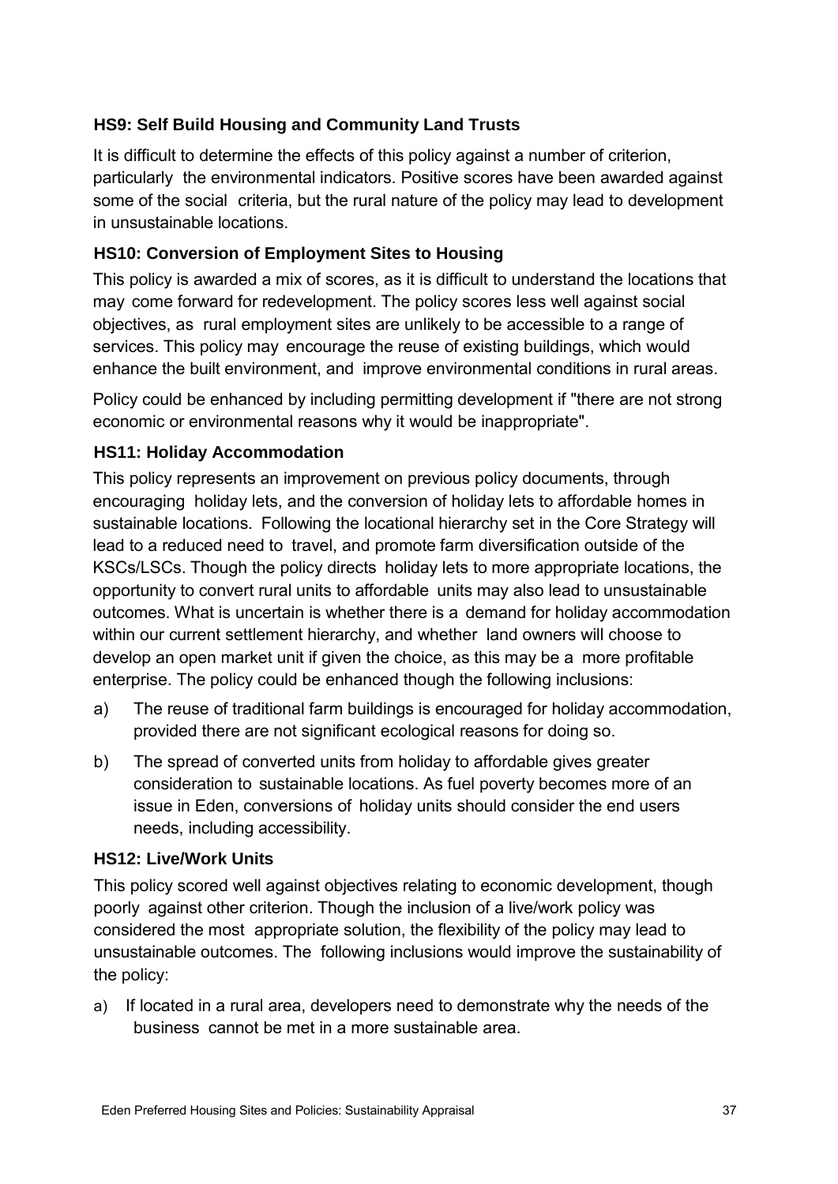### HS9: Self Build Housing and Community Land Trusts

It is difficult to determine the effects of this policy against a number of criterion, particularly the environmental indicators. Positive scores have been awarded against some of the social criteria, but the rural nature of the policy may lead to development in unsustainable locations.

### HS10: Conversion of Employment Sites to Housing

This policy is awarded a mix of scores, as it is difficult to understand the locations that may come forward for redevelopment. The policy scores less well against social objectives, as rural employment sites are unlikely to be accessible to a range of services. This policy may encourage the reuse of existing buildings, which would enhance the built environment, and improve environmental conditions in rural areas.

Policy could be enhanced by including permitting development if "there are not strong economic or environmental reasons why it would be inappropriate".

### HS11: Holiday Accommodation

This policy represents an improvement on previous policy documents, through encouraging holiday lets, and the conversion of holiday lets to affordable homes in sustainable locations. Following the locational hierarchy set in the Core Strategy will lead to a reduced need to travel, and promote farm diversification outside of the KSCs/LSCs. Though the policy directs holiday lets to more appropriate locations, the opportunity to convert rural units to affordable units may also lead to unsustainable outcomes. What is uncertain is whether there is a demand for holiday accommodation within our current settlement hierarchy, and whether land owners will choose to develop an open market unit if given the choice, as this may be a more profitable enterprise. The policy could be enhanced though the following inclusions:

a) The reuse of traditional farm buildings is encouraged for holiday accommodation, provided there are not significant ecological reasons for doing so.

b) The spread of converted units from holiday to affordable gives greater consideration to sustainable locations. As fuel poverty becomes more of an issue in Eden, conversions of holiday units should consider the end users needs, including accessibility.

### HS12: Live/Work Units

This policy scored well against objectives relating to economic development, though poorly against other criterion. Though the inclusion of a live/work policy was considered the most appropriate solution, the flexibility of the policy may lead to unsustainable outcomes. The following inclusions would improve the sustainability of the policy:

a) If located in a rural area, developers need to demonstrate why the needs of the business cannot be met in a more sustainable area.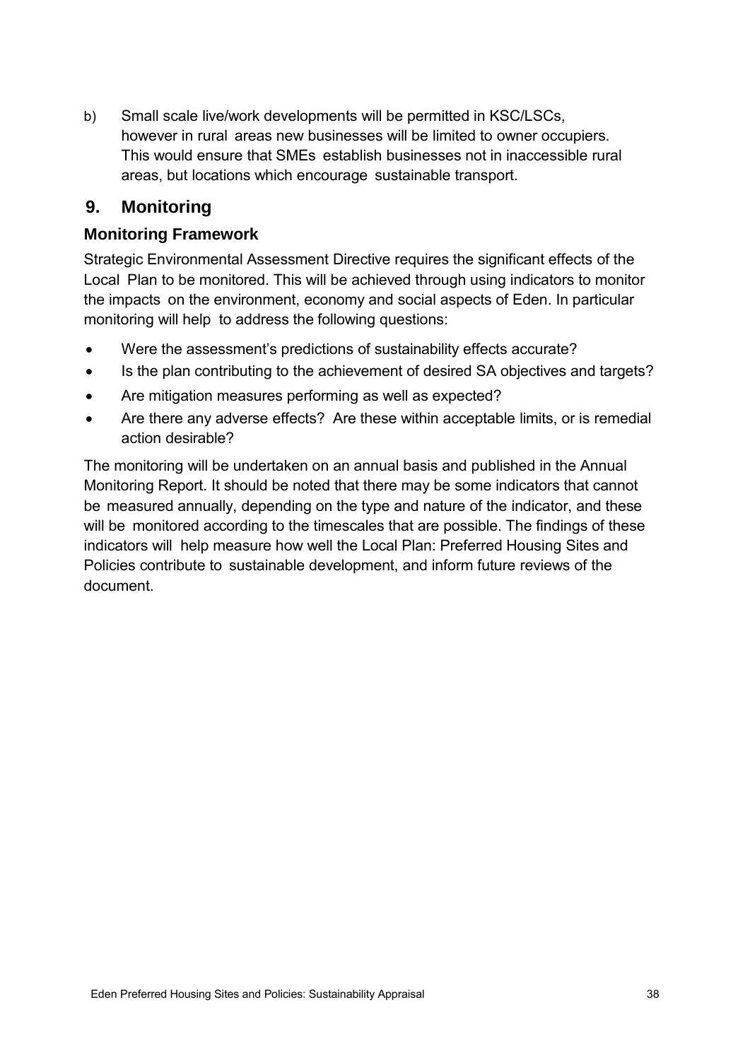b) Small scale live/work developments will be permitted in KSC/LSCs, however in rural areas new businesses will be limited to owner occupiers. This would ensure that SMEs establish businesses not in inaccessible rural areas, but locations which encourage sustainable transport.

## 9. Monitoring

### Monitoring Framework

Strategic Environmental Assessment Directive requires the significant effects of the Local Plan to be monitored. This will be achieved through using indicators to monitor the impacts on the environment, economy and social aspects of Eden. In particular monitoring will help to address the following questions:

- Were the assessment's predictions of sustainability effects accurate?
- Is the plan contributing to the achievement of desired SA objectives and targets?
- Are mitigation measures performing as well as expected?
- Are there any adverse effects? Are these within acceptable limits, or is remedial action desirable?

The monitoring will be undertaken on an annual basis and published in the Annual Monitoring Report. It should be noted that there may be some indicators that cannot be measured annually, depending on the type and nature of the indicator, and these will be monitored according to the timescales that are possible. The findings of these indicators will help measure how well the Local Plan: Preferred Housing Sites and Policies contribute to sustainable development, and inform future reviews of the document.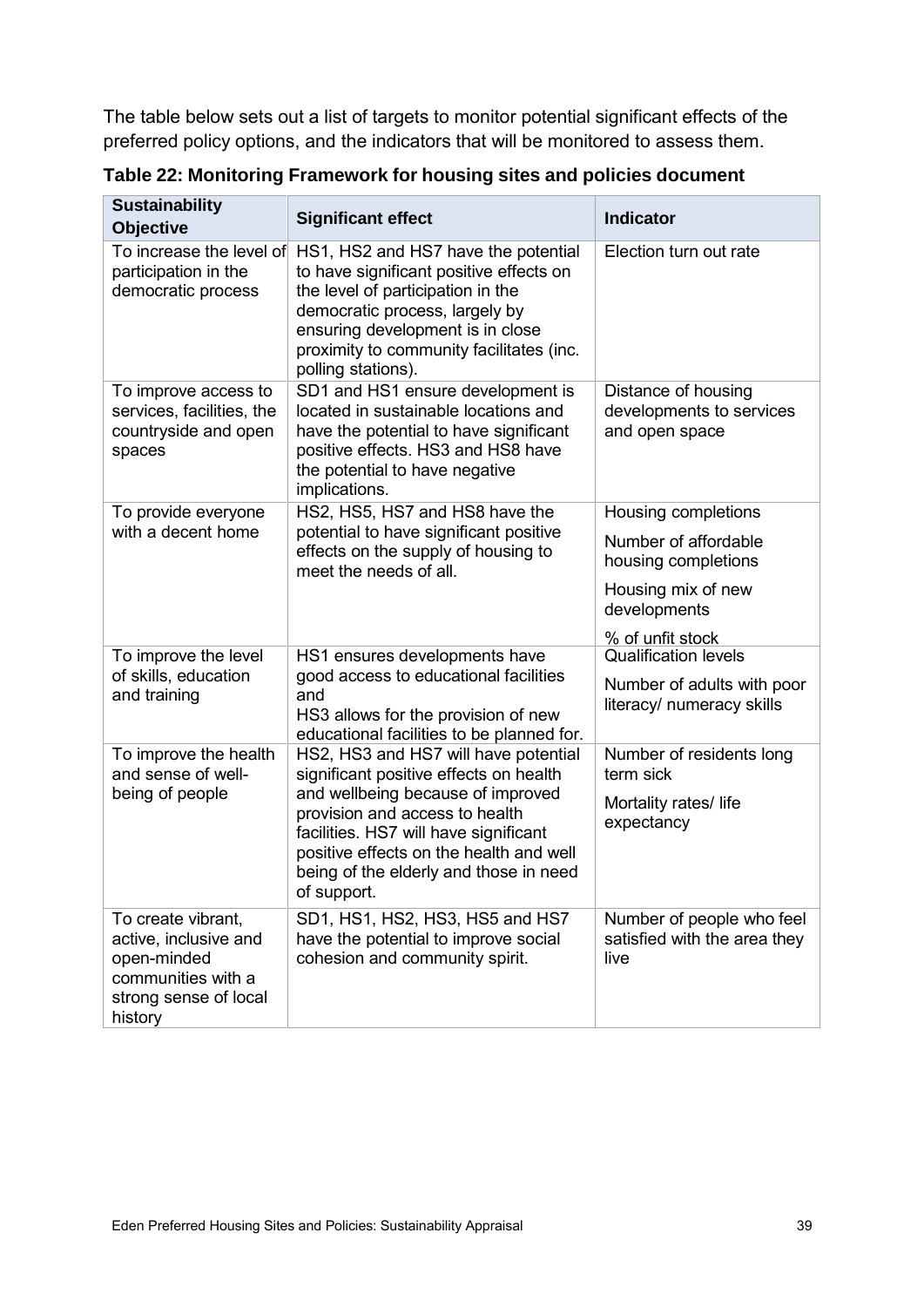The table below sets out a list of targets to monitor potential significant effects of the preferred policy options, and the indicators that will be monitored to assess them.

**Table 22: Monitoring Framework for housing sites and policies document**

| Sustainability Objective | Significant effect | Indicator |
|---|---|---|
| To increase the level of participation in the democratic process | HS1, HS2 and HS7 have the potential to have significant positive effects on the level of participation in the democratic process, largely by ensuring development is in close proximity to community facilitates (inc. polling stations). | Election turn out rate |
| To improve access to services, facilities, the countryside and open spaces | SD1 and HS1 ensure development is located in sustainable locations and have the potential to have significant positive effects. HS3 and HS8 have the potential to have negative implications. | Distance of housing developments to services and open space |
| To provide everyone with a decent home | HS2, HS5, HS7 and HS8 have the potential to have significant positive effects on the supply of housing to meet the needs of all. | Housing completions<br>Number of affordable housing completions<br>Housing mix of new developments<br>% of unfit stock |
| To improve the level of skills, education and training | HS1 ensures developments have good access to educational facilities and<br>HS3 allows for the provision of new educational facilities to be planned for. | Qualification levels<br>Number of adults with poor literacy/ numeracy skills |
| To improve the health and sense of well-being of people | HS2, HS3 and HS7 will have potential significant positive effects on health and wellbeing because of improved provision and access to health facilities. HS7 will have significant positive effects on the health and well being of the elderly and those in need of support. | Number of residents long term sick<br>Mortality rates/ life expectancy |
| To create vibrant, active, inclusive and open-minded communities with a strong sense of local history | SD1, HS1, HS2, HS3, HS5 and HS7 have the potential to improve social cohesion and community spirit. | Number of people who feel satisfied with the area they live |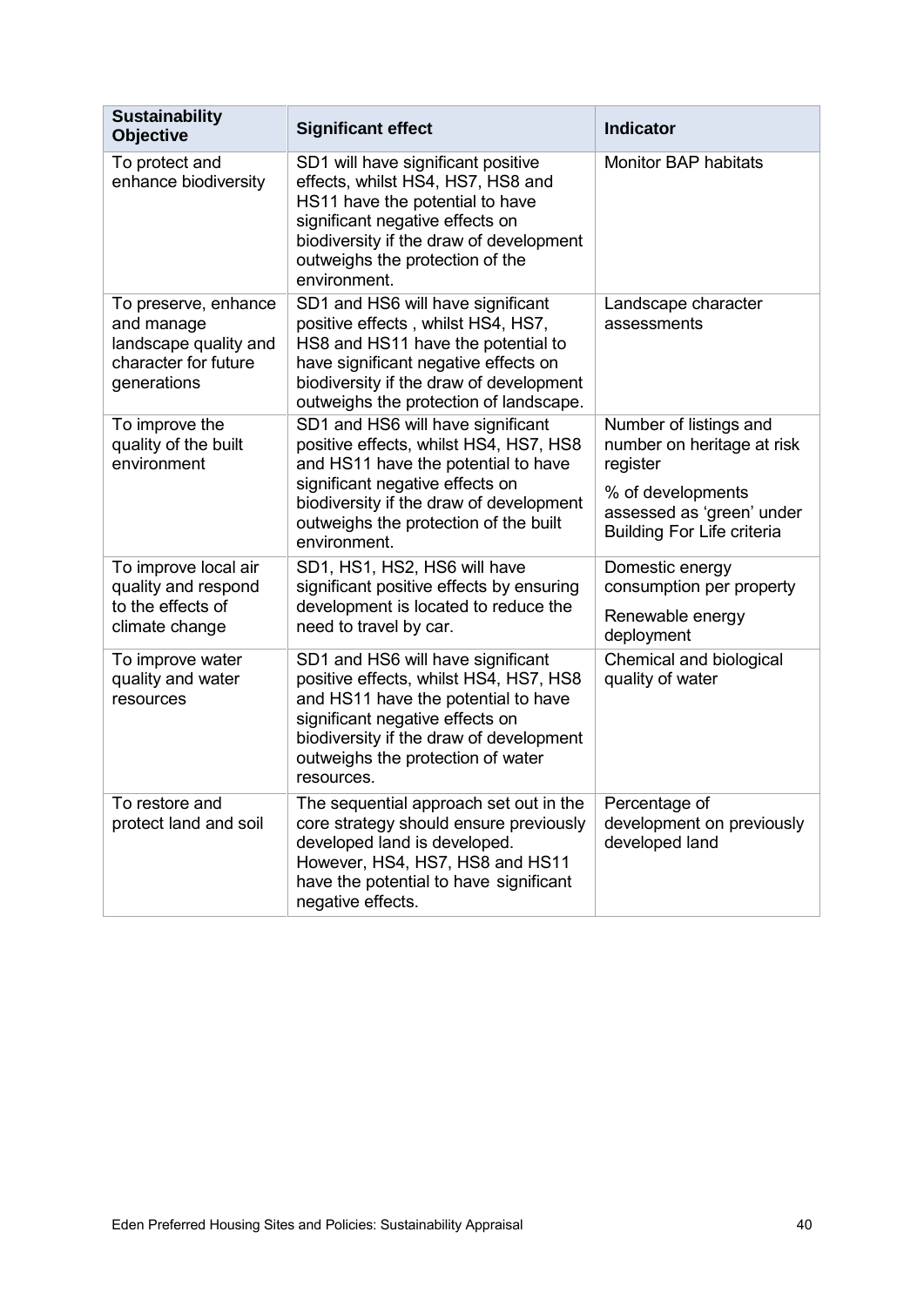| Sustainability Objective | Significant effect | Indicator |
|---|---|---|
| To protect and enhance biodiversity | SD1 will have significant positive effects, whilst HS4, HS7, HS8 and HS11 have the potential to have significant negative effects on biodiversity if the draw of development outweighs the protection of the environment. | Monitor BAP habitats |
| To preserve, enhance and manage landscape quality and character for future generations | SD1 and HS6 will have significant positive effects , whilst HS4, HS7, HS8 and HS11 have the potential to have significant negative effects on biodiversity if the draw of development outweighs the protection of landscape. | Landscape character assessments |
| To improve the quality of the built environment | SD1 and HS6 will have significant positive effects, whilst HS4, HS7, HS8 and HS11 have the potential to have significant negative effects on biodiversity if the draw of development outweighs the protection of the built environment. | Number of listings and number on heritage at risk register<br><br>% of developments assessed as 'green' under Building For Life criteria |
| To improve local air quality and respond to the effects of climate change | SD1, HS1, HS2, HS6 will have significant positive effects by ensuring development is located to reduce the need to travel by car. | Domestic energy consumption per property<br><br>Renewable energy deployment |
| To improve water quality and water resources | SD1 and HS6 will have significant positive effects, whilst HS4, HS7, HS8 and HS11 have the potential to have significant negative effects on biodiversity if the draw of development outweighs the protection of water resources. | Chemical and biological quality of water |
| To restore and protect land and soil | The sequential approach set out in the core strategy should ensure previously developed land is developed. However, HS4, HS7, HS8 and HS11 have the potential to have significant negative effects. | Percentage of development on previously developed land |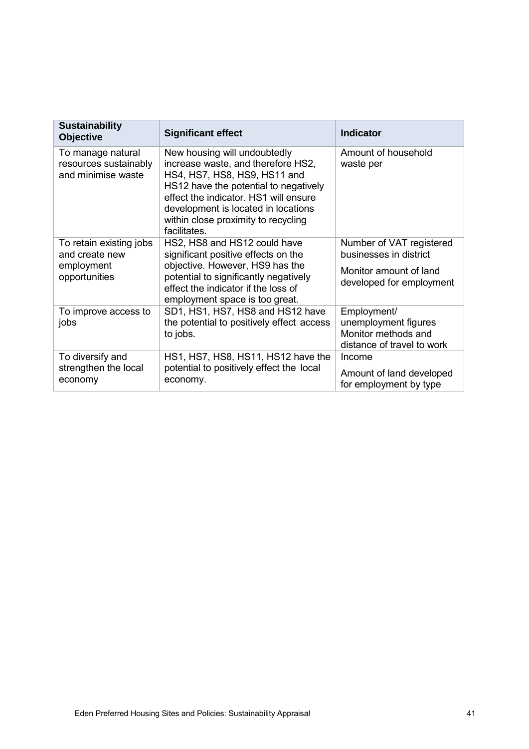| Sustainability Objective | Significant effect | Indicator |
|---|---|---|
| To manage natural resources sustainably and minimise waste | New housing will undoubtedly increase waste, and therefore HS2, HS4, HS7, HS8, HS9, HS11 and HS12 have the potential to negatively effect the indicator. HS1 will ensure development is located in locations within close proximity to recycling facilitates. | Amount of household waste per |
| To retain existing jobs and create new employment opportunities | HS2, HS8 and HS12 could have significant positive effects on the objective. However, HS9 has the potential to significantly negatively effect the indicator if the loss of employment space is too great. | Number of VAT registered businesses in district<br><br>Monitor amount of land developed for employment |
| To improve access to jobs | SD1, HS1, HS7, HS8 and HS12 have the potential to positively effect access to jobs. | Employment/ unemployment figures<br>Monitor methods and distance of travel to work |
| To diversify and strengthen the local economy | HS1, HS7, HS8, HS11, HS12 have the potential to positively effect the local economy. | Income<br><br>Amount of land developed for employment by type |